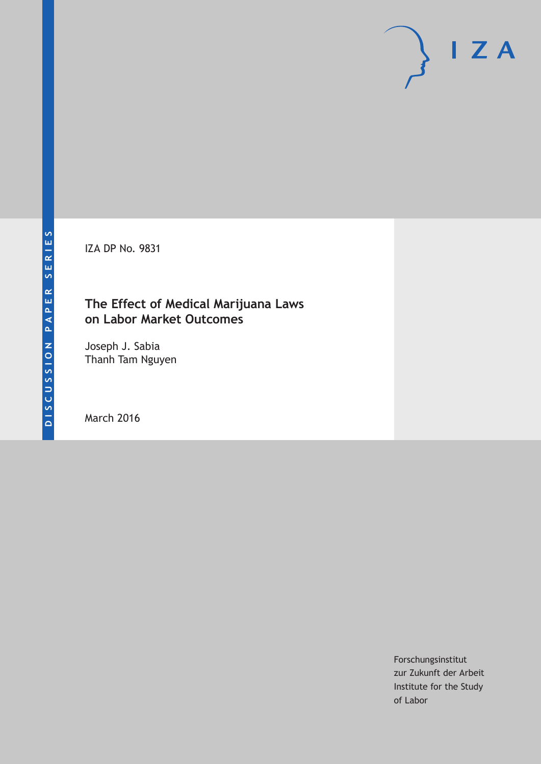DISCUSSION PAPER SERIES

IZA DP No. 9831

# The Effect of Medical Marijuana Laws on Labor Market Outcomes

Joseph J. Sabia
Thanh Tam Nguyen

March 2016

Forschungsinstitut
zur Zukunft der Arbeit
Institute for the Study
of Labor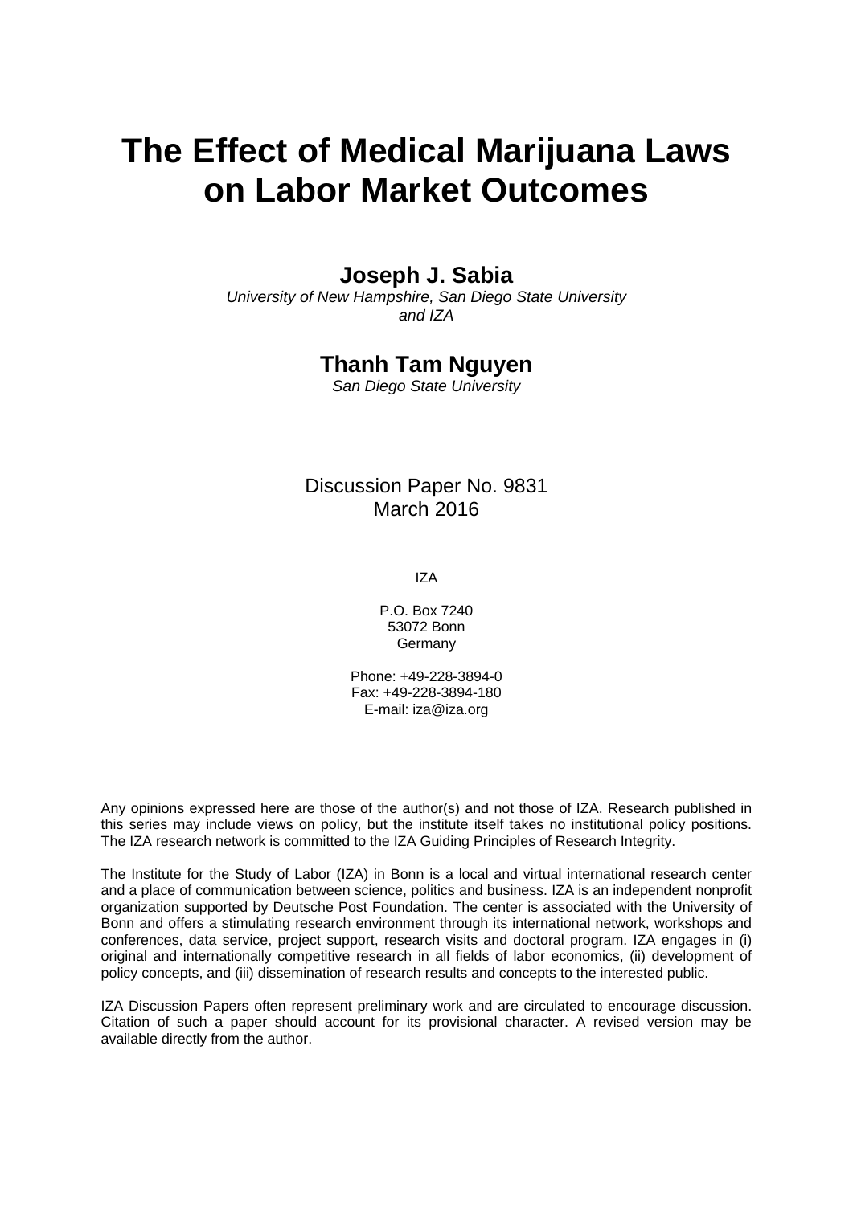# The Effect of Medical Marijuana Laws on Labor Market Outcomes

**Joseph J. Sabia**

*University of New Hampshire, San Diego State University and IZA*

**Thanh Tam Nguyen**

*San Diego State University*

Discussion Paper No. 9831
March 2016

IZA

P.O. Box 7240
53072 Bonn
Germany

Phone: +49-228-3894-0
Fax: +49-228-3894-180
E-mail: iza@iza.org

Any opinions expressed here are those of the author(s) and not those of IZA. Research published in this series may include views on policy, but the institute itself takes no institutional policy positions. The IZA research network is committed to the IZA Guiding Principles of Research Integrity.

The Institute for the Study of Labor (IZA) in Bonn is a local and virtual international research center and a place of communication between science, politics and business. IZA is an independent nonprofit organization supported by Deutsche Post Foundation. The center is associated with the University of Bonn and offers a stimulating research environment through its international network, workshops and conferences, data service, project support, research visits and doctoral program. IZA engages in (i) original and internationally competitive research in all fields of labor economics, (ii) development of policy concepts, and (iii) dissemination of research results and concepts to the interested public.

IZA Discussion Papers often represent preliminary work and are circulated to encourage discussion. Citation of such a paper should account for its provisional character. A revised version may be available directly from the author.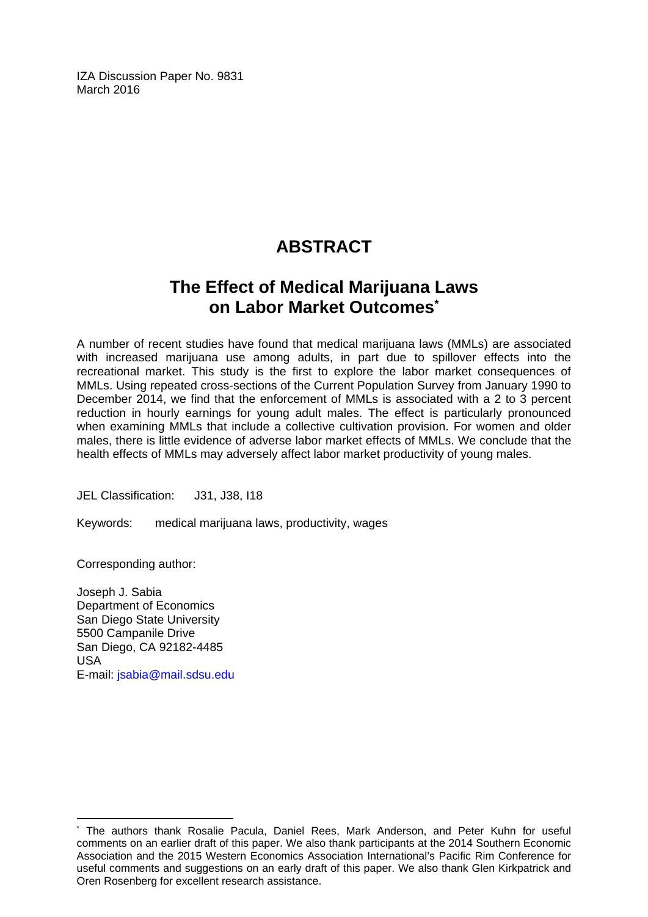IZA Discussion Paper No. 9831
March 2016

# ABSTRACT

## The Effect of Medical Marijuana Laws on Labor Market Outcomes*

A number of recent studies have found that medical marijuana laws (MMLs) are associated with increased marijuana use among adults, in part due to spillover effects into the recreational market. This study is the first to explore the labor market consequences of MMLs. Using repeated cross-sections of the Current Population Survey from January 1990 to December 2014, we find that the enforcement of MMLs is associated with a 2 to 3 percent reduction in hourly earnings for young adult males. The effect is particularly pronounced when examining MMLs that include a collective cultivation provision. For women and older males, there is little evidence of adverse labor market effects of MMLs. We conclude that the health effects of MMLs may adversely affect labor market productivity of young males.

JEL Classification: J31, J38, I18

Keywords: medical marijuana laws, productivity, wages

Corresponding author:

Joseph J. Sabia
Department of Economics
San Diego State University
5500 Campanile Drive
San Diego, CA 92182-4485
USA
E-mail: jsabia@mail.sdsu.edu

---

* The authors thank Rosalie Pacula, Daniel Rees, Mark Anderson, and Peter Kuhn for useful comments on an earlier draft of this paper. We also thank participants at the 2014 Southern Economic Association and the 2015 Western Economics Association International's Pacific Rim Conference for useful comments and suggestions on an early draft of this paper. We also thank Glen Kirkpatrick and Oren Rosenberg for excellent research assistance.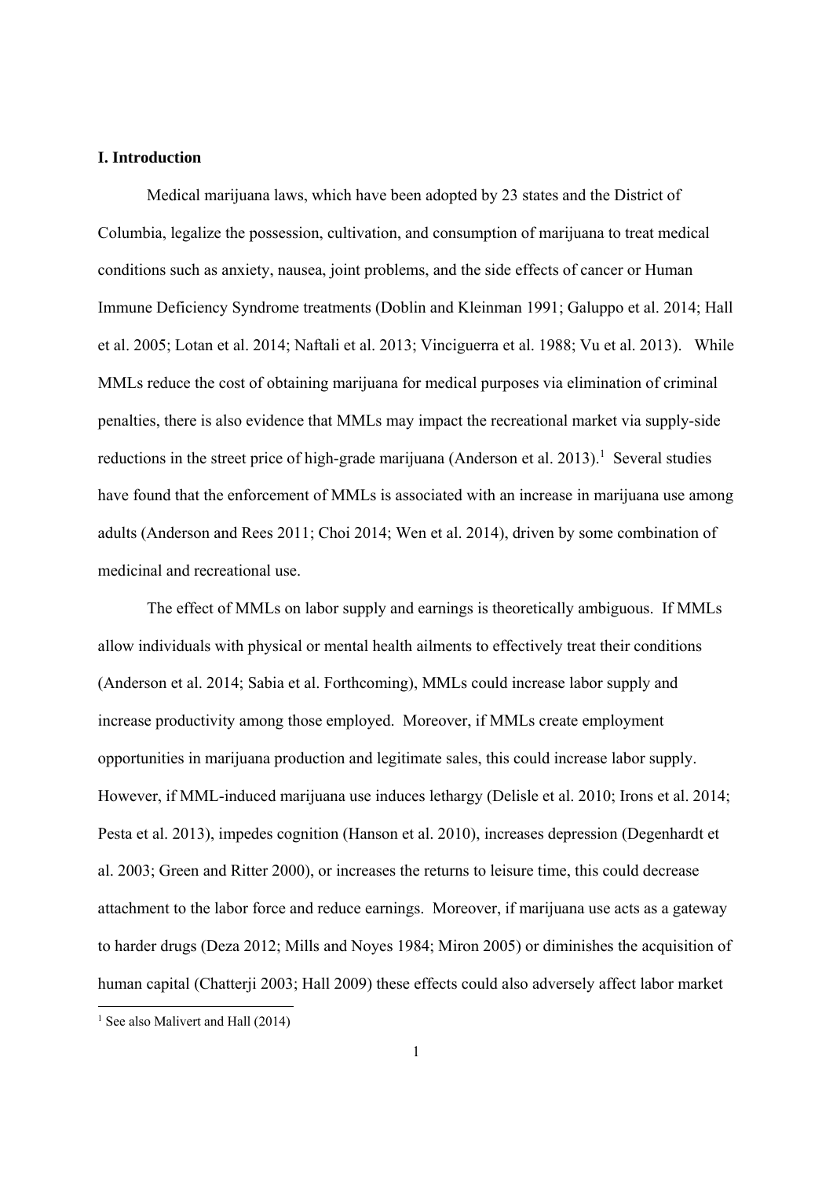## I. Introduction

Medical marijuana laws, which have been adopted by 23 states and the District of Columbia, legalize the possession, cultivation, and consumption of marijuana to treat medical conditions such as anxiety, nausea, joint problems, and the side effects of cancer or Human Immune Deficiency Syndrome treatments (Doblin and Kleinman 1991; Galuppo et al. 2014; Hall et al. 2005; Lotan et al. 2014; Naftali et al. 2013; Vinciguerra et al. 1988; Vu et al. 2013). While MMLs reduce the cost of obtaining marijuana for medical purposes via elimination of criminal penalties, there is also evidence that MMLs may impact the recreational market via supply-side reductions in the street price of high-grade marijuana (Anderson et al. 2013).[1] Several studies have found that the enforcement of MMLs is associated with an increase in marijuana use among adults (Anderson and Rees 2011; Choi 2014; Wen et al. 2014), driven by some combination of medicinal and recreational use.

The effect of MMLs on labor supply and earnings is theoretically ambiguous. If MMLs allow individuals with physical or mental health ailments to effectively treat their conditions (Anderson et al. 2014; Sabia et al. Forthcoming), MMLs could increase labor supply and increase productivity among those employed. Moreover, if MMLs create employment opportunities in marijuana production and legitimate sales, this could increase labor supply. However, if MML-induced marijuana use induces lethargy (Delisle et al. 2010; Irons et al. 2014; Pesta et al. 2013), impedes cognition (Hanson et al. 2010), increases depression (Degenhardt et al. 2003; Green and Ritter 2000), or increases the returns to leisure time, this could decrease attachment to the labor force and reduce earnings. Moreover, if marijuana use acts as a gateway to harder drugs (Deza 2012; Mills and Noyes 1984; Miron 2005) or diminishes the acquisition of human capital (Chatterji 2003; Hall 2009) these effects could also adversely affect labor market

[1] See also Malivert and Hall (2014)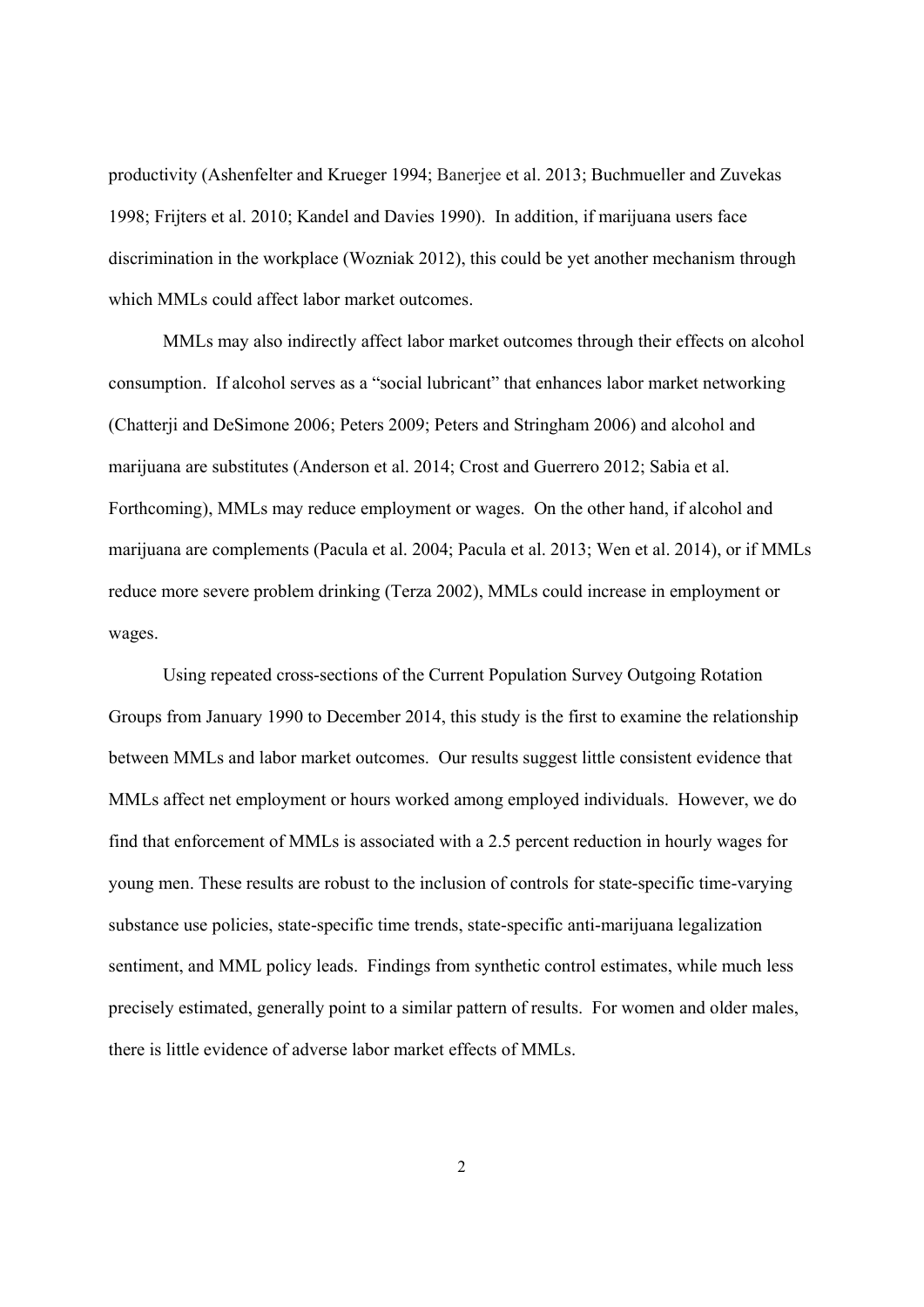productivity (Ashenfelter and Krueger 1994; Banerjee et al. 2013; Buchmueller and Zuvekas 1998; Frijters et al. 2010; Kandel and Davies 1990). In addition, if marijuana users face discrimination in the workplace (Wozniak 2012), this could be yet another mechanism through which MMLs could affect labor market outcomes.

MMLs may also indirectly affect labor market outcomes through their effects on alcohol consumption. If alcohol serves as a "social lubricant" that enhances labor market networking (Chatterji and DeSimone 2006; Peters 2009; Peters and Stringham 2006) and alcohol and marijuana are substitutes (Anderson et al. 2014; Crost and Guerrero 2012; Sabia et al. Forthcoming), MMLs may reduce employment or wages. On the other hand, if alcohol and marijuana are complements (Pacula et al. 2004; Pacula et al. 2013; Wen et al. 2014), or if MMLs reduce more severe problem drinking (Terza 2002), MMLs could increase in employment or wages.

Using repeated cross-sections of the Current Population Survey Outgoing Rotation Groups from January 1990 to December 2014, this study is the first to examine the relationship between MMLs and labor market outcomes. Our results suggest little consistent evidence that MMLs affect net employment or hours worked among employed individuals. However, we do find that enforcement of MMLs is associated with a 2.5 percent reduction in hourly wages for young men. These results are robust to the inclusion of controls for state-specific time-varying substance use policies, state-specific time trends, state-specific anti-marijuana legalization sentiment, and MML policy leads. Findings from synthetic control estimates, while much less precisely estimated, generally point to a similar pattern of results. For women and older males, there is little evidence of adverse labor market effects of MMLs.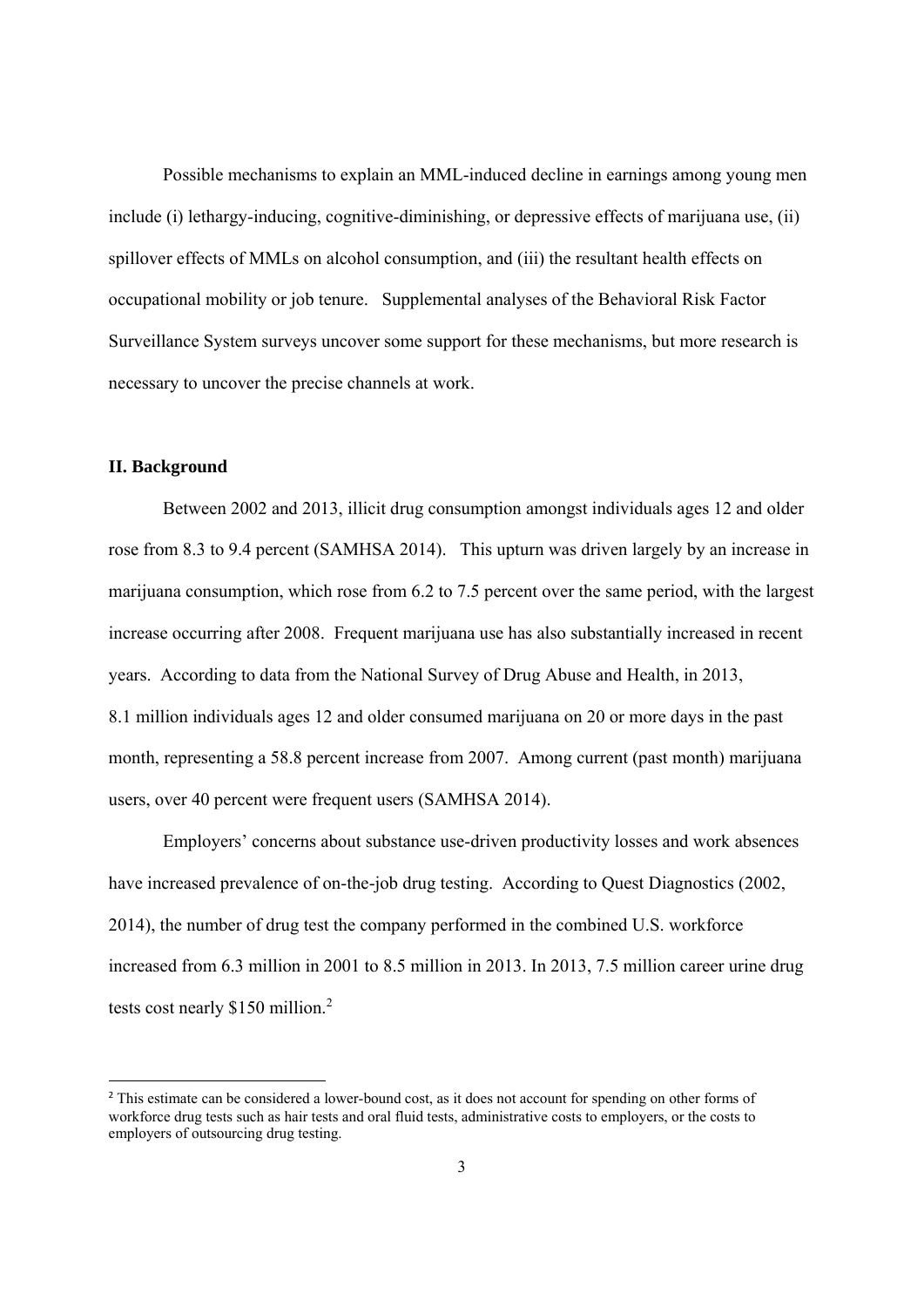Possible mechanisms to explain an MML-induced decline in earnings among young men include (i) lethargy-inducing, cognitive-diminishing, or depressive effects of marijuana use, (ii) spillover effects of MMLs on alcohol consumption, and (iii) the resultant health effects on occupational mobility or job tenure. Supplemental analyses of the Behavioral Risk Factor Surveillance System surveys uncover some support for these mechanisms, but more research is necessary to uncover the precise channels at work.

## II. Background

Between 2002 and 2013, illicit drug consumption amongst individuals ages 12 and older rose from 8.3 to 9.4 percent (SAMHSA 2014). This upturn was driven largely by an increase in marijuana consumption, which rose from 6.2 to 7.5 percent over the same period, with the largest increase occurring after 2008. Frequent marijuana use has also substantially increased in recent years. According to data from the National Survey of Drug Abuse and Health, in 2013, 8.1 million individuals ages 12 and older consumed marijuana on 20 or more days in the past month, representing a 58.8 percent increase from 2007. Among current (past month) marijuana users, over 40 percent were frequent users (SAMHSA 2014).

Employers' concerns about substance use-driven productivity losses and work absences have increased prevalence of on-the-job drug testing. According to Quest Diagnostics (2002, 2014), the number of drug test the company performed in the combined U.S. workforce increased from 6.3 million in 2001 to 8.5 million in 2013. In 2013, 7.5 million career urine drug tests cost nearly $150 million.[2]

[2] This estimate can be considered a lower-bound cost, as it does not account for spending on other forms of workforce drug tests such as hair tests and oral fluid tests, administrative costs to employers, or the costs to employers of outsourcing drug testing.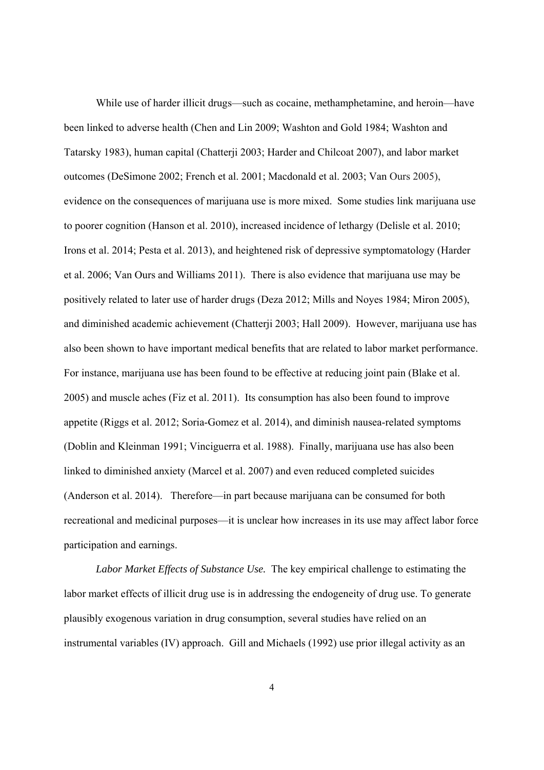While use of harder illicit drugs—such as cocaine, methamphetamine, and heroin—have been linked to adverse health (Chen and Lin 2009; Washton and Gold 1984; Washton and Tatarsky 1983), human capital (Chatterji 2003; Harder and Chilcoat 2007), and labor market outcomes (DeSimone 2002; French et al. 2001; Macdonald et al. 2003; Van Ours 2005), evidence on the consequences of marijuana use is more mixed. Some studies link marijuana use to poorer cognition (Hanson et al. 2010), increased incidence of lethargy (Delisle et al. 2010; Irons et al. 2014; Pesta et al. 2013), and heightened risk of depressive symptomatology (Harder et al. 2006; Van Ours and Williams 2011). There is also evidence that marijuana use may be positively related to later use of harder drugs (Deza 2012; Mills and Noyes 1984; Miron 2005), and diminished academic achievement (Chatterji 2003; Hall 2009). However, marijuana use has also been shown to have important medical benefits that are related to labor market performance. For instance, marijuana use has been found to be effective at reducing joint pain (Blake et al. 2005) and muscle aches (Fiz et al. 2011). Its consumption has also been found to improve appetite (Riggs et al. 2012; Soria-Gomez et al. 2014), and diminish nausea-related symptoms (Doblin and Kleinman 1991; Vinciguerra et al. 1988). Finally, marijuana use has also been linked to diminished anxiety (Marcel et al. 2007) and even reduced completed suicides (Anderson et al. 2014). Therefore—in part because marijuana can be consumed for both recreational and medicinal purposes—it is unclear how increases in its use may affect labor force participation and earnings.

*Labor Market Effects of Substance Use.* The key empirical challenge to estimating the labor market effects of illicit drug use is in addressing the endogeneity of drug use. To generate plausibly exogenous variation in drug consumption, several studies have relied on an instrumental variables (IV) approach. Gill and Michaels (1992) use prior illegal activity as an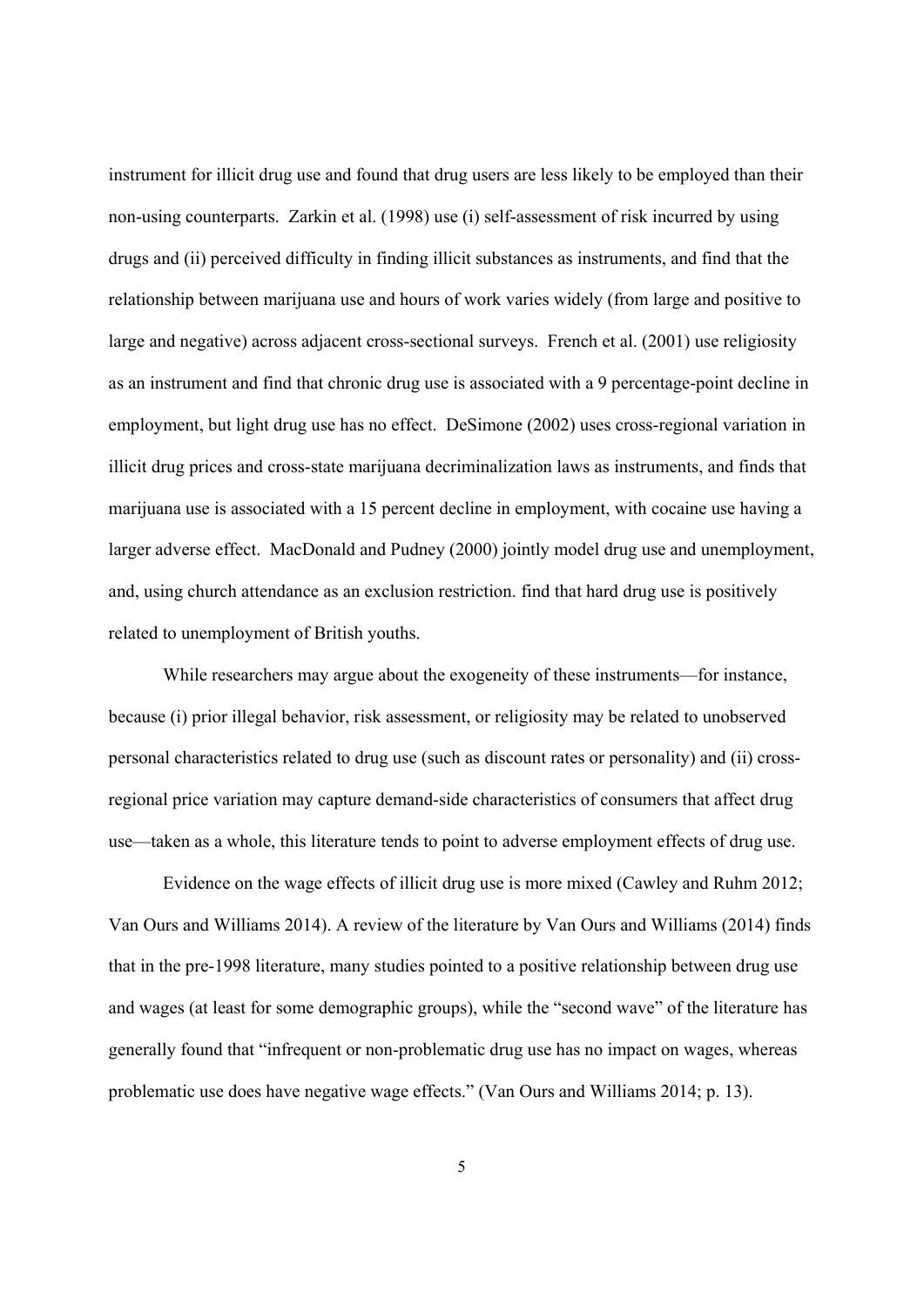instrument for illicit drug use and found that drug users are less likely to be employed than their non-using counterparts. Zarkin et al. (1998) use (i) self-assessment of risk incurred by using drugs and (ii) perceived difficulty in finding illicit substances as instruments, and find that the relationship between marijuana use and hours of work varies widely (from large and positive to large and negative) across adjacent cross-sectional surveys. French et al. (2001) use religiosity as an instrument and find that chronic drug use is associated with a 9 percentage-point decline in employment, but light drug use has no effect. DeSimone (2002) uses cross-regional variation in illicit drug prices and cross-state marijuana decriminalization laws as instruments, and finds that marijuana use is associated with a 15 percent decline in employment, with cocaine use having a larger adverse effect. MacDonald and Pudney (2000) jointly model drug use and unemployment, and, using church attendance as an exclusion restriction. find that hard drug use is positively related to unemployment of British youths.

While researchers may argue about the exogeneity of these instruments—for instance, because (i) prior illegal behavior, risk assessment, or religiosity may be related to unobserved personal characteristics related to drug use (such as discount rates or personality) and (ii) cross-regional price variation may capture demand-side characteristics of consumers that affect drug use—taken as a whole, this literature tends to point to adverse employment effects of drug use.

Evidence on the wage effects of illicit drug use is more mixed (Cawley and Ruhm 2012; Van Ours and Williams 2014). A review of the literature by Van Ours and Williams (2014) finds that in the pre-1998 literature, many studies pointed to a positive relationship between drug use and wages (at least for some demographic groups), while the "second wave" of the literature has generally found that "infrequent or non-problematic drug use has no impact on wages, whereas problematic use does have negative wage effects." (Van Ours and Williams 2014; p. 13).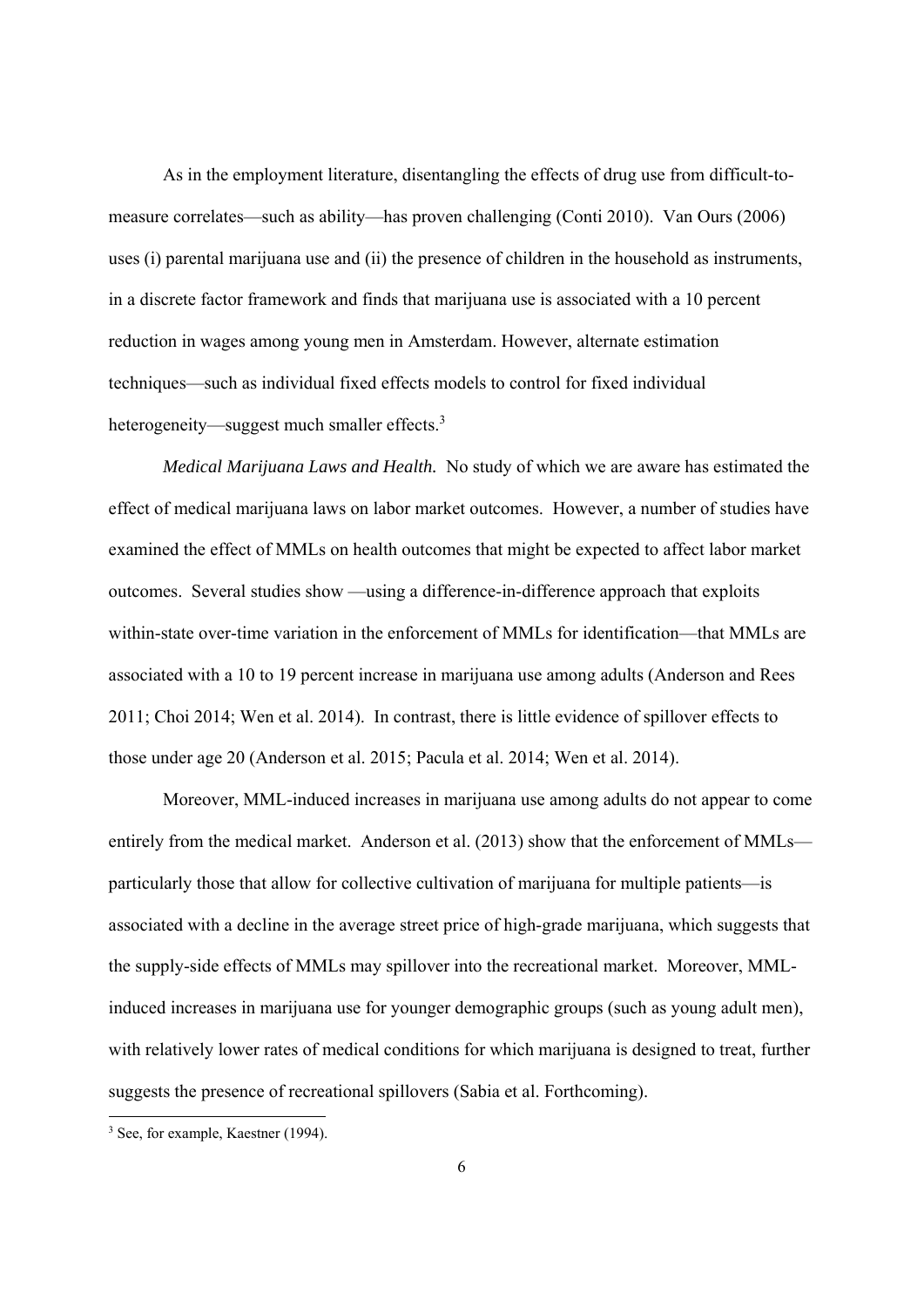As in the employment literature, disentangling the effects of drug use from difficult-to-measure correlates—such as ability—has proven challenging (Conti 2010). Van Ours (2006) uses (i) parental marijuana use and (ii) the presence of children in the household as instruments, in a discrete factor framework and finds that marijuana use is associated with a 10 percent reduction in wages among young men in Amsterdam. However, alternate estimation techniques—such as individual fixed effects models to control for fixed individual heterogeneity—suggest much smaller effects.[3]

*Medical Marijuana Laws and Health.* No study of which we are aware has estimated the effect of medical marijuana laws on labor market outcomes. However, a number of studies have examined the effect of MMLs on health outcomes that might be expected to affect labor market outcomes. Several studies show —using a difference-in-difference approach that exploits within-state over-time variation in the enforcement of MMLs for identification—that MMLs are associated with a 10 to 19 percent increase in marijuana use among adults (Anderson and Rees 2011; Choi 2014; Wen et al. 2014). In contrast, there is little evidence of spillover effects to those under age 20 (Anderson et al. 2015; Pacula et al. 2014; Wen et al. 2014).

Moreover, MML-induced increases in marijuana use among adults do not appear to come entirely from the medical market. Anderson et al. (2013) show that the enforcement of MMLs—particularly those that allow for collective cultivation of marijuana for multiple patients—is associated with a decline in the average street price of high-grade marijuana, which suggests that the supply-side effects of MMLs may spillover into the recreational market. Moreover, MML-induced increases in marijuana use for younger demographic groups (such as young adult men), with relatively lower rates of medical conditions for which marijuana is designed to treat, further suggests the presence of recreational spillovers (Sabia et al. Forthcoming).

[3] See, for example, Kaestner (1994).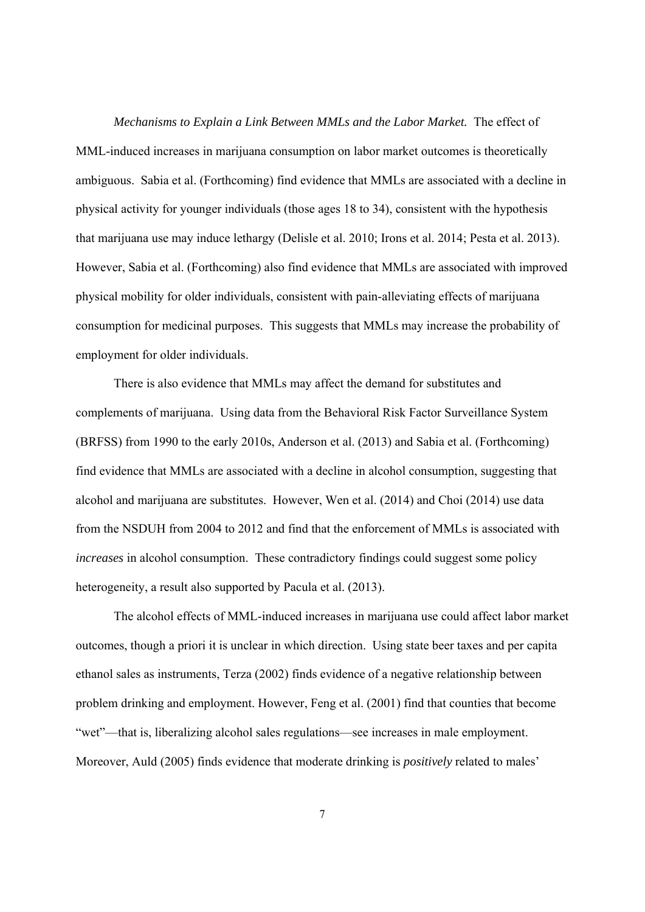*Mechanisms to Explain a Link Between MMLs and the Labor Market.* The effect of MML-induced increases in marijuana consumption on labor market outcomes is theoretically ambiguous. Sabia et al. (Forthcoming) find evidence that MMLs are associated with a decline in physical activity for younger individuals (those ages 18 to 34), consistent with the hypothesis that marijuana use may induce lethargy (Delisle et al. 2010; Irons et al. 2014; Pesta et al. 2013). However, Sabia et al. (Forthcoming) also find evidence that MMLs are associated with improved physical mobility for older individuals, consistent with pain-alleviating effects of marijuana consumption for medicinal purposes. This suggests that MMLs may increase the probability of employment for older individuals.

There is also evidence that MMLs may affect the demand for substitutes and complements of marijuana. Using data from the Behavioral Risk Factor Surveillance System (BRFSS) from 1990 to the early 2010s, Anderson et al. (2013) and Sabia et al. (Forthcoming) find evidence that MMLs are associated with a decline in alcohol consumption, suggesting that alcohol and marijuana are substitutes. However, Wen et al. (2014) and Choi (2014) use data from the NSDUH from 2004 to 2012 and find that the enforcement of MMLs is associated with *increases* in alcohol consumption. These contradictory findings could suggest some policy heterogeneity, a result also supported by Pacula et al. (2013).

The alcohol effects of MML-induced increases in marijuana use could affect labor market outcomes, though a priori it is unclear in which direction. Using state beer taxes and per capita ethanol sales as instruments, Terza (2002) finds evidence of a negative relationship between problem drinking and employment. However, Feng et al. (2001) find that counties that become "wet"—that is, liberalizing alcohol sales regulations—see increases in male employment. Moreover, Auld (2005) finds evidence that moderate drinking is *positively* related to males'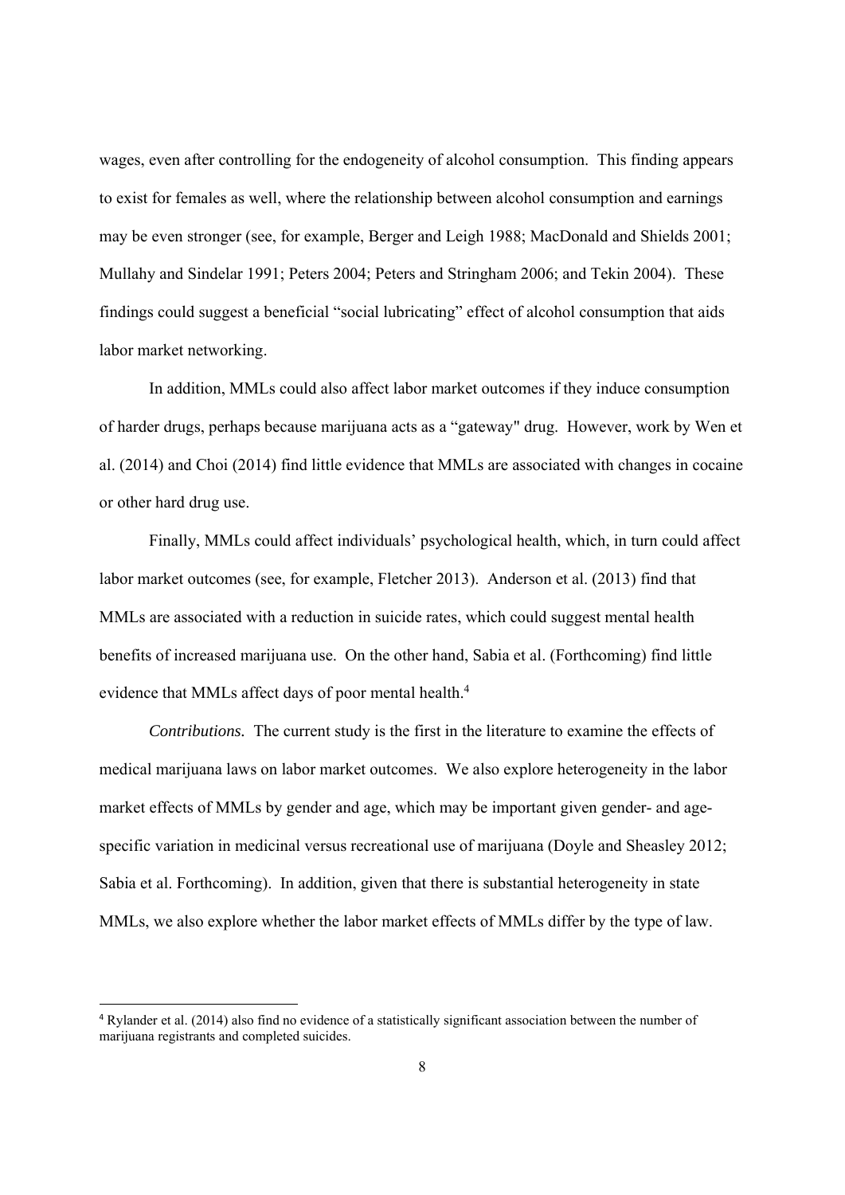wages, even after controlling for the endogeneity of alcohol consumption. This finding appears to exist for females as well, where the relationship between alcohol consumption and earnings may be even stronger (see, for example, Berger and Leigh 1988; MacDonald and Shields 2001; Mullahy and Sindelar 1991; Peters 2004; Peters and Stringham 2006; and Tekin 2004). These findings could suggest a beneficial "social lubricating" effect of alcohol consumption that aids labor market networking.

In addition, MMLs could also affect labor market outcomes if they induce consumption of harder drugs, perhaps because marijuana acts as a "gateway" drug. However, work by Wen et al. (2014) and Choi (2014) find little evidence that MMLs are associated with changes in cocaine or other hard drug use.

Finally, MMLs could affect individuals' psychological health, which, in turn could affect labor market outcomes (see, for example, Fletcher 2013). Anderson et al. (2013) find that MMLs are associated with a reduction in suicide rates, which could suggest mental health benefits of increased marijuana use. On the other hand, Sabia et al. (Forthcoming) find little evidence that MMLs affect days of poor mental health.[4]

*Contributions.* The current study is the first in the literature to examine the effects of medical marijuana laws on labor market outcomes. We also explore heterogeneity in the labor market effects of MMLs by gender and age, which may be important given gender- and age-specific variation in medicinal versus recreational use of marijuana (Doyle and Sheasley 2012; Sabia et al. Forthcoming). In addition, given that there is substantial heterogeneity in state MMLs, we also explore whether the labor market effects of MMLs differ by the type of law.

[4] Rylander et al. (2014) also find no evidence of a statistically significant association between the number of marijuana registrants and completed suicides.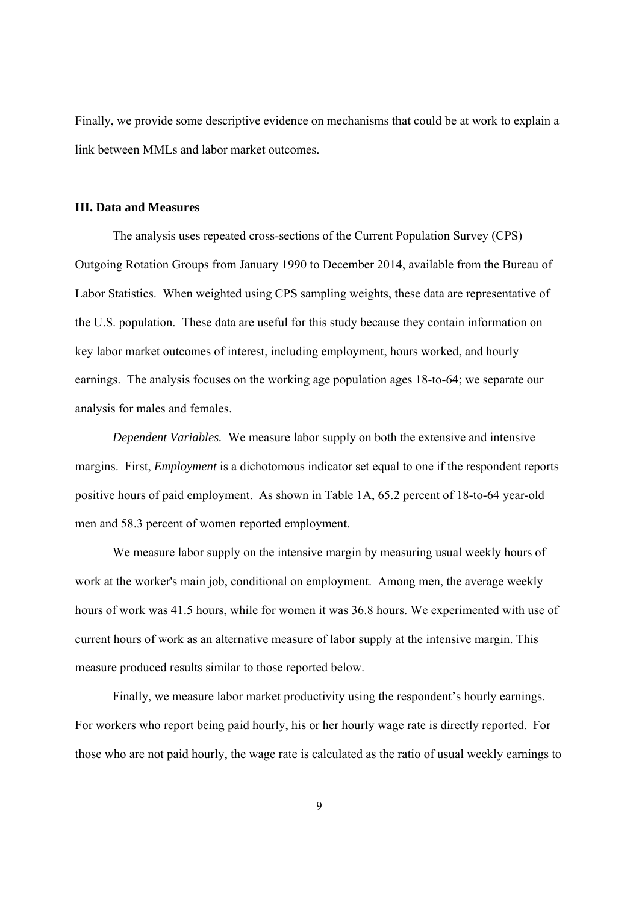Finally, we provide some descriptive evidence on mechanisms that could be at work to explain a link between MMLs and labor market outcomes.

### III. Data and Measures

The analysis uses repeated cross-sections of the Current Population Survey (CPS) Outgoing Rotation Groups from January 1990 to December 2014, available from the Bureau of Labor Statistics. When weighted using CPS sampling weights, these data are representative of the U.S. population. These data are useful for this study because they contain information on key labor market outcomes of interest, including employment, hours worked, and hourly earnings. The analysis focuses on the working age population ages 18-to-64; we separate our analysis for males and females.

*Dependent Variables.* We measure labor supply on both the extensive and intensive margins. First, *Employment* is a dichotomous indicator set equal to one if the respondent reports positive hours of paid employment. As shown in Table 1A, 65.2 percent of 18-to-64 year-old men and 58.3 percent of women reported employment.

We measure labor supply on the intensive margin by measuring usual weekly hours of work at the worker's main job, conditional on employment. Among men, the average weekly hours of work was 41.5 hours, while for women it was 36.8 hours. We experimented with use of current hours of work as an alternative measure of labor supply at the intensive margin. This measure produced results similar to those reported below.

Finally, we measure labor market productivity using the respondent's hourly earnings. For workers who report being paid hourly, his or her hourly wage rate is directly reported. For those who are not paid hourly, the wage rate is calculated as the ratio of usual weekly earnings to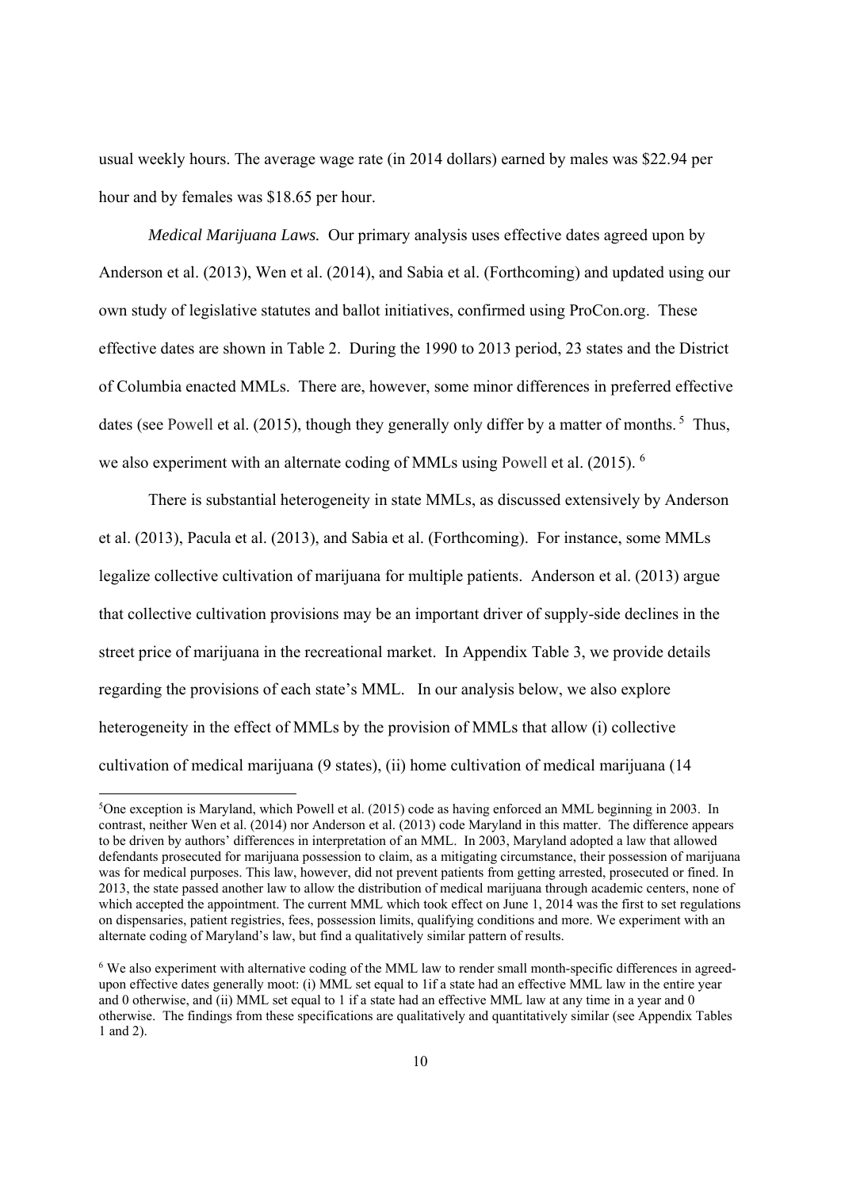usual weekly hours. The average wage rate (in 2014 dollars) earned by males was $22.94 per hour and by females was $18.65 per hour.

*Medical Marijuana Laws.* Our primary analysis uses effective dates agreed upon by Anderson et al. (2013), Wen et al. (2014), and Sabia et al. (Forthcoming) and updated using our own study of legislative statutes and ballot initiatives, confirmed using ProCon.org. These effective dates are shown in Table 2. During the 1990 to 2013 period, 23 states and the District of Columbia enacted MMLs. There are, however, some minor differences in preferred effective dates (see Powell et al. (2015), though they generally only differ by a matter of months. [5] Thus, we also experiment with an alternate coding of MMLs using Powell et al. (2015). [6]

There is substantial heterogeneity in state MMLs, as discussed extensively by Anderson et al. (2013), Pacula et al. (2013), and Sabia et al. (Forthcoming). For instance, some MMLs legalize collective cultivation of marijuana for multiple patients. Anderson et al. (2013) argue that collective cultivation provisions may be an important driver of supply-side declines in the street price of marijuana in the recreational market. In Appendix Table 3, we provide details regarding the provisions of each state's MML. In our analysis below, we also explore heterogeneity in the effect of MMLs by the provision of MMLs that allow (i) collective cultivation of medical marijuana (9 states), (ii) home cultivation of medical marijuana (14

---

[5] One exception is Maryland, which Powell et al. (2015) code as having enforced an MML beginning in 2003. In contrast, neither Wen et al. (2014) nor Anderson et al. (2013) code Maryland in this matter. The difference appears to be driven by authors' differences in interpretation of an MML. In 2003, Maryland adopted a law that allowed defendants prosecuted for marijuana possession to claim, as a mitigating circumstance, their possession of marijuana was for medical purposes. This law, however, did not prevent patients from getting arrested, prosecuted or fined. In 2013, the state passed another law to allow the distribution of medical marijuana through academic centers, none of which accepted the appointment. The current MML which took effect on June 1, 2014 was the first to set regulations on dispensaries, patient registries, fees, possession limits, qualifying conditions and more. We experiment with an alternate coding of Maryland's law, but find a qualitatively similar pattern of results.

[6] We also experiment with alternative coding of the MML law to render small month-specific differences in agreed-upon effective dates generally moot: (i) MML set equal to 1if a state had an effective MML law in the entire year and 0 otherwise, and (ii) MML set equal to 1 if a state had an effective MML law at any time in a year and 0 otherwise. The findings from these specifications are qualitatively and quantitatively similar (see Appendix Tables 1 and 2).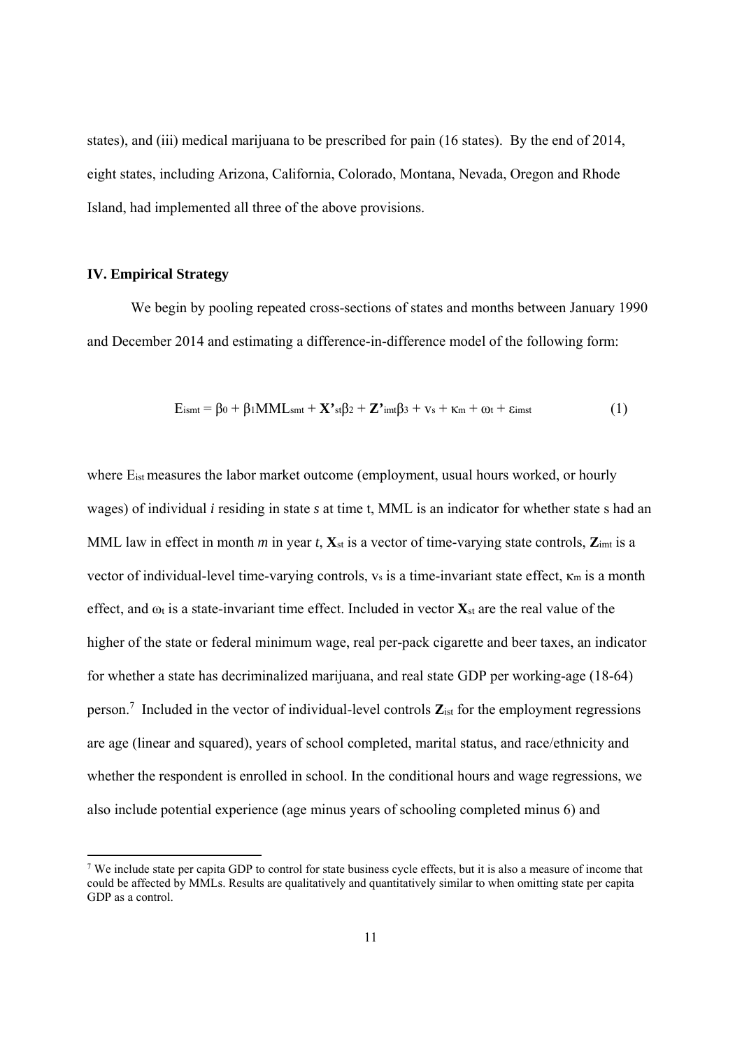states), and (iii) medical marijuana to be prescribed for pain (16 states). By the end of 2014, eight states, including Arizona, California, Colorado, Montana, Nevada, Oregon and Rhode Island, had implemented all three of the above provisions.

## IV. Empirical Strategy

We begin by pooling repeated cross-sections of states and months between January 1990 and December 2014 and estimating a difference-in-difference model of the following form:

$$E_{ismt} = \beta_0 + \beta_1 MML_{smt} + \mathbf{X'}_{st}\beta_2 + \mathbf{Z'}_{imt}\beta_3 + v_s + \kappa_m + \omega_t + \varepsilon_{imst} \quad (1)$$

where $E_{ist}$ measures the labor market outcome (employment, usual hours worked, or hourly wages) of individual *i* residing in state *s* at time t, MML is an indicator for whether state s had an MML law in effect in month *m* in year *t*, $\mathbf{X}_{st}$ is a vector of time-varying state controls, $\mathbf{Z}_{imt}$ is a vector of individual-level time-varying controls, $v_s$ is a time-invariant state effect, $\kappa_m$ is a month effect, and $\omega_t$ is a state-invariant time effect. Included in vector $\mathbf{X}_{st}$ are the real value of the higher of the state or federal minimum wage, real per-pack cigarette and beer taxes, an indicator for whether a state has decriminalized marijuana, and real state GDP per working-age (18-64) person.[7] Included in the vector of individual-level controls $\mathbf{Z}_{ist}$ for the employment regressions are age (linear and squared), years of school completed, marital status, and race/ethnicity and whether the respondent is enrolled in school. In the conditional hours and wage regressions, we also include potential experience (age minus years of schooling completed minus 6) and

[7] We include state per capita GDP to control for state business cycle effects, but it is also a measure of income that could be affected by MMLs. Results are qualitatively and quantitatively similar to when omitting state per capita GDP as a control.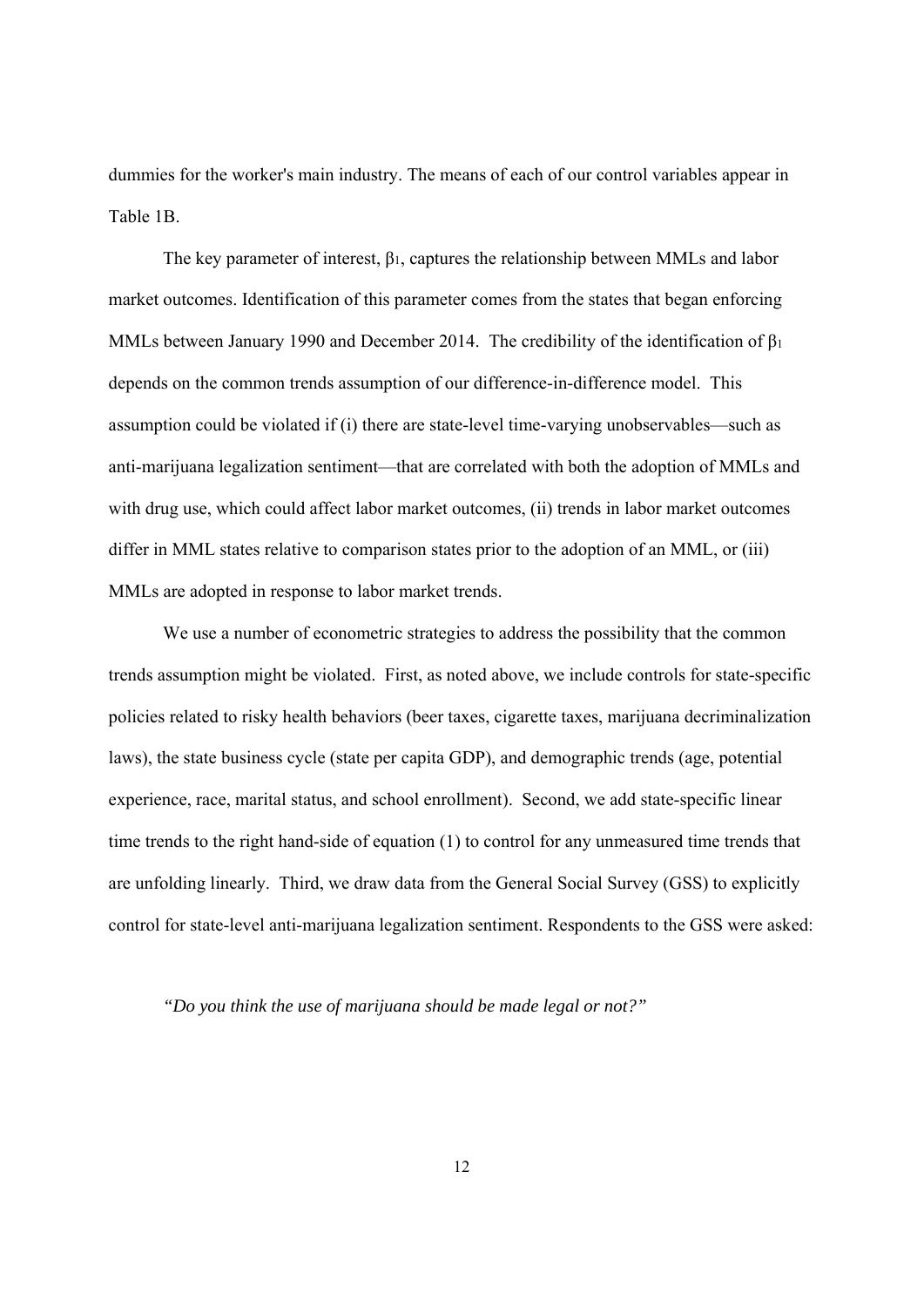dummies for the worker's main industry. The means of each of our control variables appear in Table 1B.

The key parameter of interest, $\beta_1$, captures the relationship between MMLs and labor market outcomes. Identification of this parameter comes from the states that began enforcing MMLs between January 1990 and December 2014. The credibility of the identification of $\beta_1$ depends on the common trends assumption of our difference-in-difference model. This assumption could be violated if (i) there are state-level time-varying unobservables—such as anti-marijuana legalization sentiment—that are correlated with both the adoption of MMLs and with drug use, which could affect labor market outcomes, (ii) trends in labor market outcomes differ in MML states relative to comparison states prior to the adoption of an MML, or (iii) MMLs are adopted in response to labor market trends.

We use a number of econometric strategies to address the possibility that the common trends assumption might be violated. First, as noted above, we include controls for state-specific policies related to risky health behaviors (beer taxes, cigarette taxes, marijuana decriminalization laws), the state business cycle (state per capita GDP), and demographic trends (age, potential experience, race, marital status, and school enrollment). Second, we add state-specific linear time trends to the right hand-side of equation (1) to control for any unmeasured time trends that are unfolding linearly. Third, we draw data from the General Social Survey (GSS) to explicitly control for state-level anti-marijuana legalization sentiment. Respondents to the GSS were asked:

*"Do you think the use of marijuana should be made legal or not?"*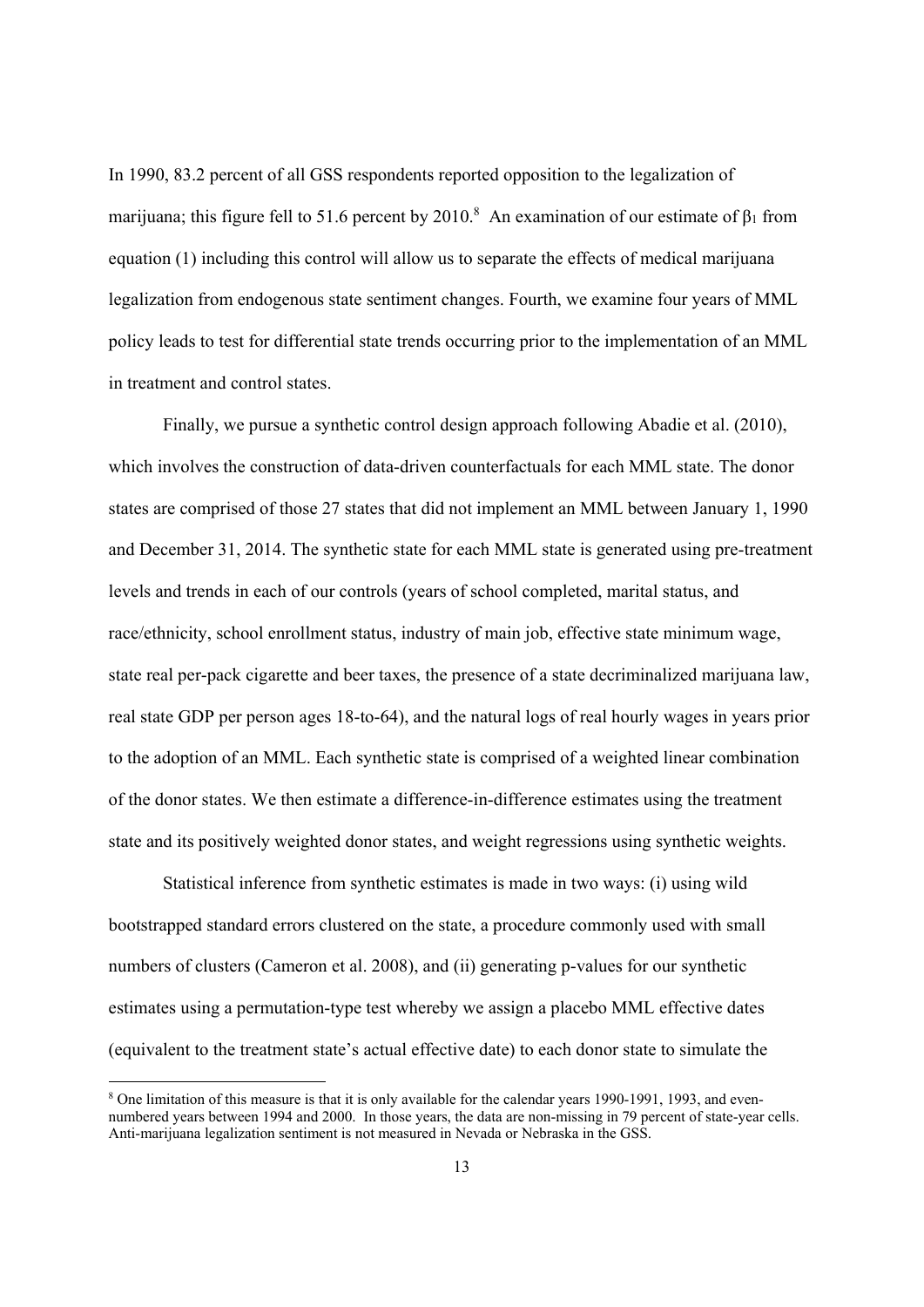In 1990, 83.2 percent of all GSS respondents reported opposition to the legalization of marijuana; this figure fell to 51.6 percent by 2010.[8] An examination of our estimate of $\beta_1$ from equation (1) including this control will allow us to separate the effects of medical marijuana legalization from endogenous state sentiment changes. Fourth, we examine four years of MML policy leads to test for differential state trends occurring prior to the implementation of an MML in treatment and control states.

Finally, we pursue a synthetic control design approach following Abadie et al. (2010), which involves the construction of data-driven counterfactuals for each MML state. The donor states are comprised of those 27 states that did not implement an MML between January 1, 1990 and December 31, 2014. The synthetic state for each MML state is generated using pre-treatment levels and trends in each of our controls (years of school completed, marital status, and race/ethnicity, school enrollment status, industry of main job, effective state minimum wage, state real per-pack cigarette and beer taxes, the presence of a state decriminalized marijuana law, real state GDP per person ages 18-to-64), and the natural logs of real hourly wages in years prior to the adoption of an MML. Each synthetic state is comprised of a weighted linear combination of the donor states. We then estimate a difference-in-difference estimates using the treatment state and its positively weighted donor states, and weight regressions using synthetic weights.

Statistical inference from synthetic estimates is made in two ways: (i) using wild bootstrapped standard errors clustered on the state, a procedure commonly used with small numbers of clusters (Cameron et al. 2008), and (ii) generating p-values for our synthetic estimates using a permutation-type test whereby we assign a placebo MML effective dates (equivalent to the treatment state's actual effective date) to each donor state to simulate the

[8] One limitation of this measure is that it is only available for the calendar years 1990-1991, 1993, and even-numbered years between 1994 and 2000. In those years, the data are non-missing in 79 percent of state-year cells. Anti-marijuana legalization sentiment is not measured in Nevada or Nebraska in the GSS.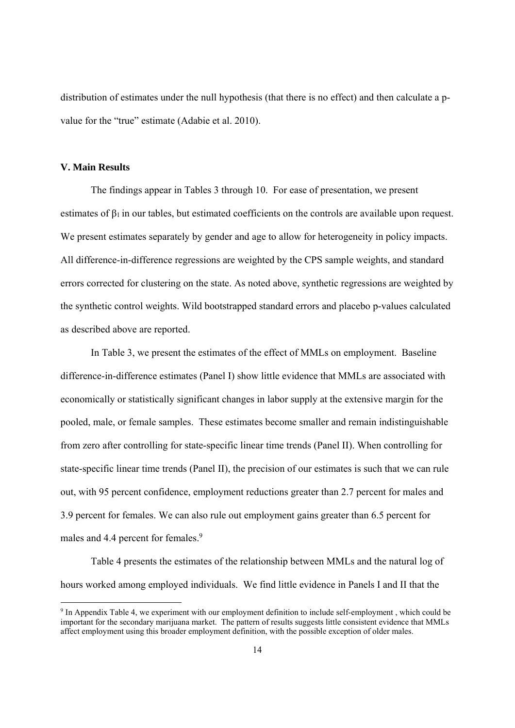distribution of estimates under the null hypothesis (that there is no effect) and then calculate a p-value for the "true" estimate (Adabie et al. 2010).

### V. Main Results

The findings appear in Tables 3 through 10. For ease of presentation, we present estimates of $\beta_1$ in our tables, but estimated coefficients on the controls are available upon request. We present estimates separately by gender and age to allow for heterogeneity in policy impacts. All difference-in-difference regressions are weighted by the CPS sample weights, and standard errors corrected for clustering on the state. As noted above, synthetic regressions are weighted by the synthetic control weights. Wild bootstrapped standard errors and placebo p-values calculated as described above are reported.

In Table 3, we present the estimates of the effect of MMLs on employment. Baseline difference-in-difference estimates (Panel I) show little evidence that MMLs are associated with economically or statistically significant changes in labor supply at the extensive margin for the pooled, male, or female samples. These estimates become smaller and remain indistinguishable from zero after controlling for state-specific linear time trends (Panel II). When controlling for state-specific linear time trends (Panel II), the precision of our estimates is such that we can rule out, with 95 percent confidence, employment reductions greater than 2.7 percent for males and 3.9 percent for females. We can also rule out employment gains greater than 6.5 percent for males and 4.4 percent for females.[9]

Table 4 presents the estimates of the relationship between MMLs and the natural log of hours worked among employed individuals. We find little evidence in Panels I and II that the

[9] In Appendix Table 4, we experiment with our employment definition to include self-employment , which could be important for the secondary marijuana market. The pattern of results suggests little consistent evidence that MMLs affect employment using this broader employment definition, with the possible exception of older males.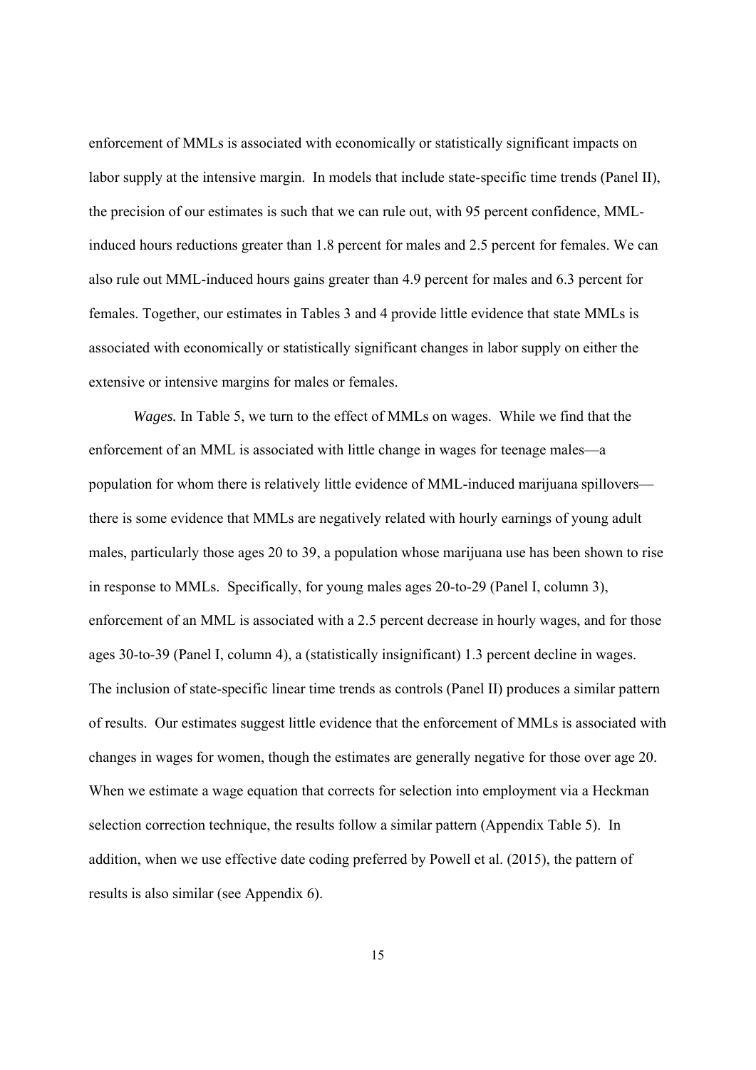enforcement of MMLs is associated with economically or statistically significant impacts on labor supply at the intensive margin. In models that include state-specific time trends (Panel II), the precision of our estimates is such that we can rule out, with 95 percent confidence, MML-induced hours reductions greater than 1.8 percent for males and 2.5 percent for females. We can also rule out MML-induced hours gains greater than 4.9 percent for males and 6.3 percent for females. Together, our estimates in Tables 3 and 4 provide little evidence that state MMLs is associated with economically or statistically significant changes in labor supply on either the extensive or intensive margins for males or females.

*Wages.* In Table 5, we turn to the effect of MMLs on wages. While we find that the enforcement of an MML is associated with little change in wages for teenage males—a population for whom there is relatively little evidence of MML-induced marijuana spillovers—there is some evidence that MMLs are negatively related with hourly earnings of young adult males, particularly those ages 20 to 39, a population whose marijuana use has been shown to rise in response to MMLs. Specifically, for young males ages 20-to-29 (Panel I, column 3), enforcement of an MML is associated with a 2.5 percent decrease in hourly wages, and for those ages 30-to-39 (Panel I, column 4), a (statistically insignificant) 1.3 percent decline in wages. The inclusion of state-specific linear time trends as controls (Panel II) produces a similar pattern of results. Our estimates suggest little evidence that the enforcement of MMLs is associated with changes in wages for women, though the estimates are generally negative for those over age 20. When we estimate a wage equation that corrects for selection into employment via a Heckman selection correction technique, the results follow a similar pattern (Appendix Table 5). In addition, when we use effective date coding preferred by Powell et al. (2015), the pattern of results is also similar (see Appendix 6).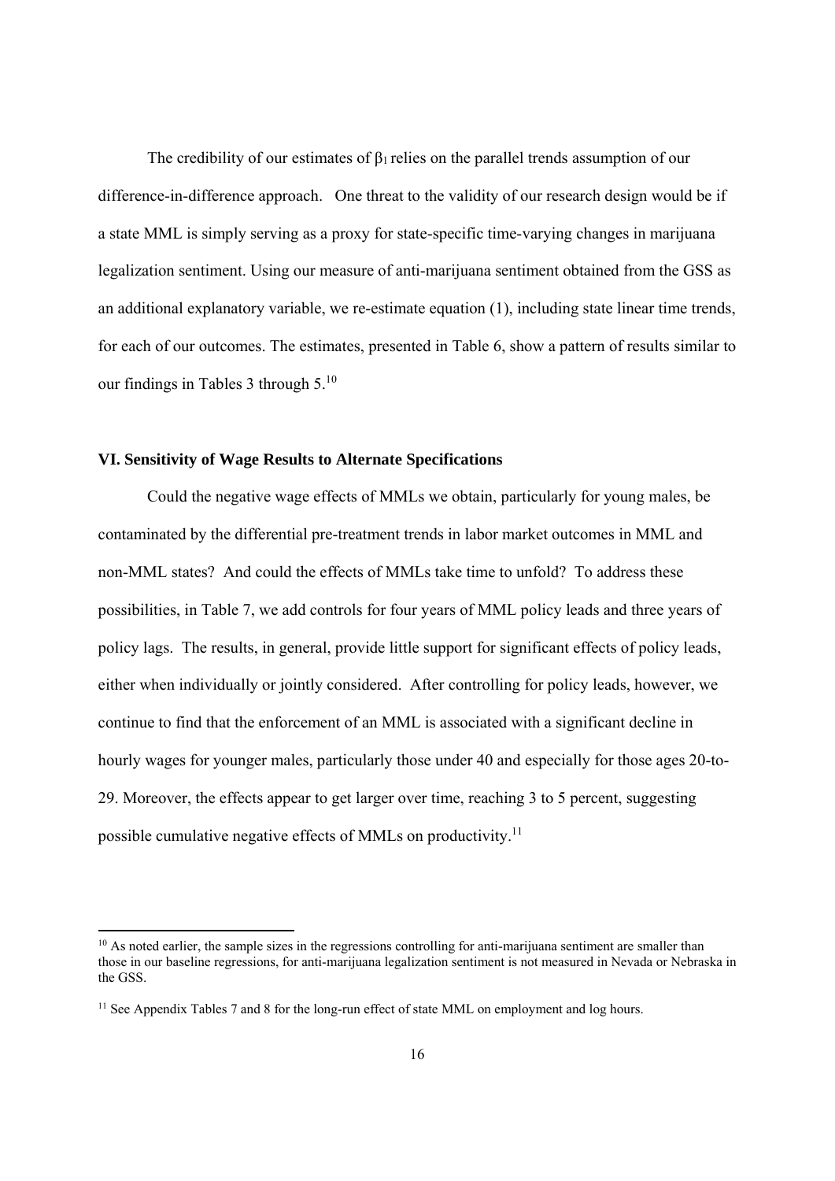The credibility of our estimates of $\beta_1$ relies on the parallel trends assumption of our difference-in-difference approach. One threat to the validity of our research design would be if a state MML is simply serving as a proxy for state-specific time-varying changes in marijuana legalization sentiment. Using our measure of anti-marijuana sentiment obtained from the GSS as an additional explanatory variable, we re-estimate equation (1), including state linear time trends, for each of our outcomes. The estimates, presented in Table 6, show a pattern of results similar to our findings in Tables 3 through 5.[10]

**VI. Sensitivity of Wage Results to Alternate Specifications**

Could the negative wage effects of MMLs we obtain, particularly for young males, be contaminated by the differential pre-treatment trends in labor market outcomes in MML and non-MML states? And could the effects of MMLs take time to unfold? To address these possibilities, in Table 7, we add controls for four years of MML policy leads and three years of policy lags. The results, in general, provide little support for significant effects of policy leads, either when individually or jointly considered. After controlling for policy leads, however, we continue to find that the enforcement of an MML is associated with a significant decline in hourly wages for younger males, particularly those under 40 and especially for those ages 20-to-29. Moreover, the effects appear to get larger over time, reaching 3 to 5 percent, suggesting possible cumulative negative effects of MMLs on productivity.[11]

[10] As noted earlier, the sample sizes in the regressions controlling for anti-marijuana sentiment are smaller than those in our baseline regressions, for anti-marijuana legalization sentiment is not measured in Nevada or Nebraska in the GSS.

[11] See Appendix Tables 7 and 8 for the long-run effect of state MML on employment and log hours.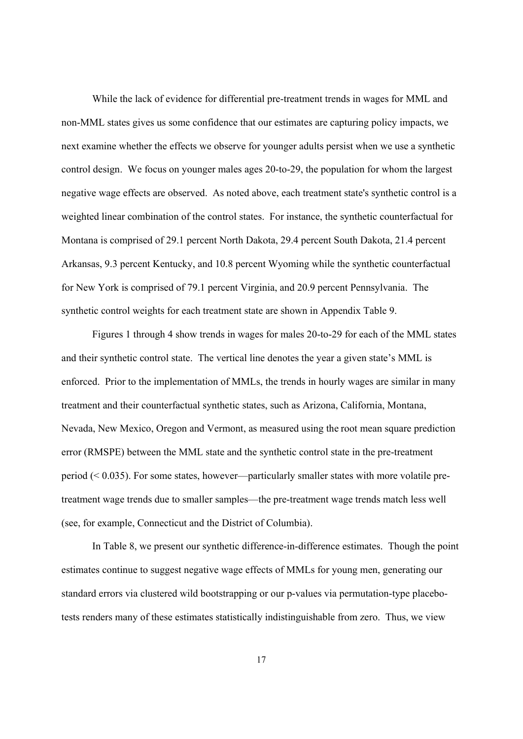While the lack of evidence for differential pre-treatment trends in wages for MML and non-MML states gives us some confidence that our estimates are capturing policy impacts, we next examine whether the effects we observe for younger adults persist when we use a synthetic control design. We focus on younger males ages 20-to-29, the population for whom the largest negative wage effects are observed. As noted above, each treatment state's synthetic control is a weighted linear combination of the control states. For instance, the synthetic counterfactual for Montana is comprised of 29.1 percent North Dakota, 29.4 percent South Dakota, 21.4 percent Arkansas, 9.3 percent Kentucky, and 10.8 percent Wyoming while the synthetic counterfactual for New York is comprised of 79.1 percent Virginia, and 20.9 percent Pennsylvania. The synthetic control weights for each treatment state are shown in Appendix Table 9.

Figures 1 through 4 show trends in wages for males 20-to-29 for each of the MML states and their synthetic control state. The vertical line denotes the year a given state's MML is enforced. Prior to the implementation of MMLs, the trends in hourly wages are similar in many treatment and their counterfactual synthetic states, such as Arizona, California, Montana, Nevada, New Mexico, Oregon and Vermont, as measured using the root mean square prediction error (RMSPE) between the MML state and the synthetic control state in the pre-treatment period (< 0.035). For some states, however—particularly smaller states with more volatile pre-treatment wage trends due to smaller samples—the pre-treatment wage trends match less well (see, for example, Connecticut and the District of Columbia).

In Table 8, we present our synthetic difference-in-difference estimates. Though the point estimates continue to suggest negative wage effects of MMLs for young men, generating our standard errors via clustered wild bootstrapping or our p-values via permutation-type placebo-tests renders many of these estimates statistically indistinguishable from zero. Thus, we view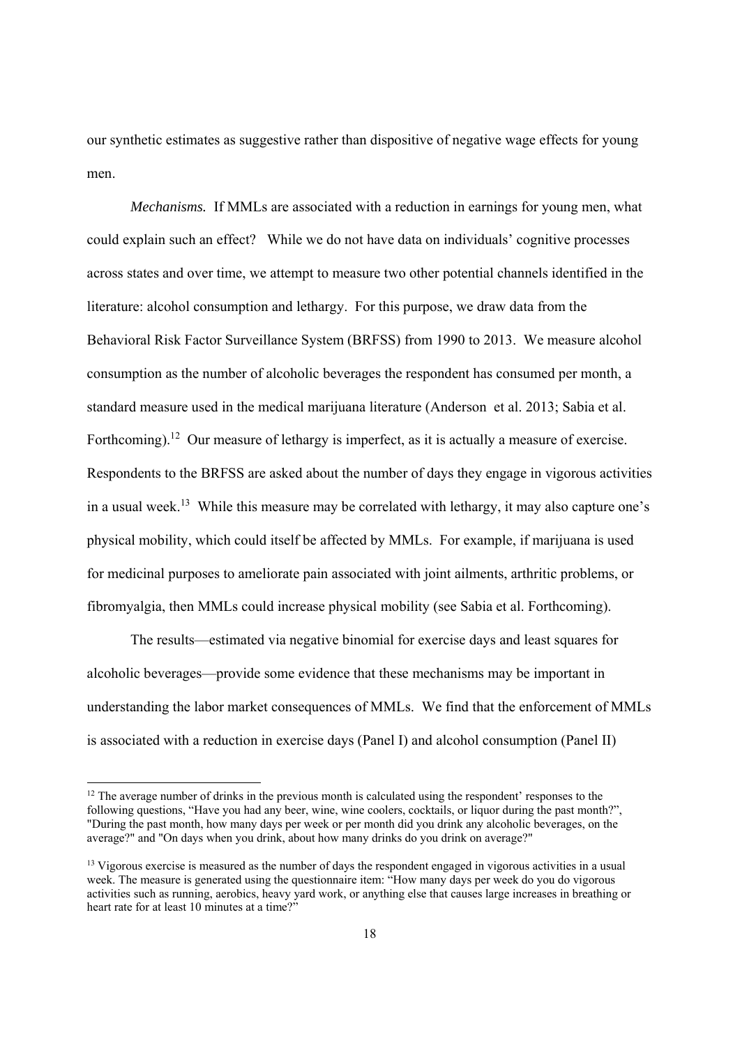our synthetic estimates as suggestive rather than dispositive of negative wage effects for young men.

*Mechanisms.* If MMLs are associated with a reduction in earnings for young men, what could explain such an effect? While we do not have data on individuals' cognitive processes across states and over time, we attempt to measure two other potential channels identified in the literature: alcohol consumption and lethargy. For this purpose, we draw data from the Behavioral Risk Factor Surveillance System (BRFSS) from 1990 to 2013. We measure alcohol consumption as the number of alcoholic beverages the respondent has consumed per month, a standard measure used in the medical marijuana literature (Anderson et al. 2013; Sabia et al. Forthcoming).[12] Our measure of lethargy is imperfect, as it is actually a measure of exercise. Respondents to the BRFSS are asked about the number of days they engage in vigorous activities in a usual week.[13] While this measure may be correlated with lethargy, it may also capture one's physical mobility, which could itself be affected by MMLs. For example, if marijuana is used for medicinal purposes to ameliorate pain associated with joint ailments, arthritic problems, or fibromyalgia, then MMLs could increase physical mobility (see Sabia et al. Forthcoming).

The results—estimated via negative binomial for exercise days and least squares for alcoholic beverages—provide some evidence that these mechanisms may be important in understanding the labor market consequences of MMLs. We find that the enforcement of MMLs is associated with a reduction in exercise days (Panel I) and alcohol consumption (Panel II)

[12] The average number of drinks in the previous month is calculated using the respondent' responses to the following questions, "Have you had any beer, wine, wine coolers, cocktails, or liquor during the past month?", "During the past month, how many days per week or per month did you drink any alcoholic beverages, on the average?" and "On days when you drink, about how many drinks do you drink on average?"

[13] Vigorous exercise is measured as the number of days the respondent engaged in vigorous activities in a usual week. The measure is generated using the questionnaire item: "How many days per week do you do vigorous activities such as running, aerobics, heavy yard work, or anything else that causes large increases in breathing or heart rate for at least 10 minutes at a time?"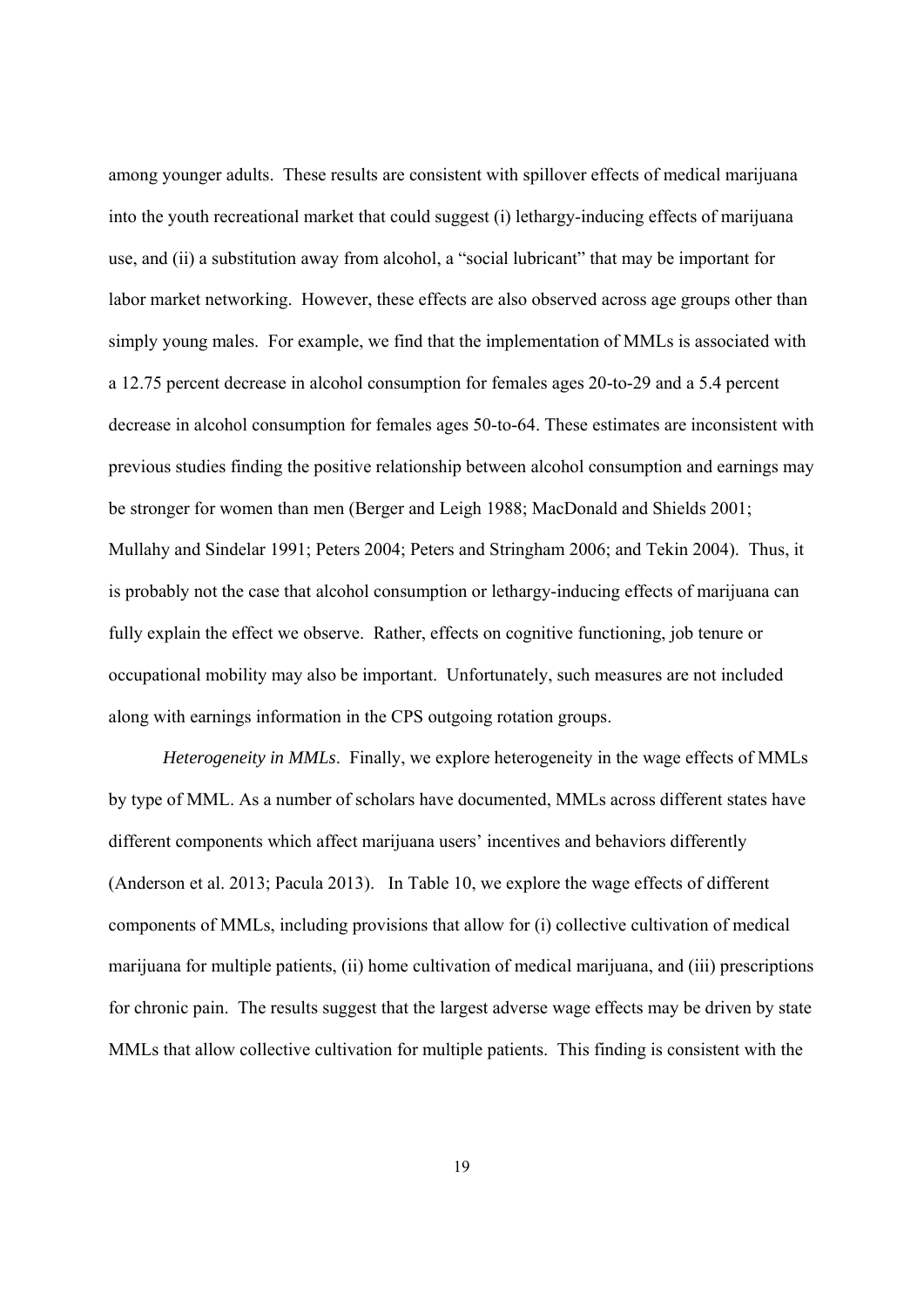among younger adults. These results are consistent with spillover effects of medical marijuana into the youth recreational market that could suggest (i) lethargy-inducing effects of marijuana use, and (ii) a substitution away from alcohol, a "social lubricant" that may be important for labor market networking. However, these effects are also observed across age groups other than simply young males. For example, we find that the implementation of MMLs is associated with a 12.75 percent decrease in alcohol consumption for females ages 20-to-29 and a 5.4 percent decrease in alcohol consumption for females ages 50-to-64. These estimates are inconsistent with previous studies finding the positive relationship between alcohol consumption and earnings may be stronger for women than men (Berger and Leigh 1988; MacDonald and Shields 2001; Mullahy and Sindelar 1991; Peters 2004; Peters and Stringham 2006; and Tekin 2004). Thus, it is probably not the case that alcohol consumption or lethargy-inducing effects of marijuana can fully explain the effect we observe. Rather, effects on cognitive functioning, job tenure or occupational mobility may also be important. Unfortunately, such measures are not included along with earnings information in the CPS outgoing rotation groups.

*Heterogeneity in MMLs*. Finally, we explore heterogeneity in the wage effects of MMLs by type of MML. As a number of scholars have documented, MMLs across different states have different components which affect marijuana users' incentives and behaviors differently (Anderson et al. 2013; Pacula 2013). In Table 10, we explore the wage effects of different components of MMLs, including provisions that allow for (i) collective cultivation of medical marijuana for multiple patients, (ii) home cultivation of medical marijuana, and (iii) prescriptions for chronic pain. The results suggest that the largest adverse wage effects may be driven by state MMLs that allow collective cultivation for multiple patients. This finding is consistent with the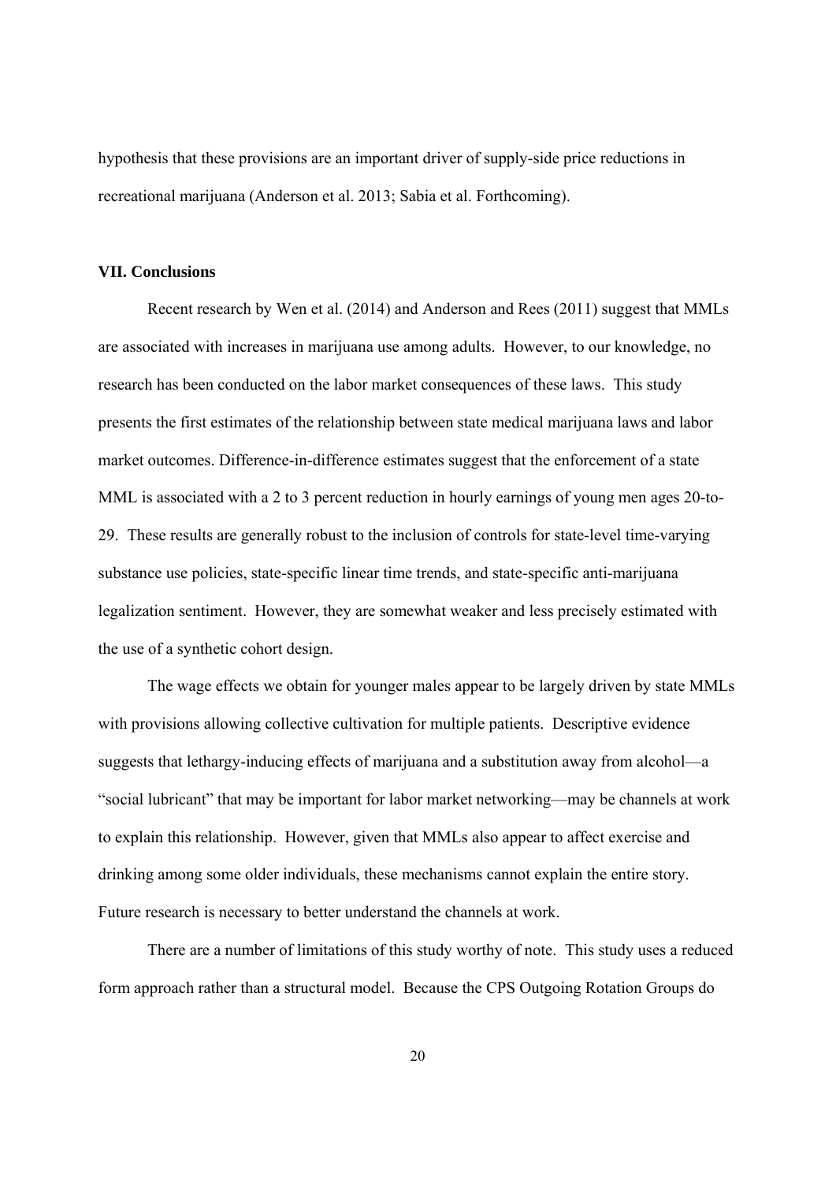hypothesis that these provisions are an important driver of supply-side price reductions in recreational marijuana (Anderson et al. 2013; Sabia et al. Forthcoming).

## VII. Conclusions

Recent research by Wen et al. (2014) and Anderson and Rees (2011) suggest that MMLs are associated with increases in marijuana use among adults. However, to our knowledge, no research has been conducted on the labor market consequences of these laws. This study presents the first estimates of the relationship between state medical marijuana laws and labor market outcomes. Difference-in-difference estimates suggest that the enforcement of a state MML is associated with a 2 to 3 percent reduction in hourly earnings of young men ages 20-to-29. These results are generally robust to the inclusion of controls for state-level time-varying substance use policies, state-specific linear time trends, and state-specific anti-marijuana legalization sentiment. However, they are somewhat weaker and less precisely estimated with the use of a synthetic cohort design.

The wage effects we obtain for younger males appear to be largely driven by state MMLs with provisions allowing collective cultivation for multiple patients. Descriptive evidence suggests that lethargy-inducing effects of marijuana and a substitution away from alcohol—a "social lubricant" that may be important for labor market networking—may be channels at work to explain this relationship. However, given that MMLs also appear to affect exercise and drinking among some older individuals, these mechanisms cannot explain the entire story. Future research is necessary to better understand the channels at work.

There are a number of limitations of this study worthy of note. This study uses a reduced form approach rather than a structural model. Because the CPS Outgoing Rotation Groups do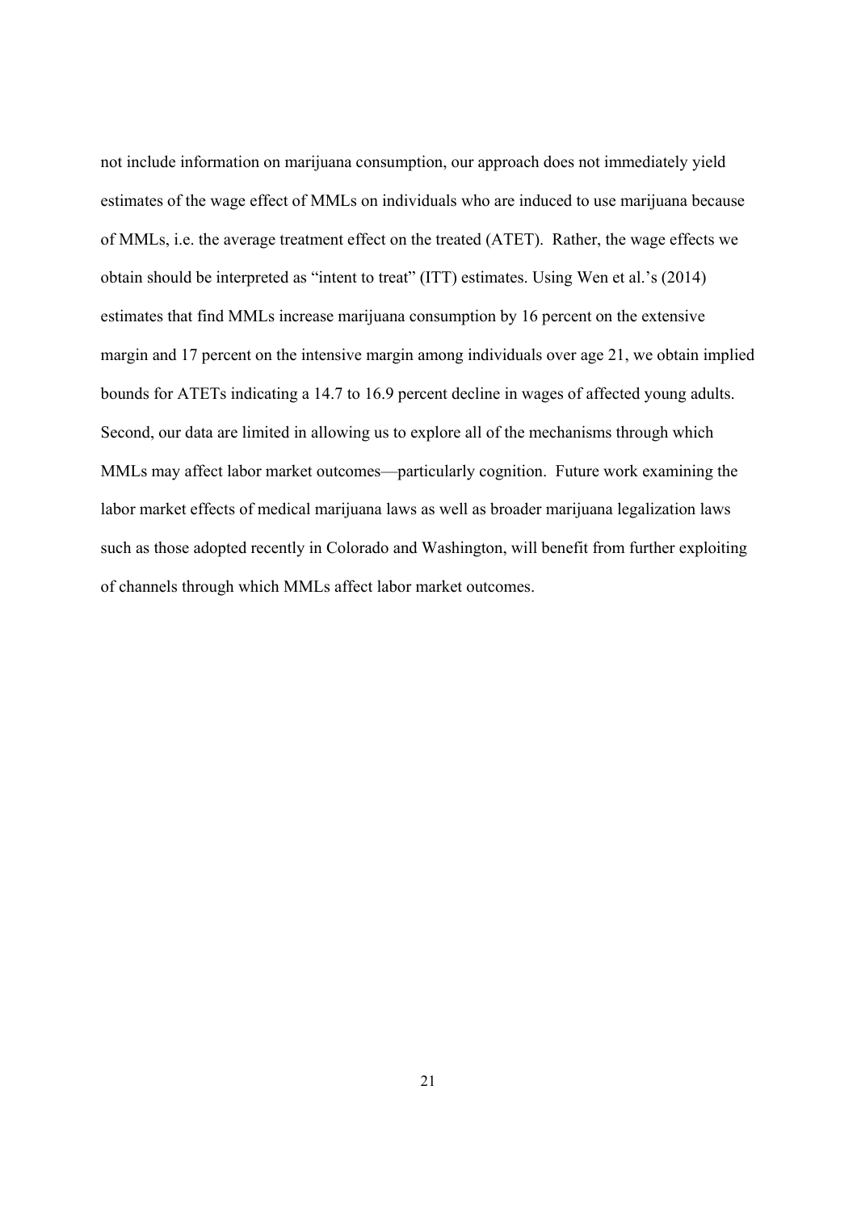not include information on marijuana consumption, our approach does not immediately yield estimates of the wage effect of MMLs on individuals who are induced to use marijuana because of MMLs, i.e. the average treatment effect on the treated (ATET). Rather, the wage effects we obtain should be interpreted as "intent to treat" (ITT) estimates. Using Wen et al.'s (2014) estimates that find MMLs increase marijuana consumption by 16 percent on the extensive margin and 17 percent on the intensive margin among individuals over age 21, we obtain implied bounds for ATETs indicating a 14.7 to 16.9 percent decline in wages of affected young adults. Second, our data are limited in allowing us to explore all of the mechanisms through which MMLs may affect labor market outcomes—particularly cognition. Future work examining the labor market effects of medical marijuana laws as well as broader marijuana legalization laws such as those adopted recently in Colorado and Washington, will benefit from further exploiting of channels through which MMLs affect labor market outcomes.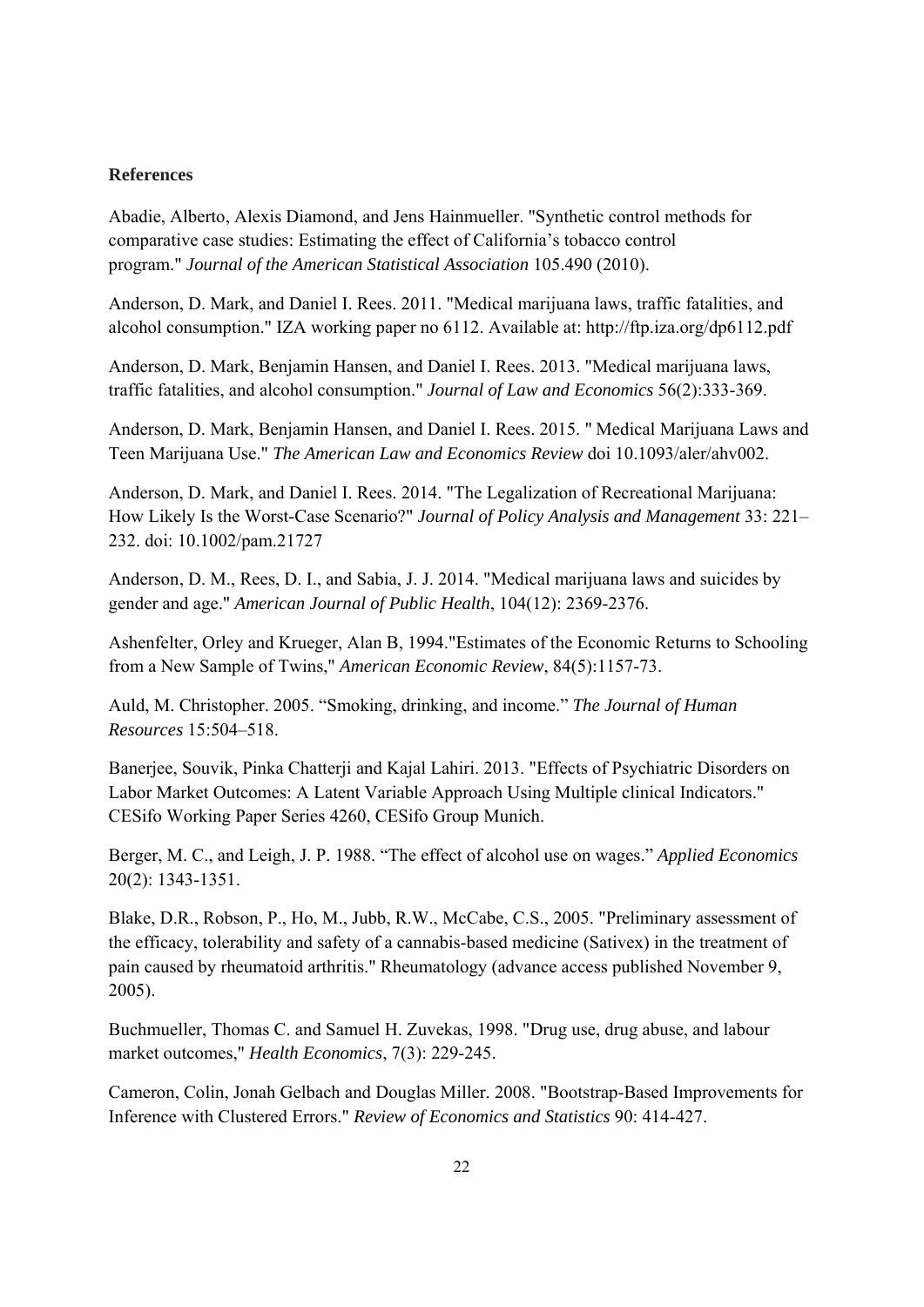**References**

Abadie, Alberto, Alexis Diamond, and Jens Hainmueller. "Synthetic control methods for comparative case studies: Estimating the effect of California's tobacco control program." *Journal of the American Statistical Association* 105.490 (2010).

Anderson, D. Mark, and Daniel I. Rees. 2011. "Medical marijuana laws, traffic fatalities, and alcohol consumption." IZA working paper no 6112. Available at: http://ftp.iza.org/dp6112.pdf

Anderson, D. Mark, Benjamin Hansen, and Daniel I. Rees. 2013. "Medical marijuana laws, traffic fatalities, and alcohol consumption." *Journal of Law and Economics* 56(2):333-369.

Anderson, D. Mark, Benjamin Hansen, and Daniel I. Rees. 2015. " Medical Marijuana Laws and Teen Marijuana Use." *The American Law and Economics Review* doi 10.1093/aler/ahv002.

Anderson, D. Mark, and Daniel I. Rees. 2014. "The Legalization of Recreational Marijuana: How Likely Is the Worst-Case Scenario?" *Journal of Policy Analysis and Management* 33: 221–232. doi: 10.1002/pam.21727

Anderson, D. M., Rees, D. I., and Sabia, J. J. 2014. "Medical marijuana laws and suicides by gender and age." *American Journal of Public Health*, 104(12): 2369-2376.

Ashenfelter, Orley and Krueger, Alan B, 1994."Estimates of the Economic Returns to Schooling from a New Sample of Twins," *American Economic Review*, 84(5):1157-73.

Auld, M. Christopher. 2005. "Smoking, drinking, and income." *The Journal of Human Resources* 15:504–518.

Banerjee, Souvik, Pinka Chatterji and Kajal Lahiri. 2013. "Effects of Psychiatric Disorders on Labor Market Outcomes: A Latent Variable Approach Using Multiple clinical Indicators." CESifo Working Paper Series 4260, CESifo Group Munich.

Berger, M. C., and Leigh, J. P. 1988. "The effect of alcohol use on wages." *Applied Economics* 20(2): 1343-1351.

Blake, D.R., Robson, P., Ho, M., Jubb, R.W., McCabe, C.S., 2005. "Preliminary assessment of the efficacy, tolerability and safety of a cannabis-based medicine (Sativex) in the treatment of pain caused by rheumatoid arthritis." Rheumatology (advance access published November 9, 2005).

Buchmueller, Thomas C. and Samuel H. Zuvekas, 1998. "Drug use, drug abuse, and labour market outcomes," *Health Economics*, 7(3): 229-245.

Cameron, Colin, Jonah Gelbach and Douglas Miller. 2008. "Bootstrap-Based Improvements for Inference with Clustered Errors." *Review of Economics and Statistics* 90: 414-427.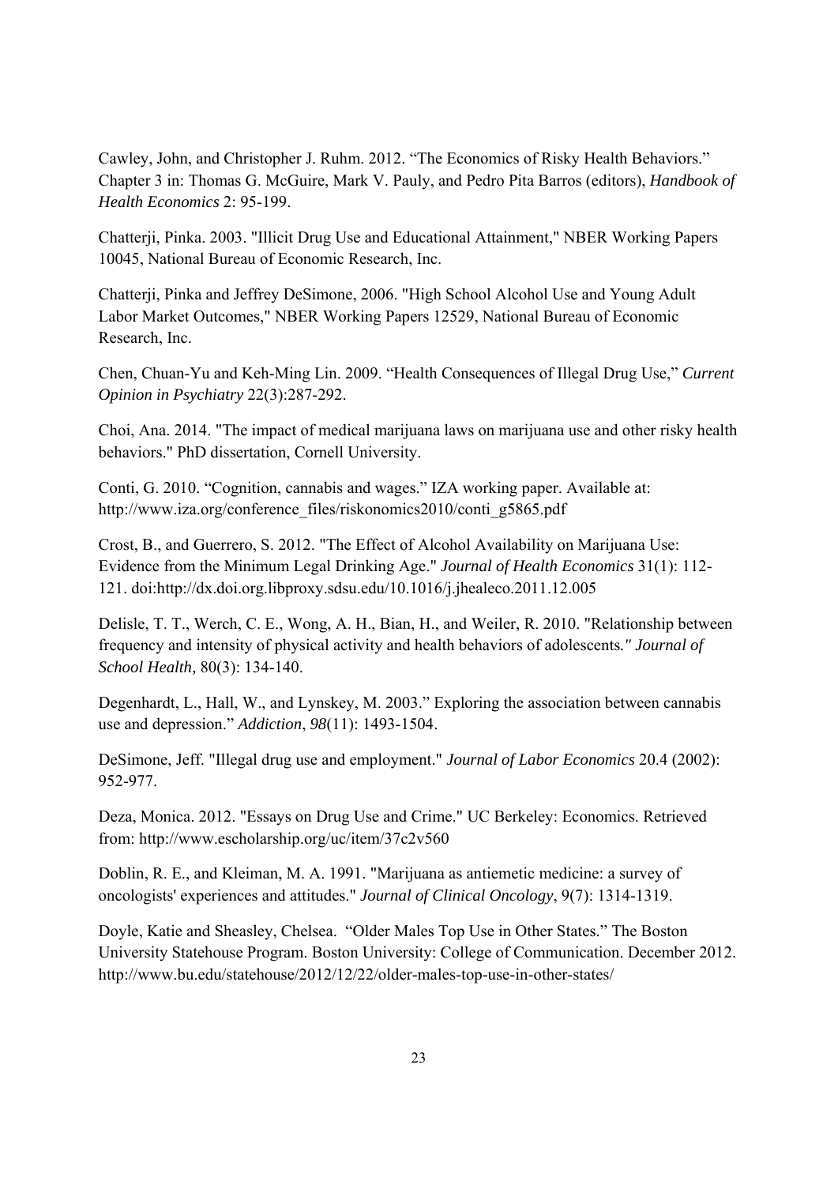Cawley, John, and Christopher J. Ruhm. 2012. "The Economics of Risky Health Behaviors." Chapter 3 in: Thomas G. McGuire, Mark V. Pauly, and Pedro Pita Barros (editors), *Handbook of Health Economics* 2: 95-199.

Chatterji, Pinka. 2003. "Illicit Drug Use and Educational Attainment," NBER Working Papers 10045, National Bureau of Economic Research, Inc.

Chatterji, Pinka and Jeffrey DeSimone, 2006. "High School Alcohol Use and Young Adult Labor Market Outcomes," NBER Working Papers 12529, National Bureau of Economic Research, Inc.

Chen, Chuan-Yu and Keh-Ming Lin. 2009. "Health Consequences of Illegal Drug Use," *Current Opinion in Psychiatry* 22(3):287-292.

Choi, Ana. 2014. "The impact of medical marijuana laws on marijuana use and other risky health behaviors." PhD dissertation, Cornell University.

Conti, G. 2010. "Cognition, cannabis and wages." IZA working paper. Available at: http://www.iza.org/conference_files/riskonomics2010/conti_g5865.pdf

Crost, B., and Guerrero, S. 2012. "The Effect of Alcohol Availability on Marijuana Use: Evidence from the Minimum Legal Drinking Age." *Journal of Health Economics* 31(1): 112-121. doi:http://dx.doi.org.libproxy.sdsu.edu/10.1016/j.jhealeco.2011.12.005

Delisle, T. T., Werch, C. E., Wong, A. H., Bian, H., and Weiler, R. 2010. "Relationship between frequency and intensity of physical activity and health behaviors of adolescents*." Journal of School Health,* 80(3): 134-140.

Degenhardt, L., Hall, W., and Lynskey, M. 2003." Exploring the association between cannabis use and depression." *Addiction*, *98*(11): 1493-1504.

DeSimone, Jeff. "Illegal drug use and employment." *Journal of Labor Economics* 20.4 (2002): 952-977.

Deza, Monica. 2012. "Essays on Drug Use and Crime." UC Berkeley: Economics. Retrieved from: http://www.escholarship.org/uc/item/37c2v560

Doblin, R. E., and Kleiman, M. A. 1991. "Marijuana as antiemetic medicine: a survey of oncologists' experiences and attitudes." *Journal of Clinical Oncology*, 9(7): 1314-1319.

Doyle, Katie and Sheasley, Chelsea. "Older Males Top Use in Other States." The Boston University Statehouse Program. Boston University: College of Communication. December 2012. http://www.bu.edu/statehouse/2012/12/22/older-males-top-use-in-other-states/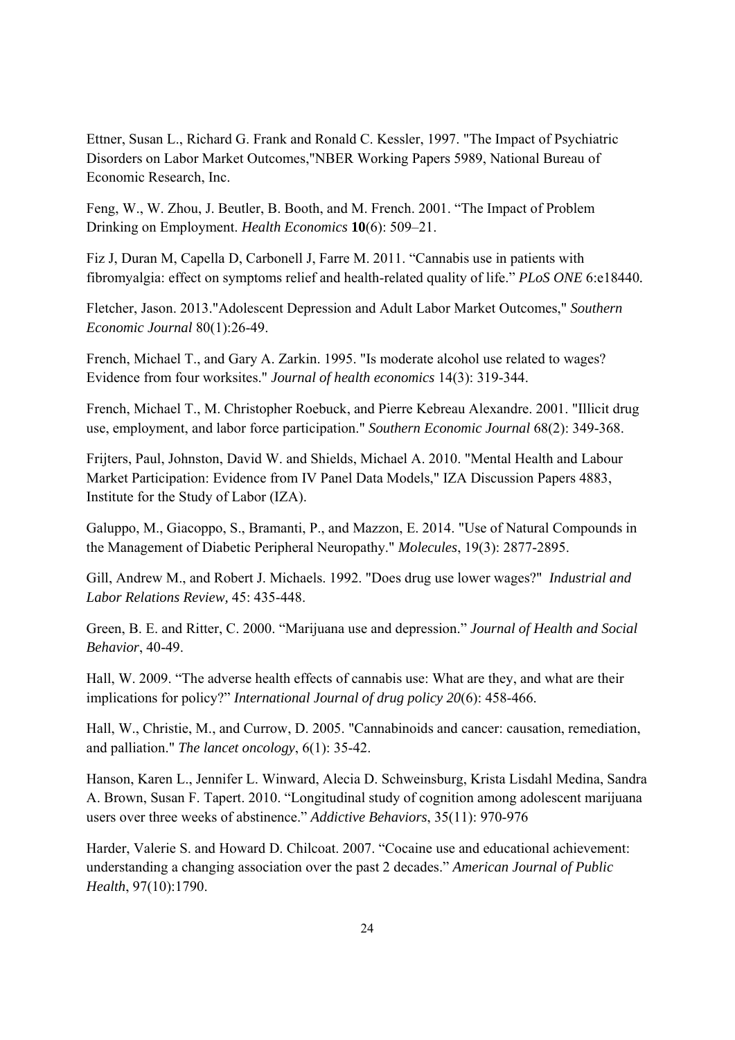Ettner, Susan L., Richard G. Frank and Ronald C. Kessler, 1997. "The Impact of Psychiatric Disorders on Labor Market Outcomes,"NBER Working Papers 5989, National Bureau of Economic Research, Inc.

Feng, W., W. Zhou, J. Beutler, B. Booth, and M. French. 2001. "The Impact of Problem Drinking on Employment. *Health Economics* **10**(6): 509–21.

Fiz J, Duran M, Capella D, Carbonell J, Farre M. 2011. "Cannabis use in patients with fibromyalgia: effect on symptoms relief and health-related quality of life." *PLoS ONE* 6:e18440.

Fletcher, Jason. 2013."Adolescent Depression and Adult Labor Market Outcomes," *Southern Economic Journal* 80(1):26-49.

French, Michael T., and Gary A. Zarkin. 1995. "Is moderate alcohol use related to wages? Evidence from four worksites." *Journal of health economics* 14(3): 319-344.

French, Michael T., M. Christopher Roebuck, and Pierre Kebreau Alexandre. 2001. "Illicit drug use, employment, and labor force participation." *Southern Economic Journal* 68(2): 349-368.

Frijters, Paul, Johnston, David W. and Shields, Michael A. 2010. "Mental Health and Labour Market Participation: Evidence from IV Panel Data Models," IZA Discussion Papers 4883, Institute for the Study of Labor (IZA).

Galuppo, M., Giacoppo, S., Bramanti, P., and Mazzon, E. 2014. "Use of Natural Compounds in the Management of Diabetic Peripheral Neuropathy." *Molecules*, 19(3): 2877-2895.

Gill, Andrew M., and Robert J. Michaels. 1992. "Does drug use lower wages?" *Industrial and Labor Relations Review,* 45: 435-448.

Green, B. E. and Ritter, C. 2000. "Marijuana use and depression." *Journal of Health and Social Behavior*, 40-49.

Hall, W. 2009. "The adverse health effects of cannabis use: What are they, and what are their implications for policy?" *International Journal of drug policy 20*(6): 458-466.

Hall, W., Christie, M., and Currow, D. 2005. "Cannabinoids and cancer: causation, remediation, and palliation." *The lancet oncology*, 6(1): 35-42.

Hanson, Karen L., Jennifer L. Winward, Alecia D. Schweinsburg, Krista Lisdahl Medina, Sandra A. Brown, Susan F. Tapert. 2010. "Longitudinal study of cognition among adolescent marijuana users over three weeks of abstinence." *Addictive Behaviors*, 35(11): 970-976

Harder, Valerie S. and Howard D. Chilcoat. 2007. "Cocaine use and educational achievement: understanding a changing association over the past 2 decades." *American Journal of Public Health*, 97(10):1790.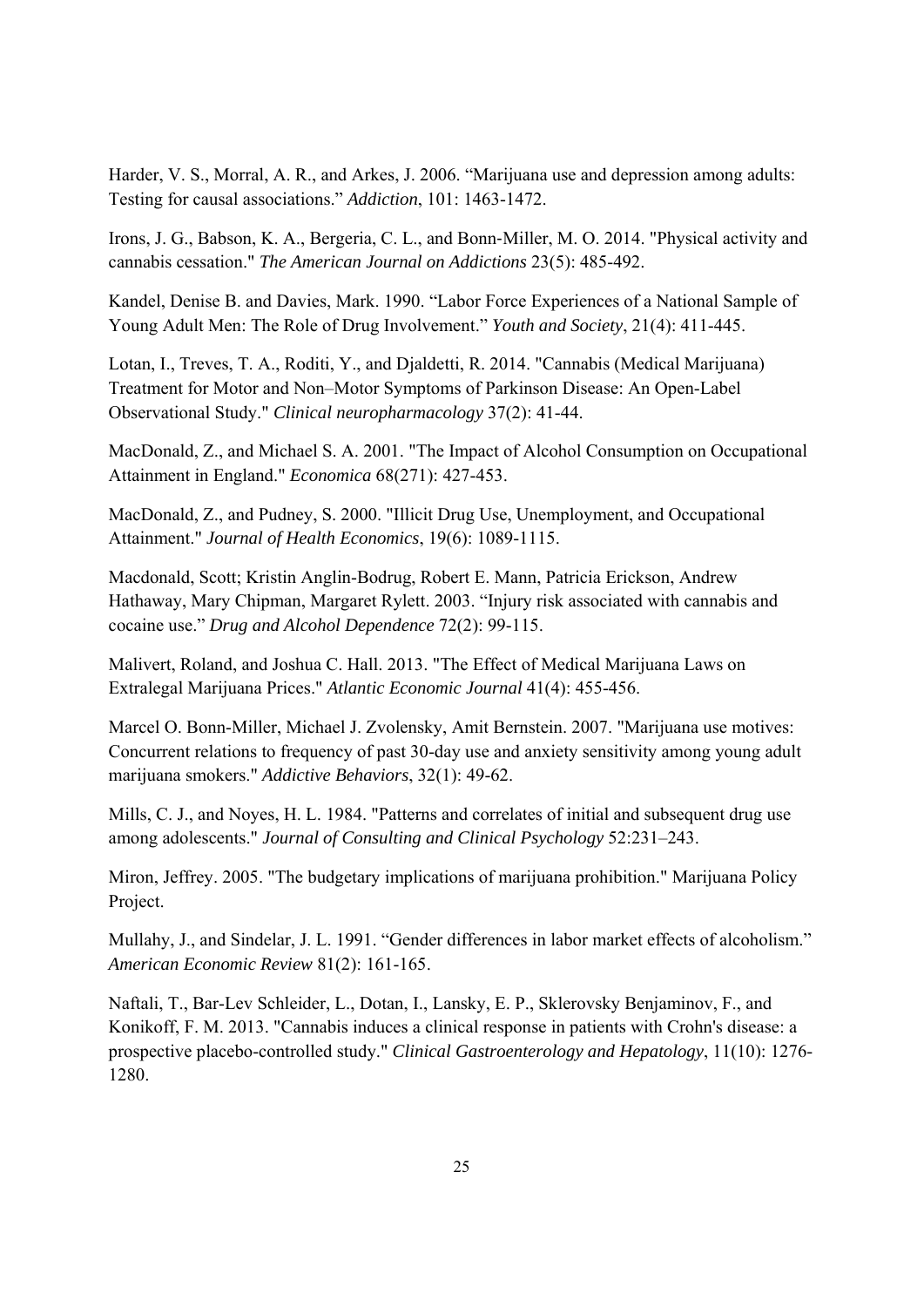Harder, V. S., Morral, A. R., and Arkes, J. 2006. “Marijuana use and depression among adults: Testing for causal associations.” *Addiction*, 101: 1463-1472.

Irons, J. G., Babson, K. A., Bergeria, C. L., and Bonn-Miller, M. O. 2014. "Physical activity and cannabis cessation." *The American Journal on Addictions* 23(5): 485-492.

Kandel, Denise B. and Davies, Mark. 1990. “Labor Force Experiences of a National Sample of Young Adult Men: The Role of Drug Involvement.” *Youth and Society*, 21(4): 411-445.

Lotan, I., Treves, T. A., Roditi, Y., and Djaldetti, R. 2014. "Cannabis (Medical Marijuana) Treatment for Motor and Non–Motor Symptoms of Parkinson Disease: An Open-Label Observational Study." *Clinical neuropharmacology* 37(2): 41-44.

MacDonald, Z., and Michael S. A. 2001. "The Impact of Alcohol Consumption on Occupational Attainment in England." *Economica* 68(271): 427-453.

MacDonald, Z., and Pudney, S. 2000. "Illicit Drug Use, Unemployment, and Occupational Attainment." *Journal of Health Economics*, 19(6): 1089-1115.

Macdonald, Scott; Kristin Anglin-Bodrug, Robert E. Mann, Patricia Erickson, Andrew Hathaway, Mary Chipman, Margaret Rylett. 2003. “Injury risk associated with cannabis and cocaine use.” *Drug and Alcohol Dependence* 72(2): 99-115.

Malivert, Roland, and Joshua C. Hall. 2013. "The Effect of Medical Marijuana Laws on Extralegal Marijuana Prices." *Atlantic Economic Journal* 41(4): 455-456.

Marcel O. Bonn-Miller, Michael J. Zvolensky, Amit Bernstein. 2007. "Marijuana use motives: Concurrent relations to frequency of past 30-day use and anxiety sensitivity among young adult marijuana smokers." *Addictive Behaviors*, 32(1): 49-62.

Mills, C. J., and Noyes, H. L. 1984. "Patterns and correlates of initial and subsequent drug use among adolescents." *Journal of Consulting and Clinical Psychology* 52:231–243.

Miron, Jeffrey. 2005. "The budgetary implications of marijuana prohibition." Marijuana Policy Project.

Mullahy, J., and Sindelar, J. L. 1991. “Gender differences in labor market effects of alcoholism.” *American Economic Review* 81(2): 161-165.

Naftali, T., Bar-Lev Schleider, L., Dotan, I., Lansky, E. P., Sklerovsky Benjaminov, F., and Konikoff, F. M. 2013. "Cannabis induces a clinical response in patients with Crohn's disease: a prospective placebo-controlled study." *Clinical Gastroenterology and Hepatology*, 11(10): 1276-1280.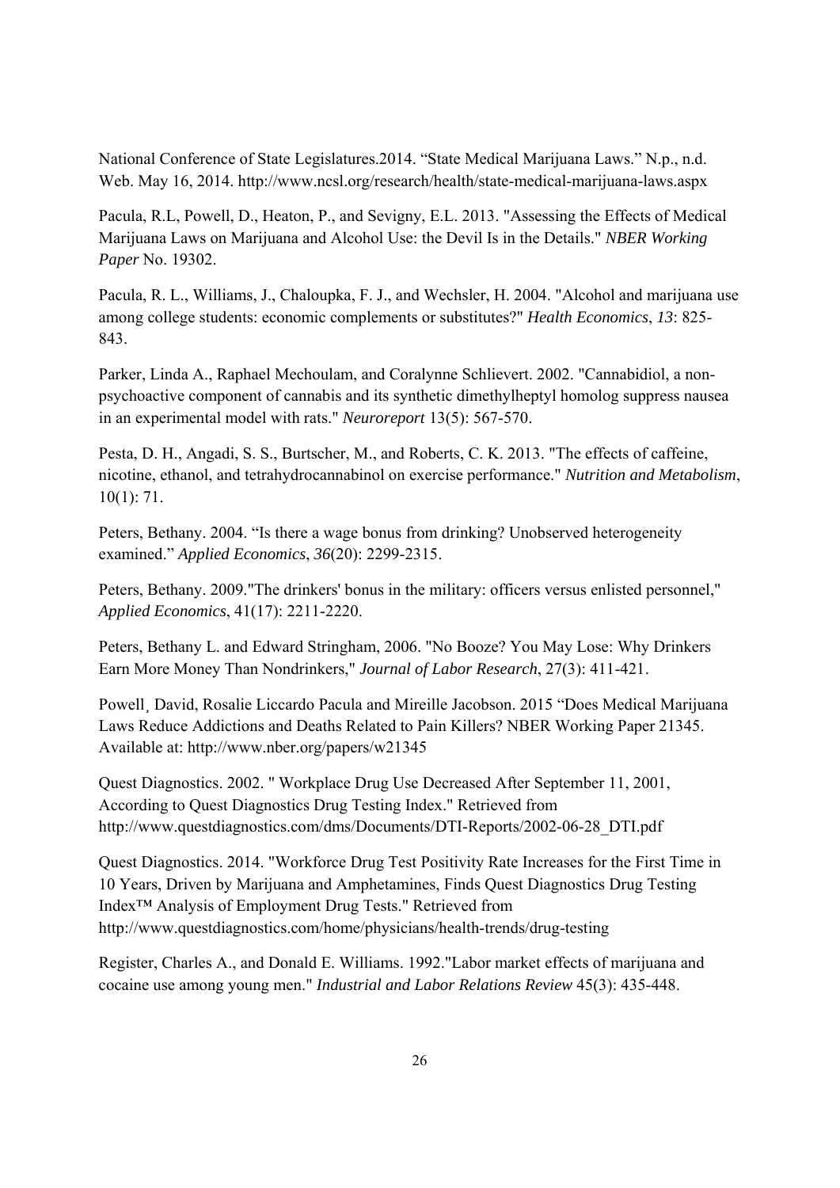National Conference of State Legislatures.2014. “State Medical Marijuana Laws.” N.p., n.d. Web. May 16, 2014. http://www.ncsl.org/research/health/state-medical-marijuana-laws.aspx

Pacula, R.L, Powell, D., Heaton, P., and Sevigny, E.L. 2013. "Assessing the Effects of Medical Marijuana Laws on Marijuana and Alcohol Use: the Devil Is in the Details." *NBER Working Paper* No. 19302.

Pacula, R. L., Williams, J., Chaloupka, F. J., and Wechsler, H. 2004. "Alcohol and marijuana use among college students: economic complements or substitutes?" *Health Economics*, *13*: 825-843.

Parker, Linda A., Raphael Mechoulam, and Coralynne Schlievert. 2002. "Cannabidiol, a non-psychoactive component of cannabis and its synthetic dimethylheptyl homolog suppress nausea in an experimental model with rats." *Neuroreport* 13(5): 567-570.

Pesta, D. H., Angadi, S. S., Burtscher, M., and Roberts, C. K. 2013. "The effects of caffeine, nicotine, ethanol, and tetrahydrocannabinol on exercise performance." *Nutrition and Metabolism*, 10(1): 71.

Peters, Bethany. 2004. “Is there a wage bonus from drinking? Unobserved heterogeneity examined.” *Applied Economics*, *36*(20): 2299-2315.

Peters, Bethany. 2009."The drinkers' bonus in the military: officers versus enlisted personnel," *Applied Economics*, 41(17): 2211-2220.

Peters, Bethany L. and Edward Stringham, 2006. "No Booze? You May Lose: Why Drinkers Earn More Money Than Nondrinkers," *Journal of Labor Research*, 27(3): 411-421.

Powell¸ David, Rosalie Liccardo Pacula and Mireille Jacobson. 2015 “Does Medical Marijuana Laws Reduce Addictions and Deaths Related to Pain Killers? NBER Working Paper 21345. Available at: http://www.nber.org/papers/w21345

Quest Diagnostics. 2002. " Workplace Drug Use Decreased After September 11, 2001, According to Quest Diagnostics Drug Testing Index." Retrieved from http://www.questdiagnostics.com/dms/Documents/DTI-Reports/2002-06-28_DTI.pdf

Quest Diagnostics. 2014. "Workforce Drug Test Positivity Rate Increases for the First Time in 10 Years, Driven by Marijuana and Amphetamines, Finds Quest Diagnostics Drug Testing Index™ Analysis of Employment Drug Tests." Retrieved from http://www.questdiagnostics.com/home/physicians/health-trends/drug-testing

Register, Charles A., and Donald E. Williams. 1992."Labor market effects of marijuana and cocaine use among young men." *Industrial and Labor Relations Review* 45(3): 435-448.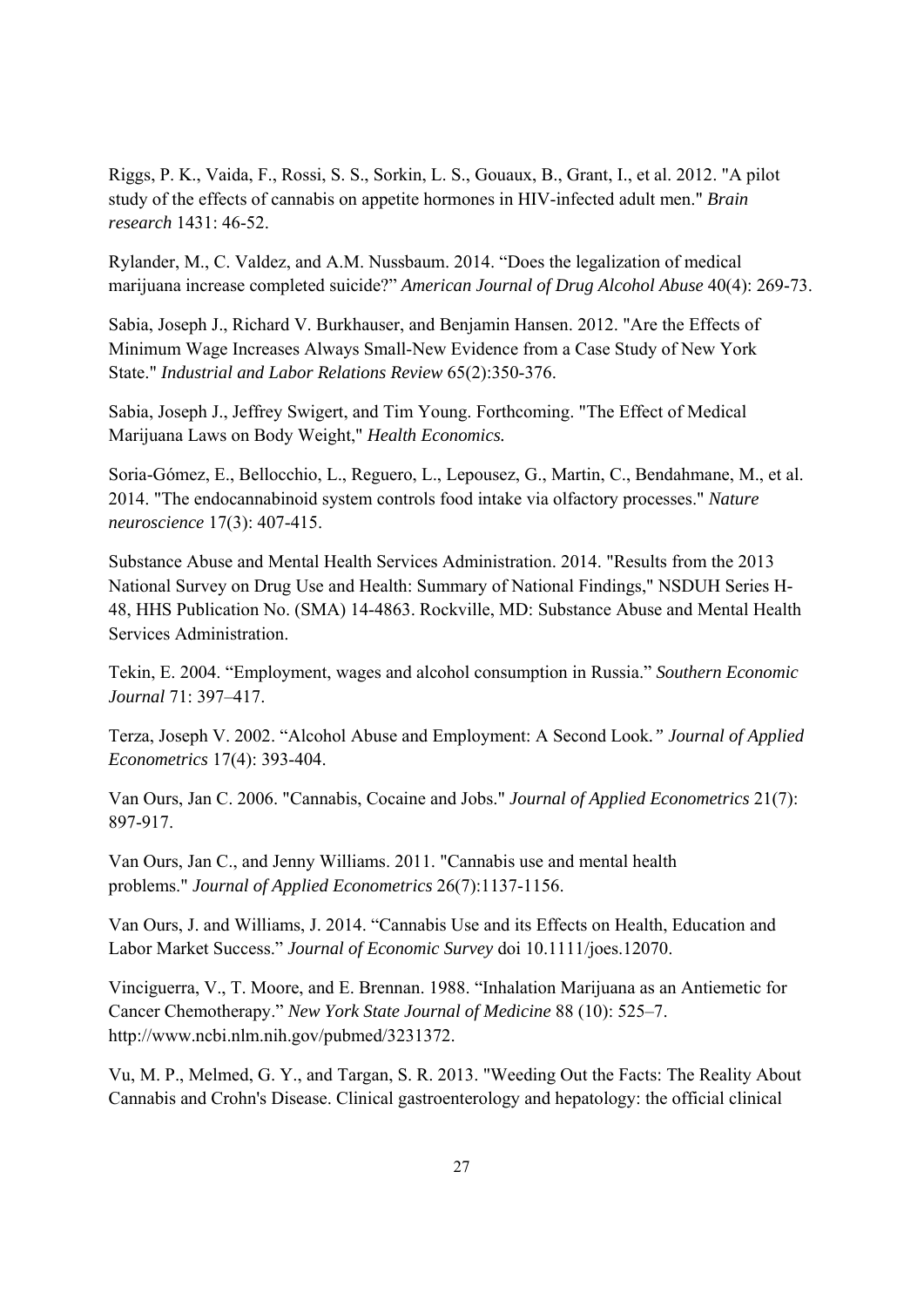Riggs, P. K., Vaida, F., Rossi, S. S., Sorkin, L. S., Gouaux, B., Grant, I., et al. 2012. "A pilot study of the effects of cannabis on appetite hormones in HIV-infected adult men." *Brain research* 1431: 46-52.

Rylander, M., C. Valdez, and A.M. Nussbaum. 2014. "Does the legalization of medical marijuana increase completed suicide?" *American Journal of Drug Alcohol Abuse* 40(4): 269-73.

Sabia, Joseph J., Richard V. Burkhauser, and Benjamin Hansen. 2012. "Are the Effects of Minimum Wage Increases Always Small-New Evidence from a Case Study of New York State." *Industrial and Labor Relations Review* 65(2):350-376.

Sabia, Joseph J., Jeffrey Swigert, and Tim Young. Forthcoming. "The Effect of Medical Marijuana Laws on Body Weight," *Health Economics.*

Soria-Gómez, E., Bellocchio, L., Reguero, L., Lepousez, G., Martin, C., Bendahmane, M., et al. 2014. "The endocannabinoid system controls food intake via olfactory processes." *Nature neuroscience* 17(3): 407-415.

Substance Abuse and Mental Health Services Administration. 2014. "Results from the 2013 National Survey on Drug Use and Health: Summary of National Findings," NSDUH Series H-48, HHS Publication No. (SMA) 14-4863. Rockville, MD: Substance Abuse and Mental Health Services Administration.

Tekin, E. 2004. "Employment, wages and alcohol consumption in Russia." *Southern Economic Journal* 71: 397–417.

Terza, Joseph V. 2002. "Alcohol Abuse and Employment: A Second Look*." Journal of Applied Econometrics* 17(4): 393-404.

Van Ours, Jan C. 2006. "Cannabis, Cocaine and Jobs." *Journal of Applied Econometrics* 21(7): 897-917.

Van Ours, Jan C., and Jenny Williams. 2011. "Cannabis use and mental health problems." *Journal of Applied Econometrics* 26(7):1137-1156.

Van Ours, J. and Williams, J. 2014. "Cannabis Use and its Effects on Health, Education and Labor Market Success." *Journal of Economic Survey* doi 10.1111/joes.12070.

Vinciguerra, V., T. Moore, and E. Brennan. 1988. "Inhalation Marijuana as an Antiemetic for Cancer Chemotherapy." *New York State Journal of Medicine* 88 (10): 525–7. http://www.ncbi.nlm.nih.gov/pubmed/3231372.

Vu, M. P., Melmed, G. Y., and Targan, S. R. 2013. "Weeding Out the Facts: The Reality About Cannabis and Crohn's Disease. Clinical gastroenterology and hepatology: the official clinical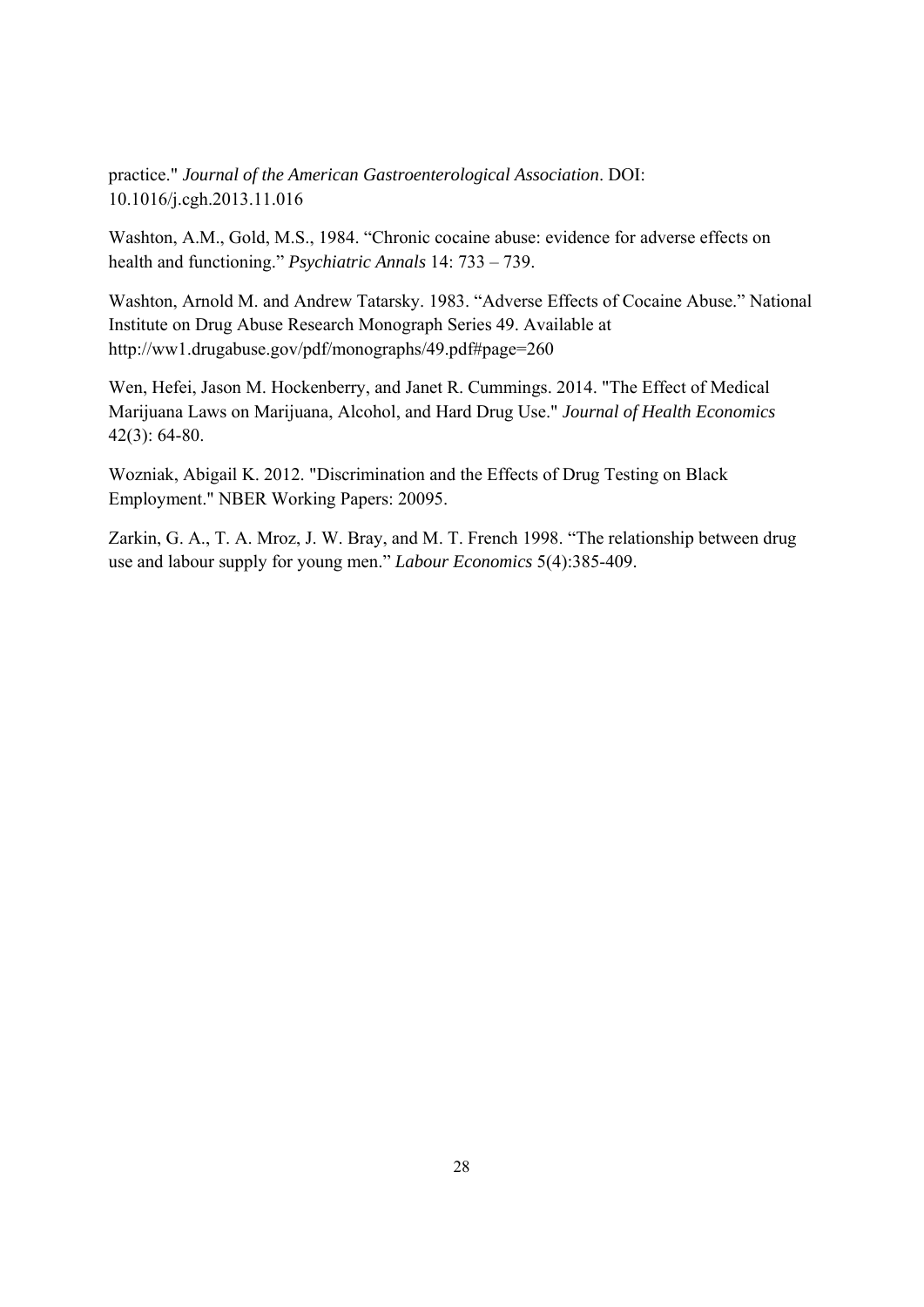practice." *Journal of the American Gastroenterological Association*. DOI: 10.1016/j.cgh.2013.11.016

Washton, A.M., Gold, M.S., 1984. "Chronic cocaine abuse: evidence for adverse effects on health and functioning." *Psychiatric Annals* 14: 733 – 739.

Washton, Arnold M. and Andrew Tatarsky. 1983. "Adverse Effects of Cocaine Abuse." National Institute on Drug Abuse Research Monograph Series 49. Available at http://ww1.drugabuse.gov/pdf/monographs/49.pdf#page=260

Wen, Hefei, Jason M. Hockenberry, and Janet R. Cummings. 2014. "The Effect of Medical Marijuana Laws on Marijuana, Alcohol, and Hard Drug Use." *Journal of Health Economics* 42(3): 64-80.

Wozniak, Abigail K. 2012. "Discrimination and the Effects of Drug Testing on Black Employment." NBER Working Papers: 20095.

Zarkin, G. A., T. A. Mroz, J. W. Bray, and M. T. French 1998. "The relationship between drug use and labour supply for young men." *Labour Economics* 5(4):385-409.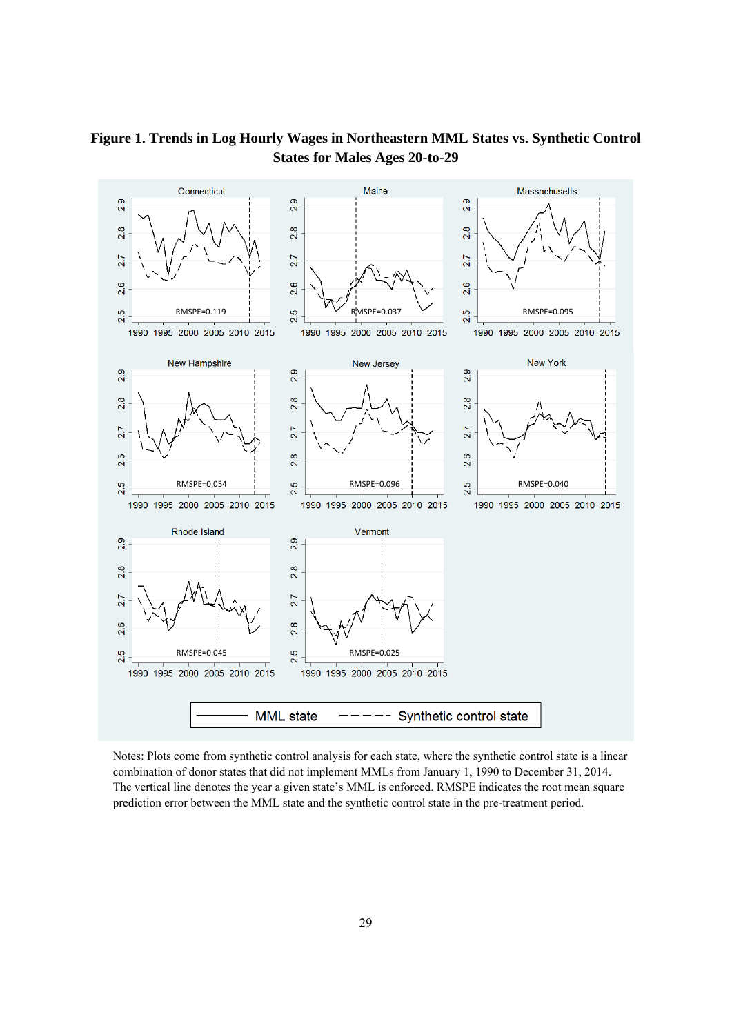**Figure 1. Trends in Log Hourly Wages in Northeastern MML States vs. Synthetic Control States for Males Ages 20-to-29**

Notes: Plots come from synthetic control analysis for each state, where the synthetic control state is a linear combination of donor states that did not implement MMLs from January 1, 1990 to December 31, 2014. The vertical line denotes the year a given state's MML is enforced. RMSPE indicates the root mean square prediction error between the MML state and the synthetic control state in the pre-treatment period.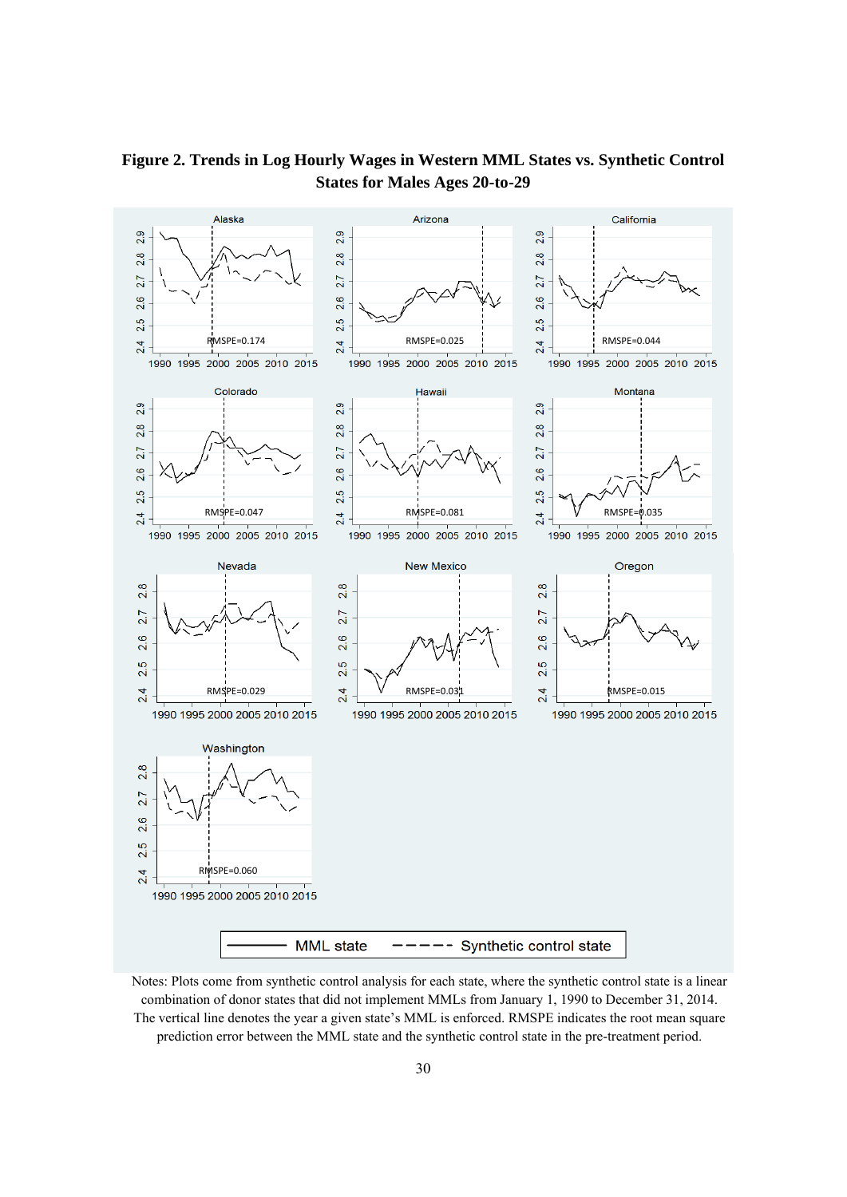**Figure 2. Trends in Log Hourly Wages in Western MML States vs. Synthetic Control States for Males Ages 20-to-29**

Notes: Plots come from synthetic control analysis for each state, where the synthetic control state is a linear combination of donor states that did not implement MMLs from January 1, 1990 to December 31, 2014. The vertical line denotes the year a given state's MML is enforced. RMSPE indicates the root mean square prediction error between the MML state and the synthetic control state in the pre-treatment period.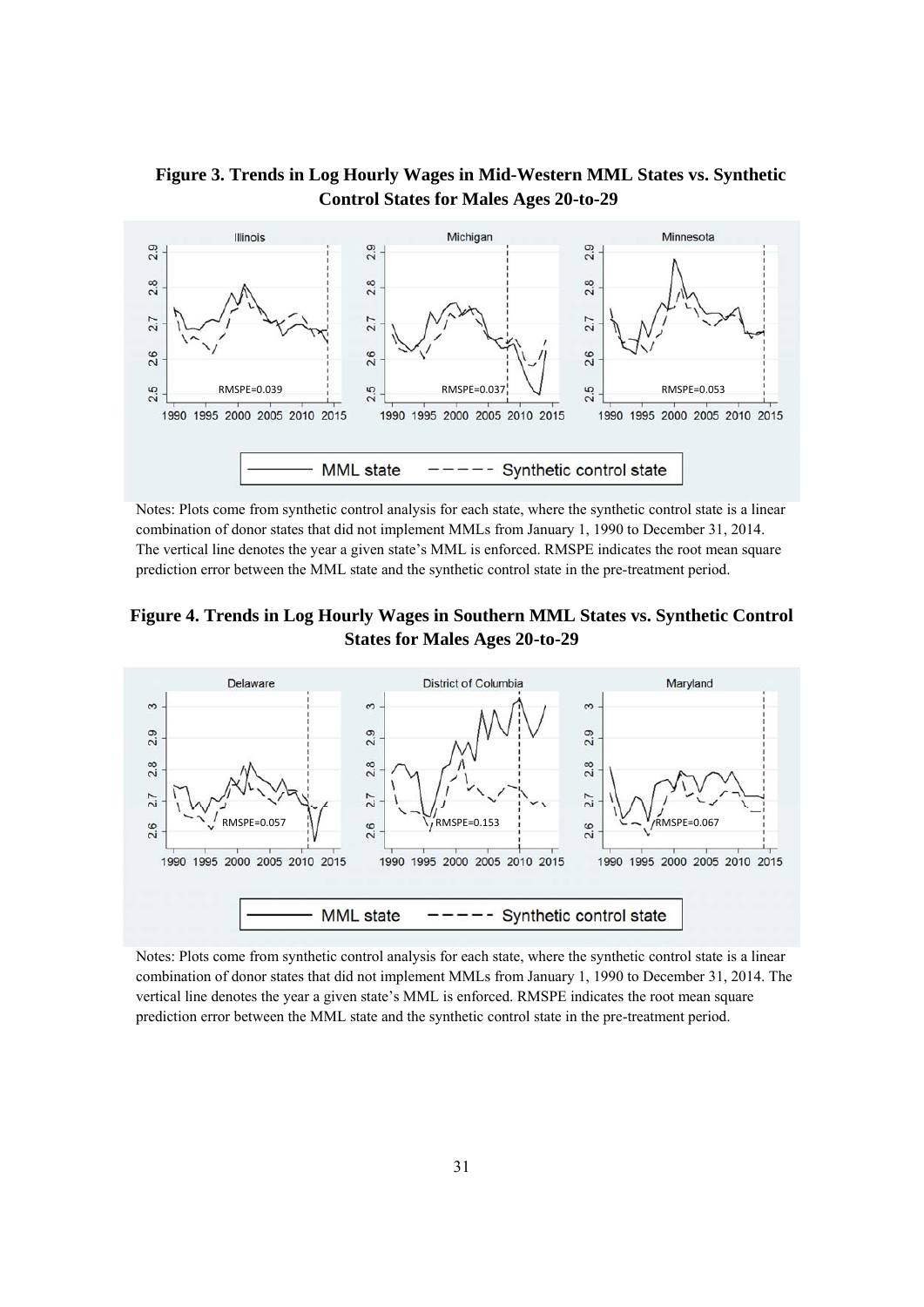**Figure 3. Trends in Log Hourly Wages in Mid-Western MML States vs. Synthetic Control States for Males Ages 20-to-29**

Notes: Plots come from synthetic control analysis for each state, where the synthetic control state is a linear combination of donor states that did not implement MMLs from January 1, 1990 to December 31, 2014. The vertical line denotes the year a given state's MML is enforced. RMSPE indicates the root mean square prediction error between the MML state and the synthetic control state in the pre-treatment period.

**Figure 4. Trends in Log Hourly Wages in Southern MML States vs. Synthetic Control States for Males Ages 20-to-29**

Notes: Plots come from synthetic control analysis for each state, where the synthetic control state is a linear combination of donor states that did not implement MMLs from January 1, 1990 to December 31, 2014. The vertical line denotes the year a given state's MML is enforced. RMSPE indicates the root mean square prediction error between the MML state and the synthetic control state in the pre-treatment period.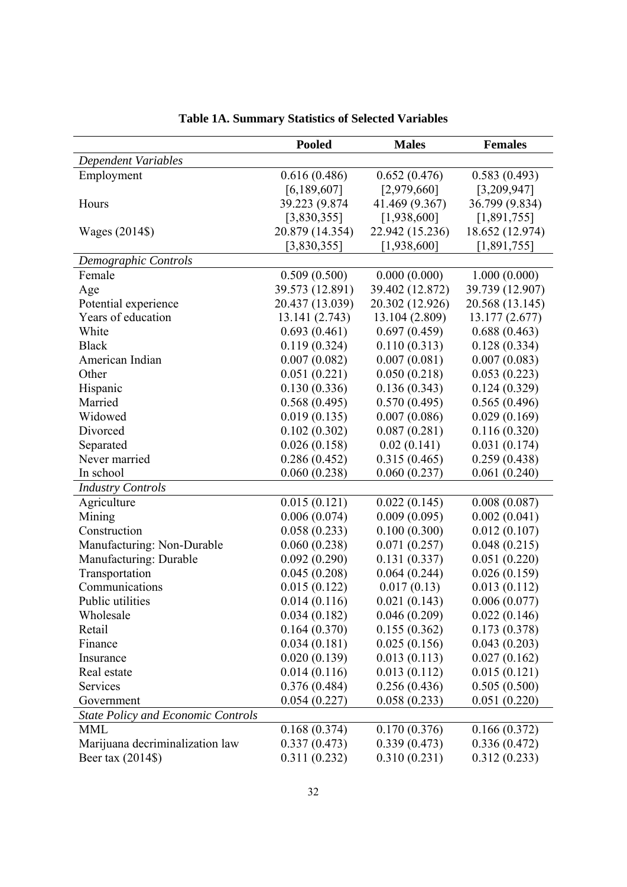**Table 1A. Summary Statistics of Selected Variables**

| | **Pooled** | **Males** | **Females** |
|---|---|---|---|
| *Dependent Variables* | | | |
| Employment | 0.616 (0.486) | 0.652 (0.476) | 0.583 (0.493) |
| | [6,189,607] | [2,979,660] | [3,209,947] |
| Hours | 39.223 (9.874 | 41.469 (9.367) | 36.799 (9.834) |
| | [3,830,355] | [1,938,600] | [1,891,755] |
| Wages (2014$) | 20.879 (14.354) | 22.942 (15.236) | 18.652 (12.974) |
| | [3,830,355] | [1,938,600] | [1,891,755] |
| *Demographic Controls* | | | |
| Female | 0.509 (0.500) | 0.000 (0.000) | 1.000 (0.000) |
| Age | 39.573 (12.891) | 39.402 (12.872) | 39.739 (12.907) |
| Potential experience | 20.437 (13.039) | 20.302 (12.926) | 20.568 (13.145) |
| Years of education | 13.141 (2.743) | 13.104 (2.809) | 13.177 (2.677) |
| White | 0.693 (0.461) | 0.697 (0.459) | 0.688 (0.463) |
| Black | 0.119 (0.324) | 0.110 (0.313) | 0.128 (0.334) |
| American Indian | 0.007 (0.082) | 0.007 (0.081) | 0.007 (0.083) |
| Other | 0.051 (0.221) | 0.050 (0.218) | 0.053 (0.223) |
| Hispanic | 0.130 (0.336) | 0.136 (0.343) | 0.124 (0.329) |
| Married | 0.568 (0.495) | 0.570 (0.495) | 0.565 (0.496) |
| Widowed | 0.019 (0.135) | 0.007 (0.086) | 0.029 (0.169) |
| Divorced | 0.102 (0.302) | 0.087 (0.281) | 0.116 (0.320) |
| Separated | 0.026 (0.158) | 0.02 (0.141) | 0.031 (0.174) |
| Never married | 0.286 (0.452) | 0.315 (0.465) | 0.259 (0.438) |
| In school | 0.060 (0.238) | 0.060 (0.237) | 0.061 (0.240) |
| *Industry Controls* | | | |
| Agriculture | 0.015 (0.121) | 0.022 (0.145) | 0.008 (0.087) |
| Mining | 0.006 (0.074) | 0.009 (0.095) | 0.002 (0.041) |
| Construction | 0.058 (0.233) | 0.100 (0.300) | 0.012 (0.107) |
| Manufacturing: Non-Durable | 0.060 (0.238) | 0.071 (0.257) | 0.048 (0.215) |
| Manufacturing: Durable | 0.092 (0.290) | 0.131 (0.337) | 0.051 (0.220) |
| Transportation | 0.045 (0.208) | 0.064 (0.244) | 0.026 (0.159) |
| Communications | 0.015 (0.122) | 0.017 (0.13) | 0.013 (0.112) |
| Public utilities | 0.014 (0.116) | 0.021 (0.143) | 0.006 (0.077) |
| Wholesale | 0.034 (0.182) | 0.046 (0.209) | 0.022 (0.146) |
| Retail | 0.164 (0.370) | 0.155 (0.362) | 0.173 (0.378) |
| Finance | 0.034 (0.181) | 0.025 (0.156) | 0.043 (0.203) |
| Insurance | 0.020 (0.139) | 0.013 (0.113) | 0.027 (0.162) |
| Real estate | 0.014 (0.116) | 0.013 (0.112) | 0.015 (0.121) |
| Services | 0.376 (0.484) | 0.256 (0.436) | 0.505 (0.500) |
| Government | 0.054 (0.227) | 0.058 (0.233) | 0.051 (0.220) |
| *State Policy and Economic Controls* | | | |
| MML | 0.168 (0.374) | 0.170 (0.376) | 0.166 (0.372) |
| Marijuana decriminalization law | 0.337 (0.473) | 0.339 (0.473) | 0.336 (0.472) |
| Beer tax (2014$) | 0.311 (0.232) | 0.310 (0.231) | 0.312 (0.233) |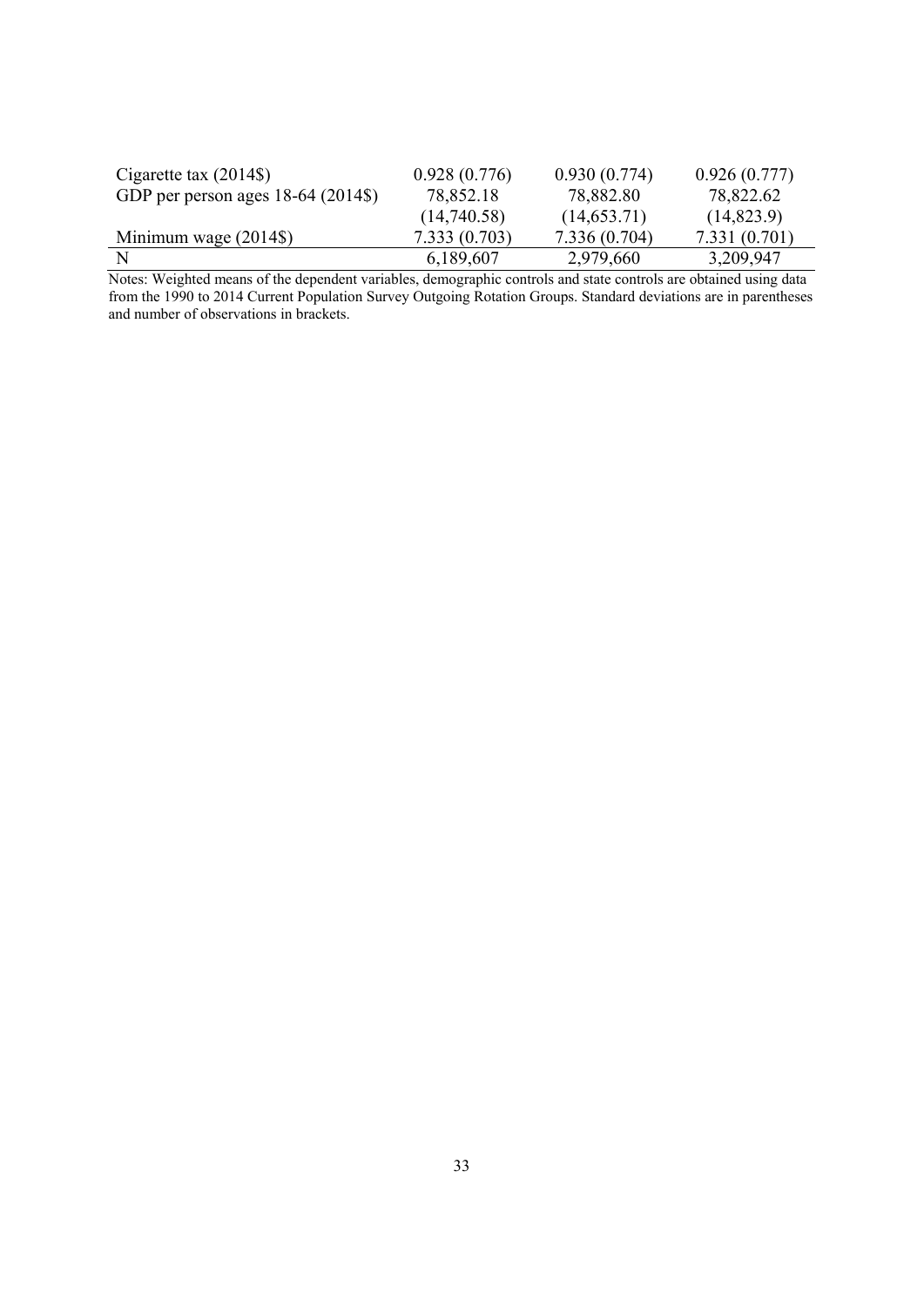| | | | |
|---|---|---|---|
| Cigarette tax (2014$) | 0.928 (0.776) | 0.930 (0.774) | 0.926 (0.777) |
| GDP per person ages 18-64 (2014$) | 78,852.18 | 78,882.80 | 78,822.62 |
| | (14,740.58) | (14,653.71) | (14,823.9) |
| Minimum wage (2014$) | 7.333 (0.703) | 7.336 (0.704) | 7.331 (0.701) |
| N | 6,189,607 | 2,979,660 | 3,209,947 |

Notes: Weighted means of the dependent variables, demographic controls and state controls are obtained using data from the 1990 to 2014 Current Population Survey Outgoing Rotation Groups. Standard deviations are in parentheses and number of observations in brackets.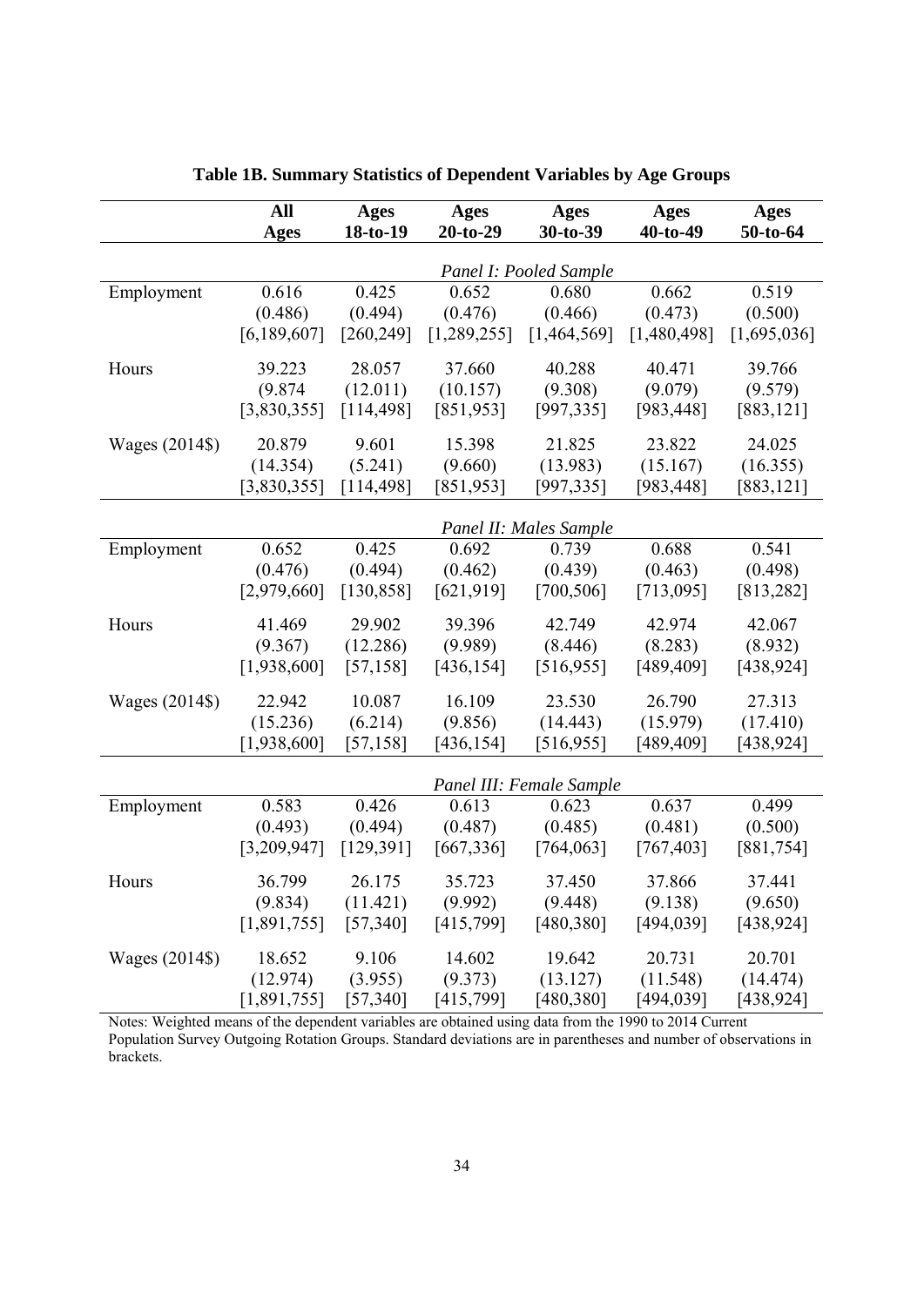**Table 1B. Summary Statistics of Dependent Variables by Age Groups**

| | All Ages | Ages 18-to-19 | Ages 20-to-29 | Ages 30-to-39 | Ages 40-to-49 | Ages 50-to-64 |
|---|---|---|---|---|---|---|
| | *Panel I: Pooled Sample* | | | | | |
| Employment | 0.616 | 0.425 | 0.652 | 0.680 | 0.662 | 0.519 |
| | (0.486) | (0.494) | (0.476) | (0.466) | (0.473) | (0.500) |
| | [6,189,607] | [260,249] | [1,289,255] | [1,464,569] | [1,480,498] | [1,695,036] |
| Hours | 39.223 | 28.057 | 37.660 | 40.288 | 40.471 | 39.766 |
| | (9.874 | (12.011) | (10.157) | (9.308) | (9.079) | (9.579) |
| | [3,830,355] | [114,498] | [851,953] | [997,335] | [983,448] | [883,121] |
| Wages (2014$) | 20.879 | 9.601 | 15.398 | 21.825 | 23.822 | 24.025 |
| | (14.354) | (5.241) | (9.660) | (13.983) | (15.167) | (16.355) |
| | [3,830,355] | [114,498] | [851,953] | [997,335] | [983,448] | [883,121] |
| | *Panel II: Males Sample* | | | | | |
| Employment | 0.652 | 0.425 | 0.692 | 0.739 | 0.688 | 0.541 |
| | (0.476) | (0.494) | (0.462) | (0.439) | (0.463) | (0.498) |
| | [2,979,660] | [130,858] | [621,919] | [700,506] | [713,095] | [813,282] |
| Hours | 41.469 | 29.902 | 39.396 | 42.749 | 42.974 | 42.067 |
| | (9.367) | (12.286) | (9.989) | (8.446) | (8.283) | (8.932) |
| | [1,938,600] | [57,158] | [436,154] | [516,955] | [489,409] | [438,924] |
| Wages (2014$) | 22.942 | 10.087 | 16.109 | 23.530 | 26.790 | 27.313 |
| | (15.236) | (6.214) | (9.856) | (14.443) | (15.979) | (17.410) |
| | [1,938,600] | [57,158] | [436,154] | [516,955] | [489,409] | [438,924] |
| | *Panel III: Female Sample* | | | | | |
| Employment | 0.583 | 0.426 | 0.613 | 0.623 | 0.637 | 0.499 |
| | (0.493) | (0.494) | (0.487) | (0.485) | (0.481) | (0.500) |
| | [3,209,947] | [129,391] | [667,336] | [764,063] | [767,403] | [881,754] |
| Hours | 36.799 | 26.175 | 35.723 | 37.450 | 37.866 | 37.441 |
| | (9.834) | (11.421) | (9.992) | (9.448) | (9.138) | (9.650) |
| | [1,891,755] | [57,340] | [415,799] | [480,380] | [494,039] | [438,924] |
| Wages (2014$) | 18.652 | 9.106 | 14.602 | 19.642 | 20.731 | 20.701 |
| | (12.974) | (3.955) | (9.373) | (13.127) | (11.548) | (14.474) |
| | [1,891,755] | [57,340] | [415,799] | [480,380] | [494,039] | [438,924] |

Notes: Weighted means of the dependent variables are obtained using data from the 1990 to 2014 Current Population Survey Outgoing Rotation Groups. Standard deviations are in parentheses and number of observations in brackets.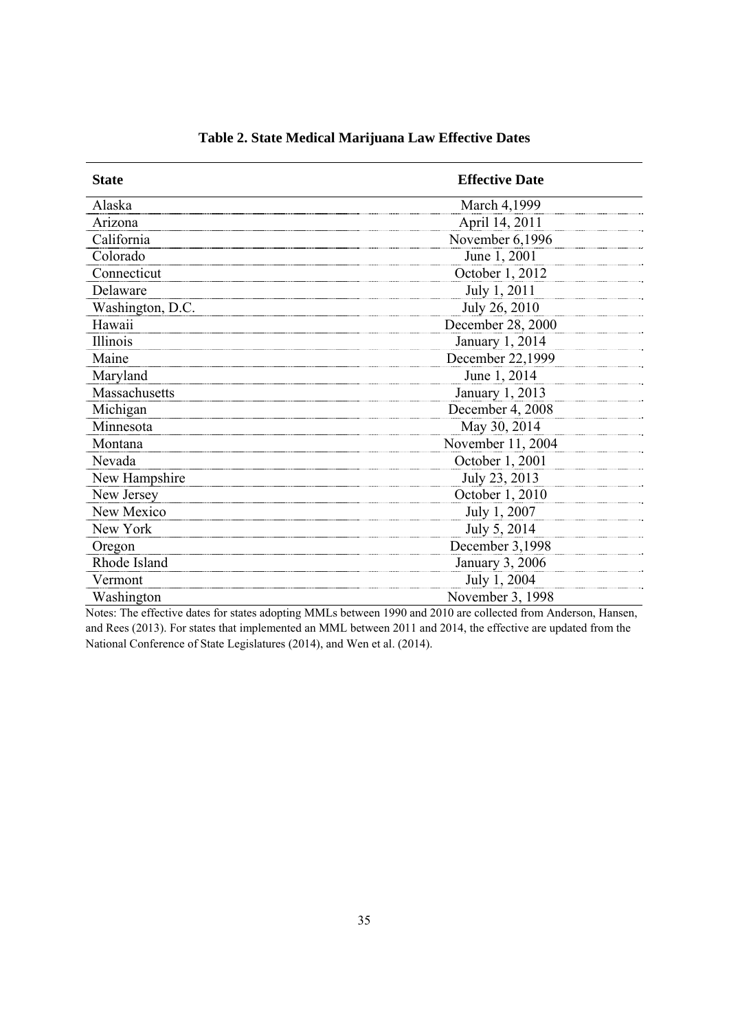**Table 2. State Medical Marijuana Law Effective Dates**

| State | Effective Date |
|---|---|
| Alaska | March 4,1999 |
| Arizona | April 14, 2011 |
| California | November 6,1996 |
| Colorado | June 1, 2001 |
| Connecticut | October 1, 2012 |
| Delaware | July 1, 2011 |
| Washington, D.C. | July 26, 2010 |
| Hawaii | December 28, 2000 |
| Illinois | January 1, 2014 |
| Maine | December 22,1999 |
| Maryland | June 1, 2014 |
| Massachusetts | January 1, 2013 |
| Michigan | December 4, 2008 |
| Minnesota | May 30, 2014 |
| Montana | November 11, 2004 |
| Nevada | October 1, 2001 |
| New Hampshire | July 23, 2013 |
| New Jersey | October 1, 2010 |
| New Mexico | July 1, 2007 |
| New York | July 5, 2014 |
| Oregon | December 3,1998 |
| Rhode Island | January 3, 2006 |
| Vermont | July 1, 2004 |
| Washington | November 3, 1998 |

Notes: The effective dates for states adopting MMLs between 1990 and 2010 are collected from Anderson, Hansen, and Rees (2013). For states that implemented an MML between 2011 and 2014, the effective are updated from the National Conference of State Legislatures (2014), and Wen et al. (2014).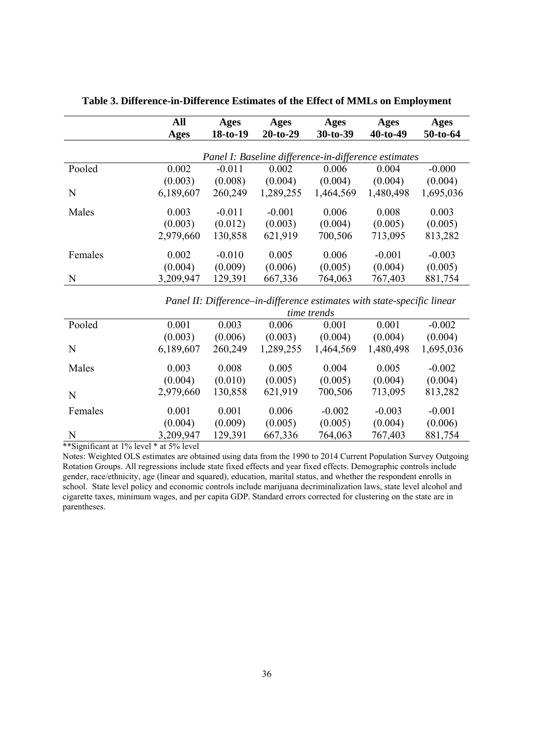**Table 3. Difference-in-Difference Estimates of the Effect of MMLs on Employment**

| | All Ages | Ages 18-to-19 | Ages 20-to-29 | Ages 30-to-39 | Ages 40-to-49 | Ages 50-to-64 |
|---|---|---|---|---|---|---|
| | *Panel I: Baseline difference-in-difference estimates* | | | | | |
| Pooled | 0.002 | -0.011 | 0.002 | 0.006 | 0.004 | -0.000 |
| | (0.003) | (0.008) | (0.004) | (0.004) | (0.004) | (0.004) |
| N | 6,189,607 | 260,249 | 1,289,255 | 1,464,569 | 1,480,498 | 1,695,036 |
| Males | 0.003 | -0.011 | -0.001 | 0.006 | 0.008 | 0.003 |
| | (0.003) | (0.012) | (0.003) | (0.004) | (0.005) | (0.005) |
| | 2,979,660 | 130,858 | 621,919 | 700,506 | 713,095 | 813,282 |
| Females | 0.002 | -0.010 | 0.005 | 0.006 | -0.001 | -0.003 |
| | (0.004) | (0.009) | (0.006) | (0.005) | (0.004) | (0.005) |
| N | 3,209,947 | 129,391 | 667,336 | 764,063 | 767,403 | 881,754 |
| | *Panel II: Difference–in-difference estimates with state-specific linear time trends* | | | | | |
| Pooled | 0.001 | 0.003 | 0.006 | 0.001 | 0.001 | -0.002 |
| | (0.003) | (0.006) | (0.003) | (0.004) | (0.004) | (0.004) |
| N | 6,189,607 | 260,249 | 1,289,255 | 1,464,569 | 1,480,498 | 1,695,036 |
| Males | 0.003 | 0.008 | 0.005 | 0.004 | 0.005 | -0.002 |
| | (0.004) | (0.010) | (0.005) | (0.005) | (0.004) | (0.004) |
| N | 2,979,660 | 130,858 | 621,919 | 700,506 | 713,095 | 813,282 |
| Females | 0.001 | 0.001 | 0.006 | -0.002 | -0.003 | -0.001 |
| | (0.004) | (0.009) | (0.005) | (0.005) | (0.004) | (0.006) |
| N | 3,209,947 | 129,391 | 667,336 | 764,063 | 767,403 | 881,754 |

**Significant at 1% level * at 5% level

Notes: Weighted OLS estimates are obtained using data from the 1990 to 2014 Current Population Survey Outgoing Rotation Groups. All regressions include state fixed effects and year fixed effects. Demographic controls include gender, race/ethnicity, age (linear and squared), education, marital status, and whether the respondent enrolls in school. State level policy and economic controls include marijuana decriminalization laws, state level alcohol and cigarette taxes, minimum wages, and per capita GDP. Standard errors corrected for clustering on the state are in parentheses.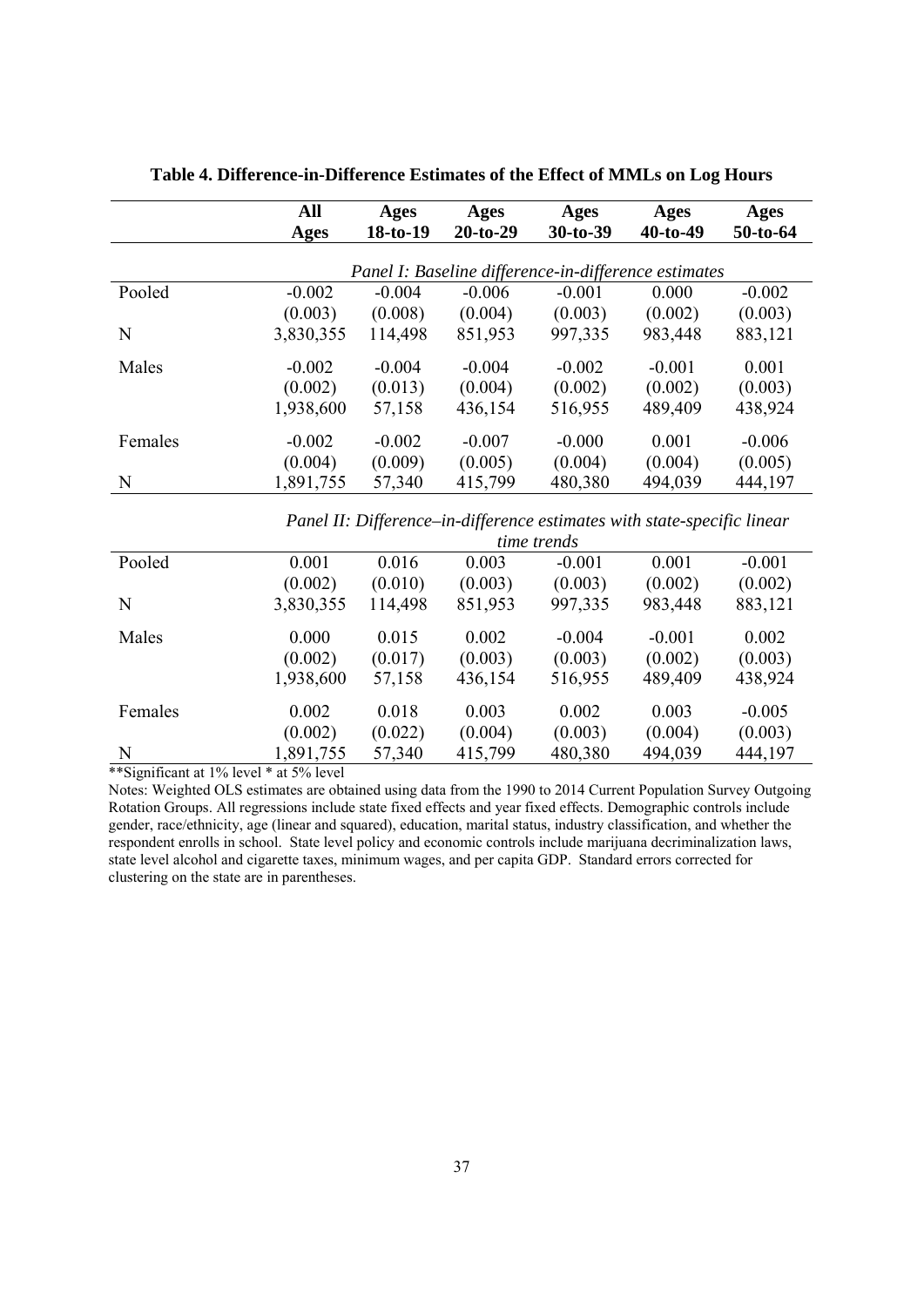**Table 4. Difference-in-Difference Estimates of the Effect of MMLs on Log Hours**

| | All Ages | Ages 18-to-19 | Ages 20-to-29 | Ages 30-to-39 | Ages 40-to-49 | Ages 50-to-64 |
|---|---|---|---|---|---|---|
| | *Panel I: Baseline difference-in-difference estimates* | | | | | |
| Pooled | -0.002 | -0.004 | -0.006 | -0.001 | 0.000 | -0.002 |
| | (0.003) | (0.008) | (0.004) | (0.003) | (0.002) | (0.003) |
| N | 3,830,355 | 114,498 | 851,953 | 997,335 | 983,448 | 883,121 |
| Males | -0.002 | -0.004 | -0.004 | -0.002 | -0.001 | 0.001 |
| | (0.002) | (0.013) | (0.004) | (0.002) | (0.002) | (0.003) |
| | 1,938,600 | 57,158 | 436,154 | 516,955 | 489,409 | 438,924 |
| Females | -0.002 | -0.002 | -0.007 | -0.000 | 0.001 | -0.006 |
| | (0.004) | (0.009) | (0.005) | (0.004) | (0.004) | (0.005) |
| N | 1,891,755 | 57,340 | 415,799 | 480,380 | 494,039 | 444,197 |
| | *Panel II: Difference–in-difference estimates with state-specific linear time trends* | | | | | |
| Pooled | 0.001 | 0.016 | 0.003 | -0.001 | 0.001 | -0.001 |
| | (0.002) | (0.010) | (0.003) | (0.003) | (0.002) | (0.002) |
| N | 3,830,355 | 114,498 | 851,953 | 997,335 | 983,448 | 883,121 |
| Males | 0.000 | 0.015 | 0.002 | -0.004 | -0.001 | 0.002 |
| | (0.002) | (0.017) | (0.003) | (0.003) | (0.002) | (0.003) |
| | 1,938,600 | 57,158 | 436,154 | 516,955 | 489,409 | 438,924 |
| Females | 0.002 | 0.018 | 0.003 | 0.002 | 0.003 | -0.005 |
| | (0.002) | (0.022) | (0.004) | (0.003) | (0.004) | (0.003) |
| N | 1,891,755 | 57,340 | 415,799 | 480,380 | 494,039 | 444,197 |

**Significant at 1% level * at 5% level

Notes: Weighted OLS estimates are obtained using data from the 1990 to 2014 Current Population Survey Outgoing Rotation Groups. All regressions include state fixed effects and year fixed effects. Demographic controls include gender, race/ethnicity, age (linear and squared), education, marital status, industry classification, and whether the respondent enrolls in school. State level policy and economic controls include marijuana decriminalization laws, state level alcohol and cigarette taxes, minimum wages, and per capita GDP. Standard errors corrected for clustering on the state are in parentheses.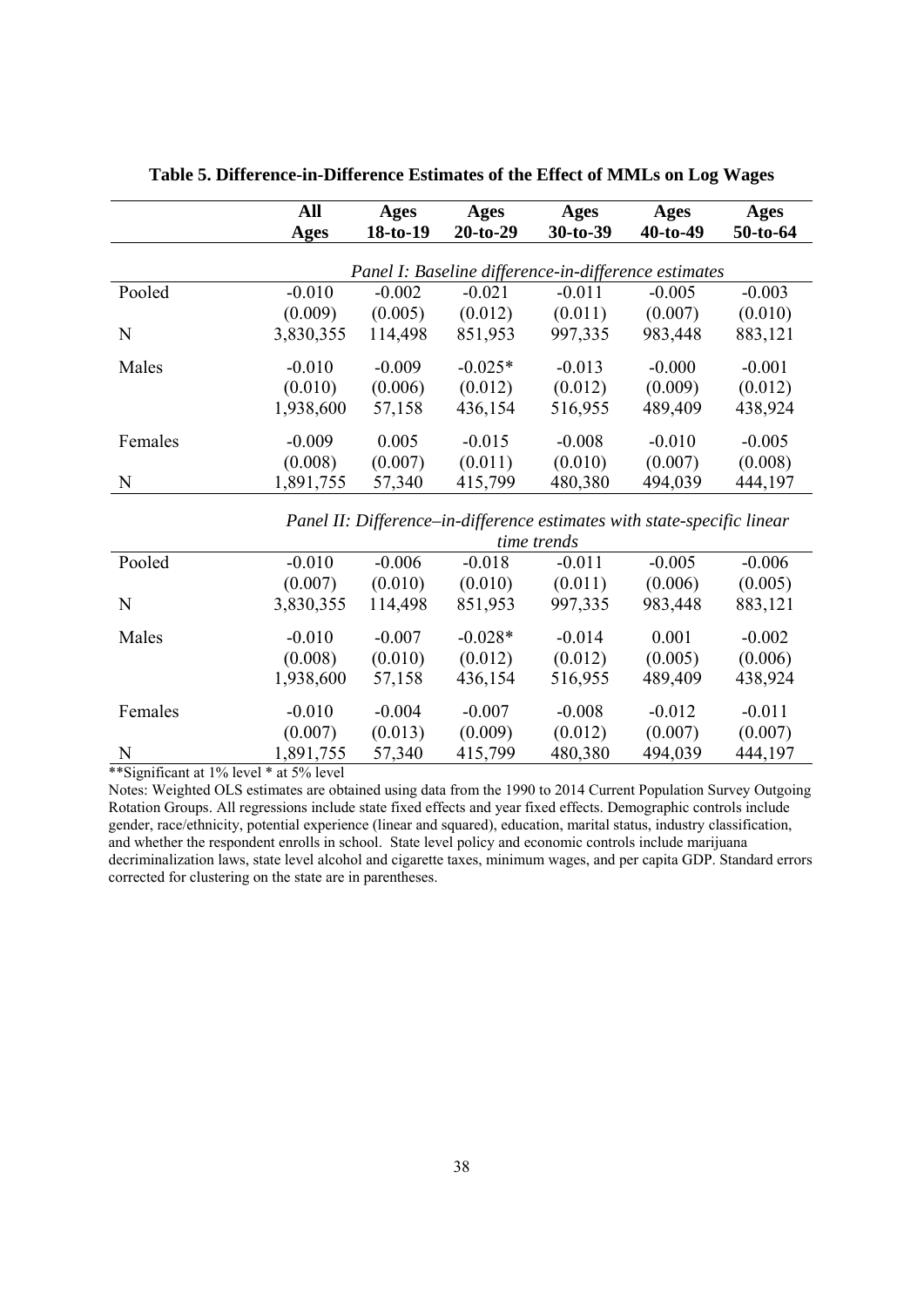**Table 5. Difference-in-Difference Estimates of the Effect of MMLs on Log Wages**

| | All Ages | Ages 18-to-19 | Ages 20-to-29 | Ages 30-to-39 | Ages 40-to-49 | Ages 50-to-64 |
|---|---|---|---|---|---|---|
| | *Panel I: Baseline difference-in-difference estimates* | | | | | |
| Pooled | -0.010 | -0.002 | -0.021 | -0.011 | -0.005 | -0.003 |
| | (0.009) | (0.005) | (0.012) | (0.011) | (0.007) | (0.010) |
| N | 3,830,355 | 114,498 | 851,953 | 997,335 | 983,448 | 883,121 |
| Males | -0.010 | -0.009 | -0.025* | -0.013 | -0.000 | -0.001 |
| | (0.010) | (0.006) | (0.012) | (0.012) | (0.009) | (0.012) |
| | 1,938,600 | 57,158 | 436,154 | 516,955 | 489,409 | 438,924 |
| Females | -0.009 | 0.005 | -0.015 | -0.008 | -0.010 | -0.005 |
| | (0.008) | (0.007) | (0.011) | (0.010) | (0.007) | (0.008) |
| N | 1,891,755 | 57,340 | 415,799 | 480,380 | 494,039 | 444,197 |
| | *Panel II: Difference–in-difference estimates with state-specific linear time trends* | | | | | |
| Pooled | -0.010 | -0.006 | -0.018 | -0.011 | -0.005 | -0.006 |
| | (0.007) | (0.010) | (0.010) | (0.011) | (0.006) | (0.005) |
| N | 3,830,355 | 114,498 | 851,953 | 997,335 | 983,448 | 883,121 |
| Males | -0.010 | -0.007 | -0.028* | -0.014 | 0.001 | -0.002 |
| | (0.008) | (0.010) | (0.012) | (0.012) | (0.005) | (0.006) |
| | 1,938,600 | 57,158 | 436,154 | 516,955 | 489,409 | 438,924 |
| Females | -0.010 | -0.004 | -0.007 | -0.008 | -0.012 | -0.011 |
| | (0.007) | (0.013) | (0.009) | (0.012) | (0.007) | (0.007) |
| N | 1,891,755 | 57,340 | 415,799 | 480,380 | 494,039 | 444,197 |

**Significant at 1% level * at 5% level

Notes: Weighted OLS estimates are obtained using data from the 1990 to 2014 Current Population Survey Outgoing Rotation Groups. All regressions include state fixed effects and year fixed effects. Demographic controls include gender, race/ethnicity, potential experience (linear and squared), education, marital status, industry classification, and whether the respondent enrolls in school. State level policy and economic controls include marijuana decriminalization laws, state level alcohol and cigarette taxes, minimum wages, and per capita GDP. Standard errors corrected for clustering on the state are in parentheses.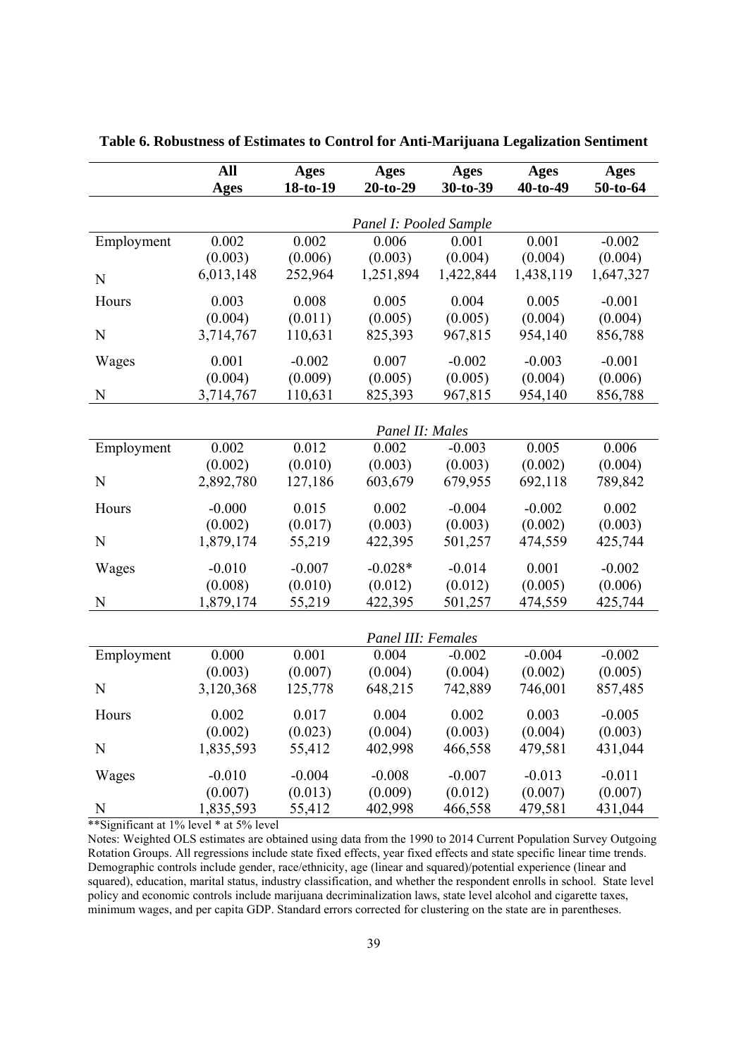**Table 6. Robustness of Estimates to Control for Anti-Marijuana Legalization Sentiment**

| | All Ages | Ages 18-to-19 | Ages 20-to-29 | Ages 30-to-39 | Ages 40-to-49 | Ages 50-to-64 |
|---|---|---|---|---|---|---|
| | | | *Panel I: Pooled Sample* | | | |
| Employment | 0.002 | 0.002 | 0.006 | 0.001 | 0.001 | -0.002 |
| | (0.003) | (0.006) | (0.003) | (0.004) | (0.004) | (0.004) |
| N | 6,013,148 | 252,964 | 1,251,894 | 1,422,844 | 1,438,119 | 1,647,327 |
| Hours | 0.003 | 0.008 | 0.005 | 0.004 | 0.005 | -0.001 |
| | (0.004) | (0.011) | (0.005) | (0.005) | (0.004) | (0.004) |
| N | 3,714,767 | 110,631 | 825,393 | 967,815 | 954,140 | 856,788 |
| Wages | 0.001 | -0.002 | 0.007 | -0.002 | -0.003 | -0.001 |
| | (0.004) | (0.009) | (0.005) | (0.005) | (0.004) | (0.006) |
| N | 3,714,767 | 110,631 | 825,393 | 967,815 | 954,140 | 856,788 |
| | | | *Panel II: Males* | | | |
| Employment | 0.002 | 0.012 | 0.002 | -0.003 | 0.005 | 0.006 |
| | (0.002) | (0.010) | (0.003) | (0.003) | (0.002) | (0.004) |
| N | 2,892,780 | 127,186 | 603,679 | 679,955 | 692,118 | 789,842 |
| Hours | -0.000 | 0.015 | 0.002 | -0.004 | -0.002 | 0.002 |
| | (0.002) | (0.017) | (0.003) | (0.003) | (0.002) | (0.003) |
| N | 1,879,174 | 55,219 | 422,395 | 501,257 | 474,559 | 425,744 |
| Wages | -0.010 | -0.007 | -0.028* | -0.014 | 0.001 | -0.002 |
| | (0.008) | (0.010) | (0.012) | (0.012) | (0.005) | (0.006) |
| N | 1,879,174 | 55,219 | 422,395 | 501,257 | 474,559 | 425,744 |
| | | | *Panel III: Females* | | | |
| Employment | 0.000 | 0.001 | 0.004 | -0.002 | -0.004 | -0.002 |
| | (0.003) | (0.007) | (0.004) | (0.004) | (0.002) | (0.005) |
| N | 3,120,368 | 125,778 | 648,215 | 742,889 | 746,001 | 857,485 |
| Hours | 0.002 | 0.017 | 0.004 | 0.002 | 0.003 | -0.005 |
| | (0.002) | (0.023) | (0.004) | (0.003) | (0.004) | (0.003) |
| N | 1,835,593 | 55,412 | 402,998 | 466,558 | 479,581 | 431,044 |
| Wages | -0.010 | -0.004 | -0.008 | -0.007 | -0.013 | -0.011 |
| | (0.007) | (0.013) | (0.009) | (0.012) | (0.007) | (0.007) |
| N | 1,835,593 | 55,412 | 402,998 | 466,558 | 479,581 | 431,044 |

**Significant at 1% level * at 5% level

Notes: Weighted OLS estimates are obtained using data from the 1990 to 2014 Current Population Survey Outgoing Rotation Groups. All regressions include state fixed effects, year fixed effects and state specific linear time trends. Demographic controls include gender, race/ethnicity, age (linear and squared)/potential experience (linear and squared), education, marital status, industry classification, and whether the respondent enrolls in school. State level policy and economic controls include marijuana decriminalization laws, state level alcohol and cigarette taxes, minimum wages, and per capita GDP. Standard errors corrected for clustering on the state are in parentheses.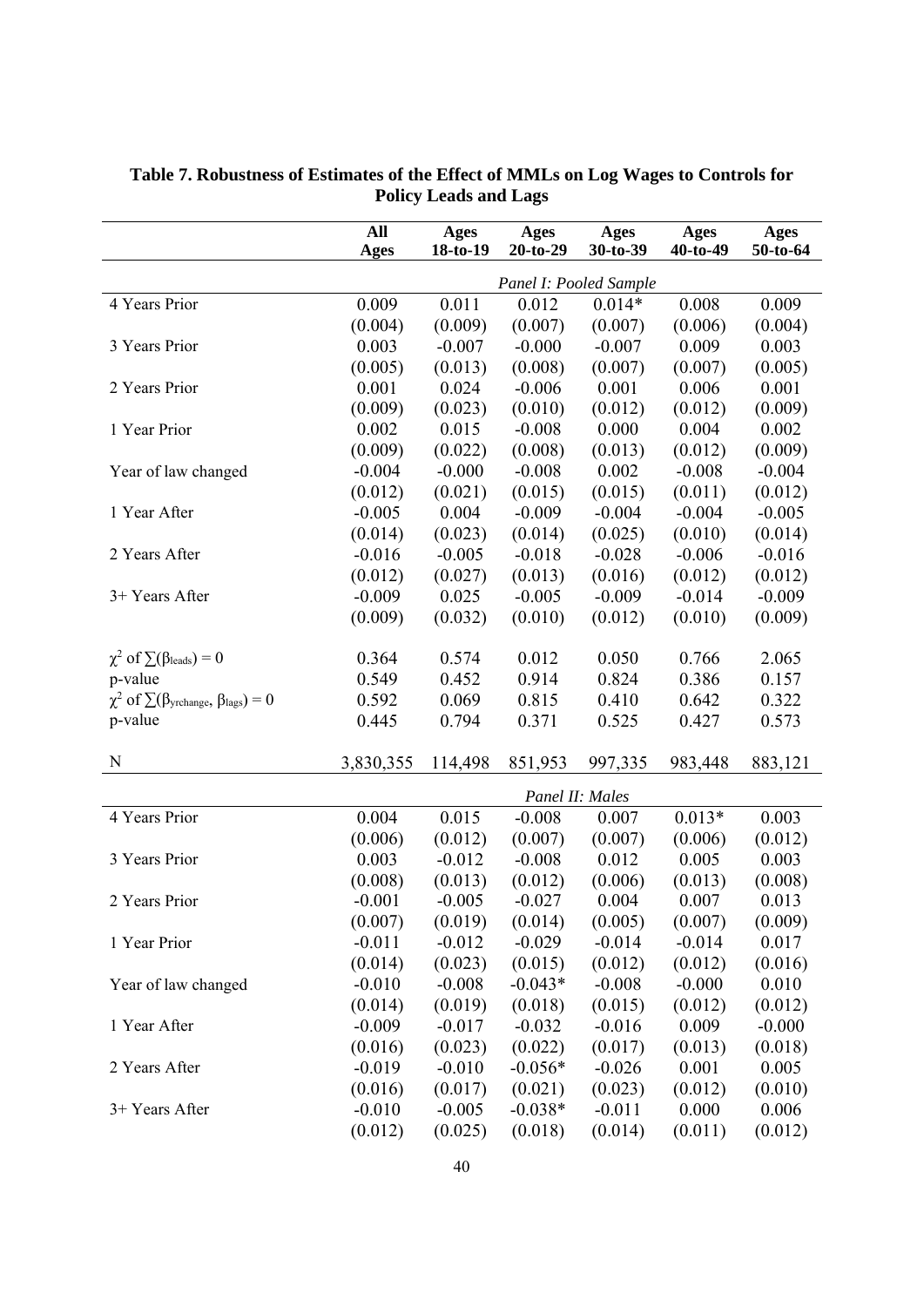**Table 7. Robustness of Estimates of the Effect of MMLs on Log Wages to Controls for Policy Leads and Lags**

| | All Ages | Ages 18-to-19 | Ages 20-to-29 | Ages 30-to-39 | Ages 40-to-49 | Ages 50-to-64 |
|---|---|---|---|---|---|---|
| | *Panel I: Pooled Sample* | | | | | |
| 4 Years Prior | 0.009 | 0.011 | 0.012 | 0.014* | 0.008 | 0.009 |
| | (0.004) | (0.009) | (0.007) | (0.007) | (0.006) | (0.004) |
| 3 Years Prior | 0.003 | -0.007 | -0.000 | -0.007 | 0.009 | 0.003 |
| | (0.005) | (0.013) | (0.008) | (0.007) | (0.007) | (0.005) |
| 2 Years Prior | 0.001 | 0.024 | -0.006 | 0.001 | 0.006 | 0.001 |
| | (0.009) | (0.023) | (0.010) | (0.012) | (0.012) | (0.009) |
| 1 Year Prior | 0.002 | 0.015 | -0.008 | 0.000 | 0.004 | 0.002 |
| | (0.009) | (0.022) | (0.008) | (0.013) | (0.012) | (0.009) |
| Year of law changed | -0.004 | -0.000 | -0.008 | 0.002 | -0.008 | -0.004 |
| | (0.012) | (0.021) | (0.015) | (0.015) | (0.011) | (0.012) |
| 1 Year After | -0.005 | 0.004 | -0.009 | -0.004 | -0.004 | -0.005 |
| | (0.014) | (0.023) | (0.014) | (0.025) | (0.010) | (0.014) |
| 2 Years After | -0.016 | -0.005 | -0.018 | -0.028 | -0.006 | -0.016 |
| | (0.012) | (0.027) | (0.013) | (0.016) | (0.012) | (0.012) |
| 3+ Years After | -0.009 | 0.025 | -0.005 | -0.009 | -0.014 | -0.009 |
| | (0.009) | (0.032) | (0.010) | (0.012) | (0.010) | (0.009) |
| $\chi^2$ of $\sum(\beta_{leads}) = 0$ | 0.364 | 0.574 | 0.012 | 0.050 | 0.766 | 2.065 |
| p-value | 0.549 | 0.452 | 0.914 | 0.824 | 0.386 | 0.157 |
| $\chi^2$ of $\sum(\beta_{yrchange}, \beta_{lags}) = 0$ | 0.592 | 0.069 | 0.815 | 0.410 | 0.642 | 0.322 |
| p-value | 0.445 | 0.794 | 0.371 | 0.525 | 0.427 | 0.573 |
| N | 3,830,355 | 114,498 | 851,953 | 997,335 | 983,448 | 883,121 |
| | *Panel II: Males* | | | | | |
| 4 Years Prior | 0.004 | 0.015 | -0.008 | 0.007 | 0.013* | 0.003 |
| | (0.006) | (0.012) | (0.007) | (0.007) | (0.006) | (0.012) |
| 3 Years Prior | 0.003 | -0.012 | -0.008 | 0.012 | 0.005 | 0.003 |
| | (0.008) | (0.013) | (0.012) | (0.006) | (0.013) | (0.008) |
| 2 Years Prior | -0.001 | -0.005 | -0.027 | 0.004 | 0.007 | 0.013 |
| | (0.007) | (0.019) | (0.014) | (0.005) | (0.007) | (0.009) |
| 1 Year Prior | -0.011 | -0.012 | -0.029 | -0.014 | -0.014 | 0.017 |
| | (0.014) | (0.023) | (0.015) | (0.012) | (0.012) | (0.016) |
| Year of law changed | -0.010 | -0.008 | -0.043* | -0.008 | -0.000 | 0.010 |
| | (0.014) | (0.019) | (0.018) | (0.015) | (0.012) | (0.012) |
| 1 Year After | -0.009 | -0.017 | -0.032 | -0.016 | 0.009 | -0.000 |
| | (0.016) | (0.023) | (0.022) | (0.017) | (0.013) | (0.018) |
| 2 Years After | -0.019 | -0.010 | -0.056* | -0.026 | 0.001 | 0.005 |
| | (0.016) | (0.017) | (0.021) | (0.023) | (0.012) | (0.010) |
| 3+ Years After | -0.010 | -0.005 | -0.038* | -0.011 | 0.000 | 0.006 |
| | (0.012) | (0.025) | (0.018) | (0.014) | (0.011) | (0.012) |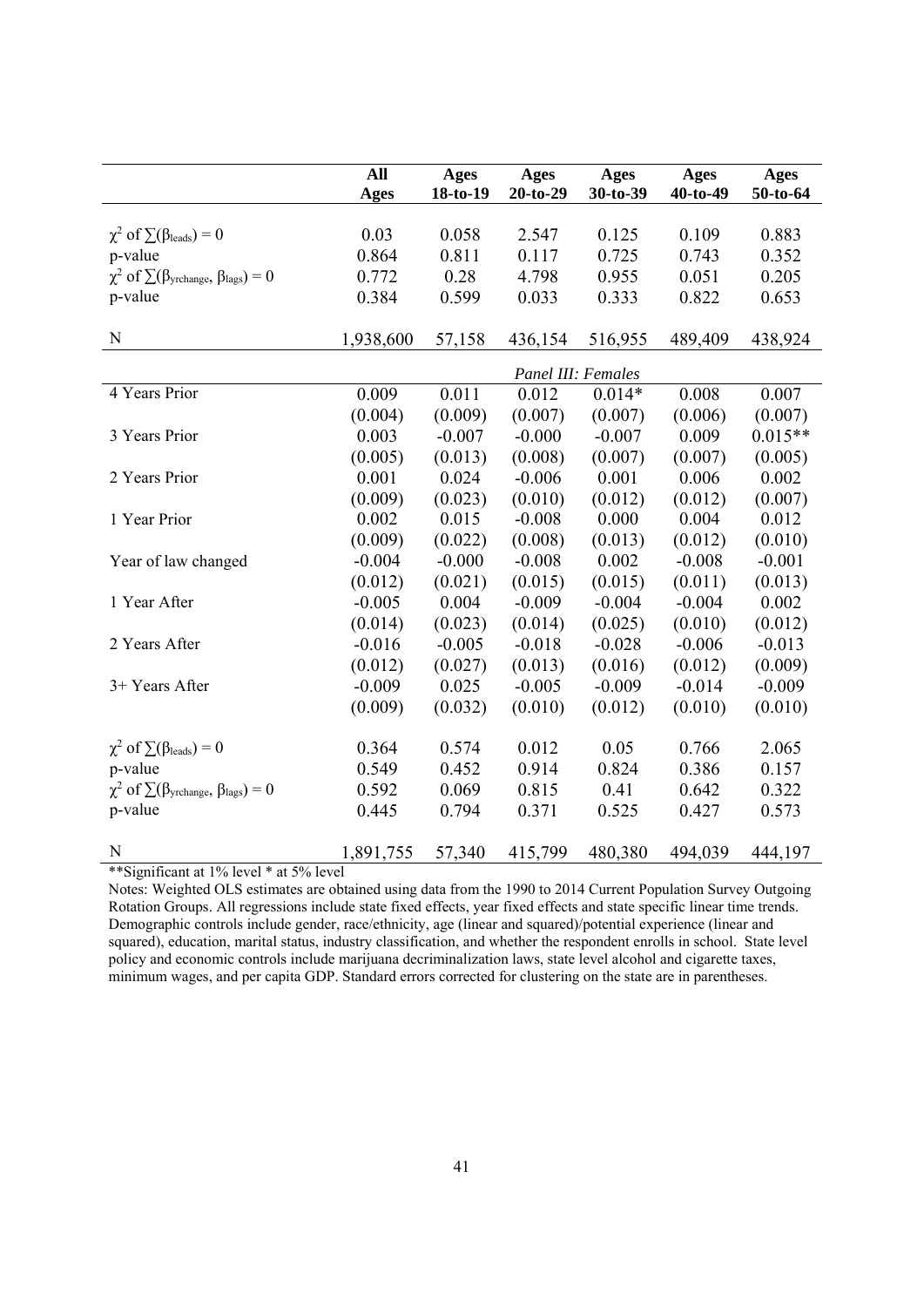| | All Ages | Ages 18-to-19 | Ages 20-to-29 | Ages 30-to-39 | Ages 40-to-49 | Ages 50-to-64 |
|---|---|---|---|---|---|---|
| $\chi^2$ of $\sum(\beta_{leads}) = 0$ | 0.03 | 0.058 | 2.547 | 0.125 | 0.109 | 0.883 |
| p-value | 0.864 | 0.811 | 0.117 | 0.725 | 0.743 | 0.352 |
| $\chi^2$ of $\sum(\beta_{yrchange}, \beta_{lags}) = 0$ | 0.772 | 0.28 | 4.798 | 0.955 | 0.051 | 0.205 |
| p-value | 0.384 | 0.599 | 0.033 | 0.333 | 0.822 | 0.653 |
| N | 1,938,600 | 57,158 | 436,154 | 516,955 | 489,409 | 438,924 |
| | | | *Panel III: Females* | | | |
| 4 Years Prior | 0.009 | 0.011 | 0.012 | 0.014* | 0.008 | 0.007 |
| | (0.004) | (0.009) | (0.007) | (0.007) | (0.006) | (0.007) |
| 3 Years Prior | 0.003 | -0.007 | -0.000 | -0.007 | 0.009 | 0.015** |
| | (0.005) | (0.013) | (0.008) | (0.007) | (0.007) | (0.005) |
| 2 Years Prior | 0.001 | 0.024 | -0.006 | 0.001 | 0.006 | 0.002 |
| | (0.009) | (0.023) | (0.010) | (0.012) | (0.012) | (0.007) |
| 1 Year Prior | 0.002 | 0.015 | -0.008 | 0.000 | 0.004 | 0.012 |
| | (0.009) | (0.022) | (0.008) | (0.013) | (0.012) | (0.010) |
| Year of law changed | -0.004 | -0.000 | -0.008 | 0.002 | -0.008 | -0.001 |
| | (0.012) | (0.021) | (0.015) | (0.015) | (0.011) | (0.013) |
| 1 Year After | -0.005 | 0.004 | -0.009 | -0.004 | -0.004 | 0.002 |
| | (0.014) | (0.023) | (0.014) | (0.025) | (0.010) | (0.012) |
| 2 Years After | -0.016 | -0.005 | -0.018 | -0.028 | -0.006 | -0.013 |
| | (0.012) | (0.027) | (0.013) | (0.016) | (0.012) | (0.009) |
| 3+ Years After | -0.009 | 0.025 | -0.005 | -0.009 | -0.014 | -0.009 |
| | (0.009) | (0.032) | (0.010) | (0.012) | (0.010) | (0.010) |
| $\chi^2$ of $\sum(\beta_{leads}) = 0$ | 0.364 | 0.574 | 0.012 | 0.05 | 0.766 | 2.065 |
| p-value | 0.549 | 0.452 | 0.914 | 0.824 | 0.386 | 0.157 |
| $\chi^2$ of $\sum(\beta_{yrchange}, \beta_{lags}) = 0$ | 0.592 | 0.069 | 0.815 | 0.41 | 0.642 | 0.322 |
| p-value | 0.445 | 0.794 | 0.371 | 0.525 | 0.427 | 0.573 |
| N | 1,891,755 | 57,340 | 415,799 | 480,380 | 494,039 | 444,197 |

**Significant at 1% level * at 5% level

Notes: Weighted OLS estimates are obtained using data from the 1990 to 2014 Current Population Survey Outgoing Rotation Groups. All regressions include state fixed effects, year fixed effects and state specific linear time trends. Demographic controls include gender, race/ethnicity, age (linear and squared)/potential experience (linear and squared), education, marital status, industry classification, and whether the respondent enrolls in school. State level policy and economic controls include marijuana decriminalization laws, state level alcohol and cigarette taxes, minimum wages, and per capita GDP. Standard errors corrected for clustering on the state are in parentheses.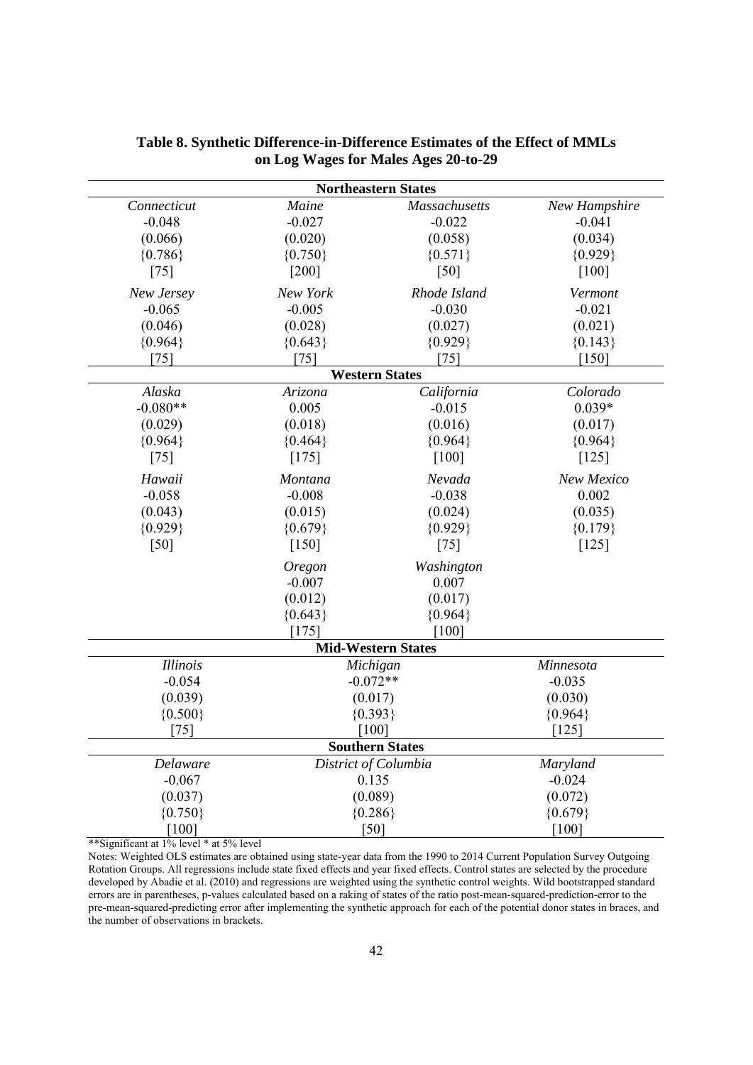**Table 8. Synthetic Difference-in-Difference Estimates of the Effect of MMLs on Log Wages for Males Ages 20-to-29**

| Northeastern States | | | |
|---|---|---|---|
| *Connecticut* | *Maine* | *Massachusetts* | *New Hampshire* |
| -0.048 | -0.027 | -0.022 | -0.041 |
| (0.066) | (0.020) | (0.058) | (0.034) |
| {0.786} | {0.750} | {0.571} | {0.929} |
| [75] | [200] | [50] | [100] |
| *New Jersey* | *New York* | *Rhode Island* | *Vermont* |
| -0.065 | -0.005 | -0.030 | -0.021 |
| (0.046) | (0.028) | (0.027) | (0.021) |
| {0.964} | {0.643} | {0.929} | {0.143} |
| [75] | [75] | [75] | [150] |
| **Western States** | | | |
| *Alaska* | *Arizona* | *California* | *Colorado* |
| -0.080** | 0.005 | -0.015 | 0.039* |
| (0.029) | (0.018) | (0.016) | (0.017) |
| {0.964} | {0.464} | {0.964} | {0.964} |
| [75] | [175] | [100] | [125] |
| *Hawaii* | *Montana* | *Nevada* | *New Mexico* |
| -0.058 | -0.008 | -0.038 | 0.002 |
| (0.043) | (0.015) | (0.024) | (0.035) |
| {0.929} | {0.679} | {0.929} | {0.179} |
| [50] | [150] | [75] | [125] |
| | *Oregon* | *Washington* | |
| | -0.007 | 0.007 | |
| | (0.012) | (0.017) | |
| | {0.643} | {0.964} | |
| | [175] | [100] | |
| **Mid-Western States** | | | |
| *Illinois* | *Michigan* | *Minnesota* | |
| -0.054 | -0.072** | -0.035 | |
| (0.039) | (0.017) | (0.030) | |
| {0.500} | {0.393} | {0.964} | |
| [75] | [100] | [125] | |
| **Southern States** | | | |
| *Delaware* | *District of Columbia* | *Maryland* | |
| -0.067 | 0.135 | -0.024 | |
| (0.037) | (0.089) | (0.072) | |
| {0.750} | {0.286} | {0.679} | |
| [100] | [50] | [100] | |

**Significant at 1% level * at 5% level

Notes: Weighted OLS estimates are obtained using state-year data from the 1990 to 2014 Current Population Survey Outgoing Rotation Groups. All regressions include state fixed effects and year fixed effects. Control states are selected by the procedure developed by Abadie et al. (2010) and regressions are weighted using the synthetic control weights. Wild bootstrapped standard errors are in parentheses, p-values calculated based on a raking of states of the ratio post-mean-squared-prediction-error to the pre-mean-squared-predicting error after implementing the synthetic approach for each of the potential donor states in braces, and the number of observations in brackets.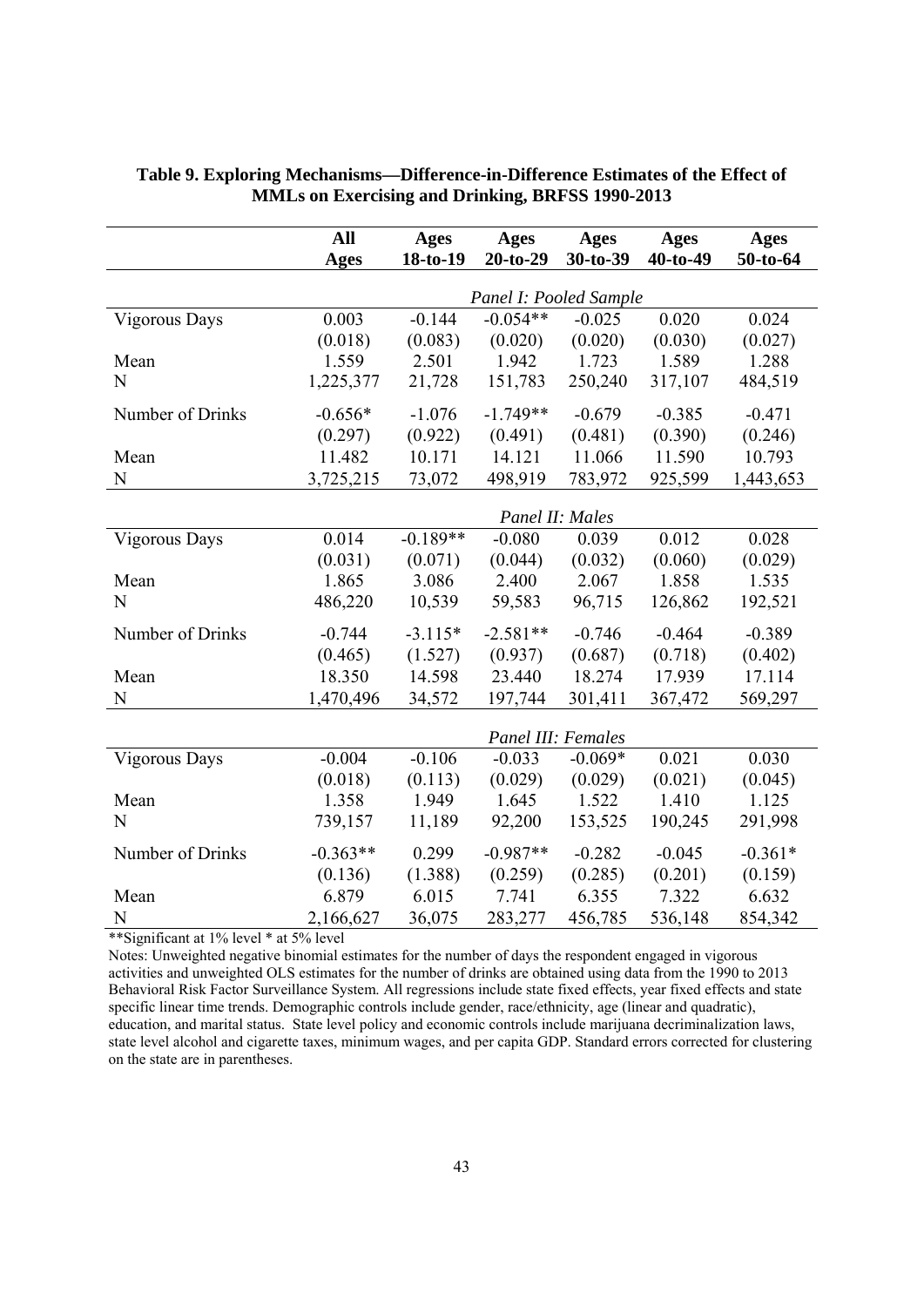**Table 9. Exploring Mechanisms—Difference-in-Difference Estimates of the Effect of MMLs on Exercising and Drinking, BRFSS 1990-2013**

| | All Ages | Ages 18-to-19 | Ages 20-to-29 | Ages 30-to-39 | Ages 40-to-49 | Ages 50-to-64 |
|---|---|---|---|---|---|---|
| | *Panel I: Pooled Sample* | | | | | |
| Vigorous Days | 0.003 | -0.144 | -0.054** | -0.025 | 0.020 | 0.024 |
| | (0.018) | (0.083) | (0.020) | (0.020) | (0.030) | (0.027) |
| Mean | 1.559 | 2.501 | 1.942 | 1.723 | 1.589 | 1.288 |
| N | 1,225,377 | 21,728 | 151,783 | 250,240 | 317,107 | 484,519 |
| Number of Drinks | -0.656* | -1.076 | -1.749** | -0.679 | -0.385 | -0.471 |
| | (0.297) | (0.922) | (0.491) | (0.481) | (0.390) | (0.246) |
| Mean | 11.482 | 10.171 | 14.121 | 11.066 | 11.590 | 10.793 |
| N | 3,725,215 | 73,072 | 498,919 | 783,972 | 925,599 | 1,443,653 |
| | *Panel II: Males* | | | | | |
| Vigorous Days | 0.014 | -0.189** | -0.080 | 0.039 | 0.012 | 0.028 |
| | (0.031) | (0.071) | (0.044) | (0.032) | (0.060) | (0.029) |
| Mean | 1.865 | 3.086 | 2.400 | 2.067 | 1.858 | 1.535 |
| N | 486,220 | 10,539 | 59,583 | 96,715 | 126,862 | 192,521 |
| Number of Drinks | -0.744 | -3.115* | -2.581** | -0.746 | -0.464 | -0.389 |
| | (0.465) | (1.527) | (0.937) | (0.687) | (0.718) | (0.402) |
| Mean | 18.350 | 14.598 | 23.440 | 18.274 | 17.939 | 17.114 |
| N | 1,470,496 | 34,572 | 197,744 | 301,411 | 367,472 | 569,297 |
| | *Panel III: Females* | | | | | |
| Vigorous Days | -0.004 | -0.106 | -0.033 | -0.069* | 0.021 | 0.030 |
| | (0.018) | (0.113) | (0.029) | (0.029) | (0.021) | (0.045) |
| Mean | 1.358 | 1.949 | 1.645 | 1.522 | 1.410 | 1.125 |
| N | 739,157 | 11,189 | 92,200 | 153,525 | 190,245 | 291,998 |
| Number of Drinks | -0.363** | 0.299 | -0.987** | -0.282 | -0.045 | -0.361* |
| | (0.136) | (1.388) | (0.259) | (0.285) | (0.201) | (0.159) |
| Mean | 6.879 | 6.015 | 7.741 | 6.355 | 7.322 | 6.632 |
| N | 2,166,627 | 36,075 | 283,277 | 456,785 | 536,148 | 854,342 |

**Significant at 1% level * at 5% level

Notes: Unweighted negative binomial estimates for the number of days the respondent engaged in vigorous activities and unweighted OLS estimates for the number of drinks are obtained using data from the 1990 to 2013 Behavioral Risk Factor Surveillance System. All regressions include state fixed effects, year fixed effects and state specific linear time trends. Demographic controls include gender, race/ethnicity, age (linear and quadratic), education, and marital status. State level policy and economic controls include marijuana decriminalization laws, state level alcohol and cigarette taxes, minimum wages, and per capita GDP. Standard errors corrected for clustering on the state are in parentheses.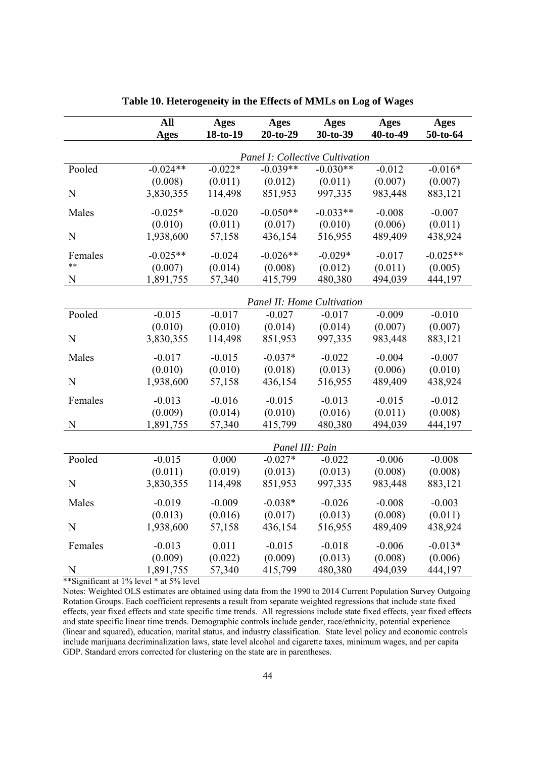**Table 10. Heterogeneity in the Effects of MMLs on Log of Wages**

| | All Ages | Ages 18-to-19 | Ages 20-to-29 | Ages 30-to-39 | Ages 40-to-49 | Ages 50-to-64 |
|---|---|---|---|---|---|---|
| | *Panel I: Collective Cultivation* | | | | | |
| Pooled | -0.024** | -0.022* | -0.039** | -0.030** | -0.012 | -0.016* |
| | (0.008) | (0.011) | (0.012) | (0.011) | (0.007) | (0.007) |
| N | 3,830,355 | 114,498 | 851,953 | 997,335 | 983,448 | 883,121 |
| Males | -0.025* | -0.020 | -0.050** | -0.033** | -0.008 | -0.007 |
| | (0.010) | (0.011) | (0.017) | (0.010) | (0.006) | (0.011) |
| N | 1,938,600 | 57,158 | 436,154 | 516,955 | 489,409 | 438,924 |
| Females | -0.025** | -0.024 | -0.026** | -0.029* | -0.017 | -0.025** |
| ** | (0.007) | (0.014) | (0.008) | (0.012) | (0.011) | (0.005) |
| N | 1,891,755 | 57,340 | 415,799 | 480,380 | 494,039 | 444,197 |
| | *Panel II: Home Cultivation* | | | | | |
| Pooled | -0.015 | -0.017 | -0.027 | -0.017 | -0.009 | -0.010 |
| | (0.010) | (0.010) | (0.014) | (0.014) | (0.007) | (0.007) |
| N | 3,830,355 | 114,498 | 851,953 | 997,335 | 983,448 | 883,121 |
| Males | -0.017 | -0.015 | -0.037* | -0.022 | -0.004 | -0.007 |
| | (0.010) | (0.010) | (0.018) | (0.013) | (0.006) | (0.010) |
| N | 1,938,600 | 57,158 | 436,154 | 516,955 | 489,409 | 438,924 |
| Females | -0.013 | -0.016 | -0.015 | -0.013 | -0.015 | -0.012 |
| | (0.009) | (0.014) | (0.010) | (0.016) | (0.011) | (0.008) |
| N | 1,891,755 | 57,340 | 415,799 | 480,380 | 494,039 | 444,197 |
| | *Panel III: Pain* | | | | | |
| Pooled | -0.015 | 0.000 | -0.027* | -0.022 | -0.006 | -0.008 |
| | (0.011) | (0.019) | (0.013) | (0.013) | (0.008) | (0.008) |
| N | 3,830,355 | 114,498 | 851,953 | 997,335 | 983,448 | 883,121 |
| Males | -0.019 | -0.009 | -0.038* | -0.026 | -0.008 | -0.003 |
| | (0.013) | (0.016) | (0.017) | (0.013) | (0.008) | (0.011) |
| N | 1,938,600 | 57,158 | 436,154 | 516,955 | 489,409 | 438,924 |
| Females | -0.013 | 0.011 | -0.015 | -0.018 | -0.006 | -0.013* |
| | (0.009) | (0.022) | (0.009) | (0.013) | (0.008) | (0.006) |
| N | 1,891,755 | 57,340 | 415,799 | 480,380 | 494,039 | 444,197 |

**Significant at 1% level * at 5% level

Notes: Weighted OLS estimates are obtained using data from the 1990 to 2014 Current Population Survey Outgoing Rotation Groups. Each coefficient represents a result from separate weighted regressions that include state fixed effects, year fixed effects and state specific time trends. All regressions include state fixed effects, year fixed effects and state specific linear time trends. Demographic controls include gender, race/ethnicity, potential experience (linear and squared), education, marital status, and industry classification. State level policy and economic controls include marijuana decriminalization laws, state level alcohol and cigarette taxes, minimum wages, and per capita GDP. Standard errors corrected for clustering on the state are in parentheses.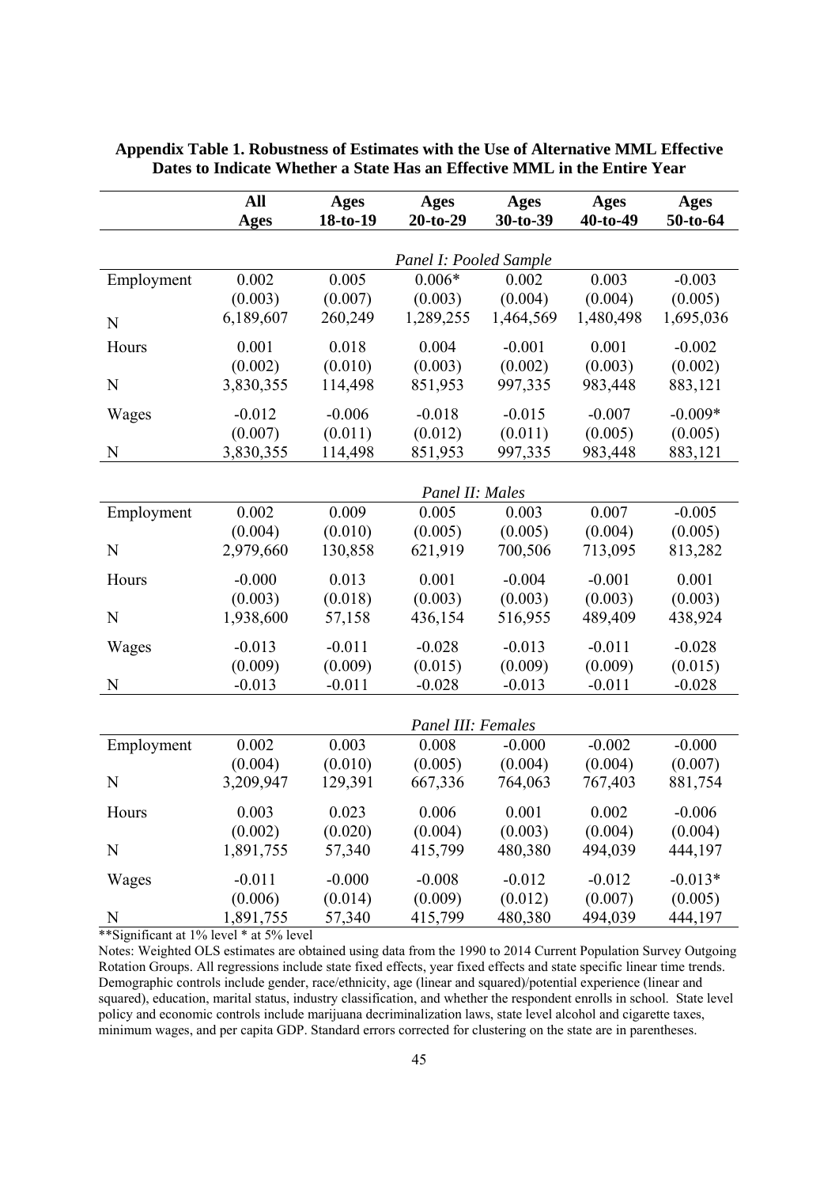**Appendix Table 1. Robustness of Estimates with the Use of Alternative MML Effective Dates to Indicate Whether a State Has an Effective MML in the Entire Year**

| | All Ages | Ages 18-to-19 | Ages 20-to-29 | Ages 30-to-39 | Ages 40-to-49 | Ages 50-to-64 |
|---|---|---|---|---|---|---|
| | | | *Panel I: Pooled Sample* | | | |
| Employment | 0.002 | 0.005 | 0.006* | 0.002 | 0.003 | -0.003 |
| | (0.003) | (0.007) | (0.003) | (0.004) | (0.004) | (0.005) |
| N | 6,189,607 | 260,249 | 1,289,255 | 1,464,569 | 1,480,498 | 1,695,036 |
| Hours | 0.001 | 0.018 | 0.004 | -0.001 | 0.001 | -0.002 |
| | (0.002) | (0.010) | (0.003) | (0.002) | (0.003) | (0.002) |
| N | 3,830,355 | 114,498 | 851,953 | 997,335 | 983,448 | 883,121 |
| Wages | -0.012 | -0.006 | -0.018 | -0.015 | -0.007 | -0.009* |
| | (0.007) | (0.011) | (0.012) | (0.011) | (0.005) | (0.005) |
| N | 3,830,355 | 114,498 | 851,953 | 997,335 | 983,448 | 883,121 |
| | | | *Panel II: Males* | | | |
| Employment | 0.002 | 0.009 | 0.005 | 0.003 | 0.007 | -0.005 |
| | (0.004) | (0.010) | (0.005) | (0.005) | (0.004) | (0.005) |
| N | 2,979,660 | 130,858 | 621,919 | 700,506 | 713,095 | 813,282 |
| Hours | -0.000 | 0.013 | 0.001 | -0.004 | -0.001 | 0.001 |
| | (0.003) | (0.018) | (0.003) | (0.003) | (0.003) | (0.003) |
| N | 1,938,600 | 57,158 | 436,154 | 516,955 | 489,409 | 438,924 |
| Wages | -0.013 | -0.011 | -0.028 | -0.013 | -0.011 | -0.028 |
| | (0.009) | (0.009) | (0.015) | (0.009) | (0.009) | (0.015) |
| N | -0.013 | -0.011 | -0.028 | -0.013 | -0.011 | -0.028 |
| | | | *Panel III: Females* | | | |
| Employment | 0.002 | 0.003 | 0.008 | -0.000 | -0.002 | -0.000 |
| | (0.004) | (0.010) | (0.005) | (0.004) | (0.004) | (0.007) |
| N | 3,209,947 | 129,391 | 667,336 | 764,063 | 767,403 | 881,754 |
| Hours | 0.003 | 0.023 | 0.006 | 0.001 | 0.002 | -0.006 |
| | (0.002) | (0.020) | (0.004) | (0.003) | (0.004) | (0.004) |
| N | 1,891,755 | 57,340 | 415,799 | 480,380 | 494,039 | 444,197 |
| Wages | -0.011 | -0.000 | -0.008 | -0.012 | -0.012 | -0.013* |
| | (0.006) | (0.014) | (0.009) | (0.012) | (0.007) | (0.005) |
| N | 1,891,755 | 57,340 | 415,799 | 480,380 | 494,039 | 444,197 |

**Significant at 1% level * at 5% level

Notes: Weighted OLS estimates are obtained using data from the 1990 to 2014 Current Population Survey Outgoing Rotation Groups. All regressions include state fixed effects, year fixed effects and state specific linear time trends. Demographic controls include gender, race/ethnicity, age (linear and squared)/potential experience (linear and squared), education, marital status, industry classification, and whether the respondent enrolls in school. State level policy and economic controls include marijuana decriminalization laws, state level alcohol and cigarette taxes, minimum wages, and per capita GDP. Standard errors corrected for clustering on the state are in parentheses.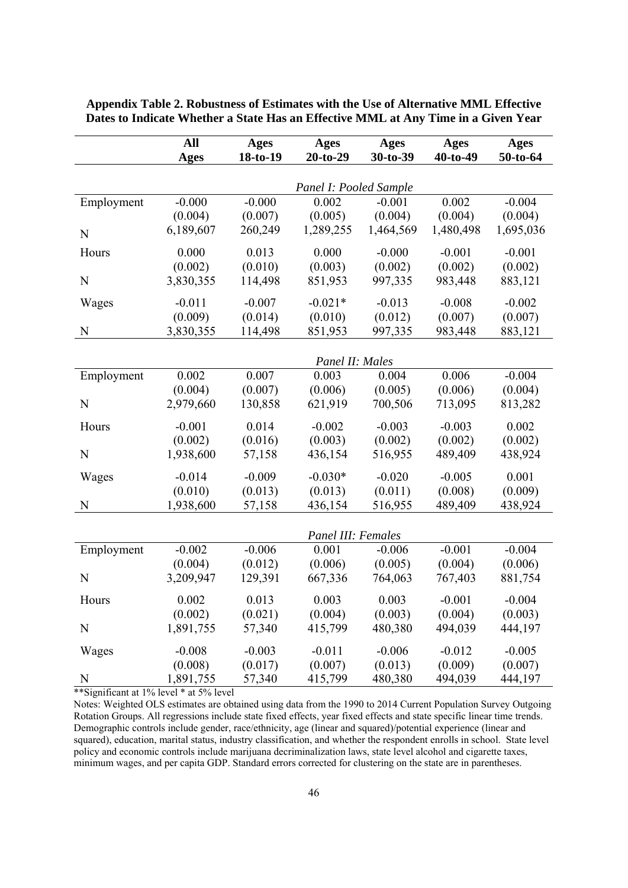**Appendix Table 2. Robustness of Estimates with the Use of Alternative MML Effective Dates to Indicate Whether a State Has an Effective MML at Any Time in a Given Year**

| | All Ages | Ages 18-to-19 | Ages 20-to-29 | Ages 30-to-39 | Ages 40-to-49 | Ages 50-to-64 |
|---|---|---|---|---|---|---|
| | | | *Panel I: Pooled Sample* | | | |
| Employment | -0.000 | -0.000 | 0.002 | -0.001 | 0.002 | -0.004 |
| | (0.004) | (0.007) | (0.005) | (0.004) | (0.004) | (0.004) |
| N | 6,189,607 | 260,249 | 1,289,255 | 1,464,569 | 1,480,498 | 1,695,036 |
| Hours | 0.000 | 0.013 | 0.000 | -0.000 | -0.001 | -0.001 |
| | (0.002) | (0.010) | (0.003) | (0.002) | (0.002) | (0.002) |
| N | 3,830,355 | 114,498 | 851,953 | 997,335 | 983,448 | 883,121 |
| Wages | -0.011 | -0.007 | -0.021* | -0.013 | -0.008 | -0.002 |
| | (0.009) | (0.014) | (0.010) | (0.012) | (0.007) | (0.007) |
| N | 3,830,355 | 114,498 | 851,953 | 997,335 | 983,448 | 883,121 |
| | | | *Panel II: Males* | | | |
| Employment | 0.002 | 0.007 | 0.003 | 0.004 | 0.006 | -0.004 |
| | (0.004) | (0.007) | (0.006) | (0.005) | (0.006) | (0.004) |
| N | 2,979,660 | 130,858 | 621,919 | 700,506 | 713,095 | 813,282 |
| Hours | -0.001 | 0.014 | -0.002 | -0.003 | -0.003 | 0.002 |
| | (0.002) | (0.016) | (0.003) | (0.002) | (0.002) | (0.002) |
| N | 1,938,600 | 57,158 | 436,154 | 516,955 | 489,409 | 438,924 |
| Wages | -0.014 | -0.009 | -0.030* | -0.020 | -0.005 | 0.001 |
| | (0.010) | (0.013) | (0.013) | (0.011) | (0.008) | (0.009) |
| N | 1,938,600 | 57,158 | 436,154 | 516,955 | 489,409 | 438,924 |
| | | | *Panel III: Females* | | | |
| Employment | -0.002 | -0.006 | 0.001 | -0.006 | -0.001 | -0.004 |
| | (0.004) | (0.012) | (0.006) | (0.005) | (0.004) | (0.006) |
| N | 3,209,947 | 129,391 | 667,336 | 764,063 | 767,403 | 881,754 |
| Hours | 0.002 | 0.013 | 0.003 | 0.003 | -0.001 | -0.004 |
| | (0.002) | (0.021) | (0.004) | (0.003) | (0.004) | (0.003) |
| N | 1,891,755 | 57,340 | 415,799 | 480,380 | 494,039 | 444,197 |
| Wages | -0.008 | -0.003 | -0.011 | -0.006 | -0.012 | -0.005 |
| | (0.008) | (0.017) | (0.007) | (0.013) | (0.009) | (0.007) |
| N | 1,891,755 | 57,340 | 415,799 | 480,380 | 494,039 | 444,197 |

**Significant at 1% level * at 5% level

Notes: Weighted OLS estimates are obtained using data from the 1990 to 2014 Current Population Survey Outgoing Rotation Groups. All regressions include state fixed effects, year fixed effects and state specific linear time trends. Demographic controls include gender, race/ethnicity, age (linear and squared)/potential experience (linear and squared), education, marital status, industry classification, and whether the respondent enrolls in school. State level policy and economic controls include marijuana decriminalization laws, state level alcohol and cigarette taxes, minimum wages, and per capita GDP. Standard errors corrected for clustering on the state are in parentheses.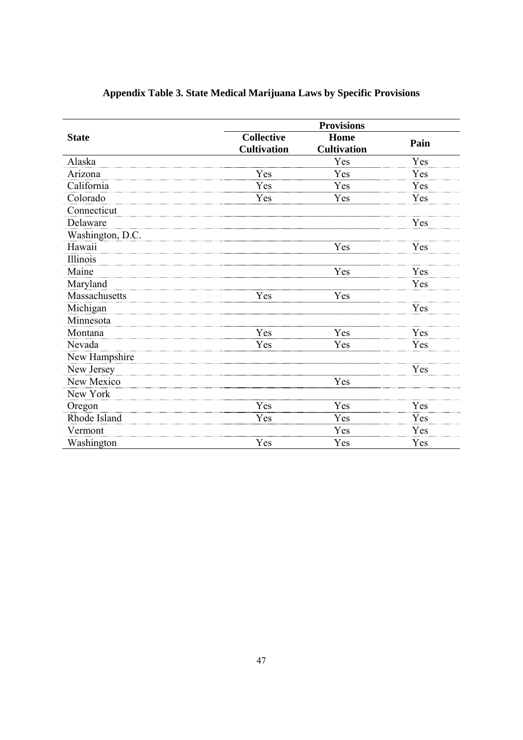**Appendix Table 3. State Medical Marijuana Laws by Specific Provisions**

| State | Provisions | | |
|---|---|---|---|
| | Collective Cultivation | Home Cultivation | Pain |
| Alaska | | Yes | Yes |
| Arizona | Yes | Yes | Yes |
| California | Yes | Yes | Yes |
| Colorado | Yes | Yes | Yes |
| Connecticut | | | |
| Delaware | | | Yes |
| Washington, D.C. | | | |
| Hawaii | | Yes | Yes |
| Illinois | | | |
| Maine | | Yes | Yes |
| Maryland | | | Yes |
| Massachusetts | Yes | Yes | |
| Michigan | | | Yes |
| Minnesota | | | |
| Montana | Yes | Yes | Yes |
| Nevada | Yes | Yes | Yes |
| New Hampshire | | | |
| New Jersey | | | Yes |
| New Mexico | | Yes | |
| New York | | | |
| Oregon | Yes | Yes | Yes |
| Rhode Island | Yes | Yes | Yes |
| Vermont | | Yes | Yes |
| Washington | Yes | Yes | Yes |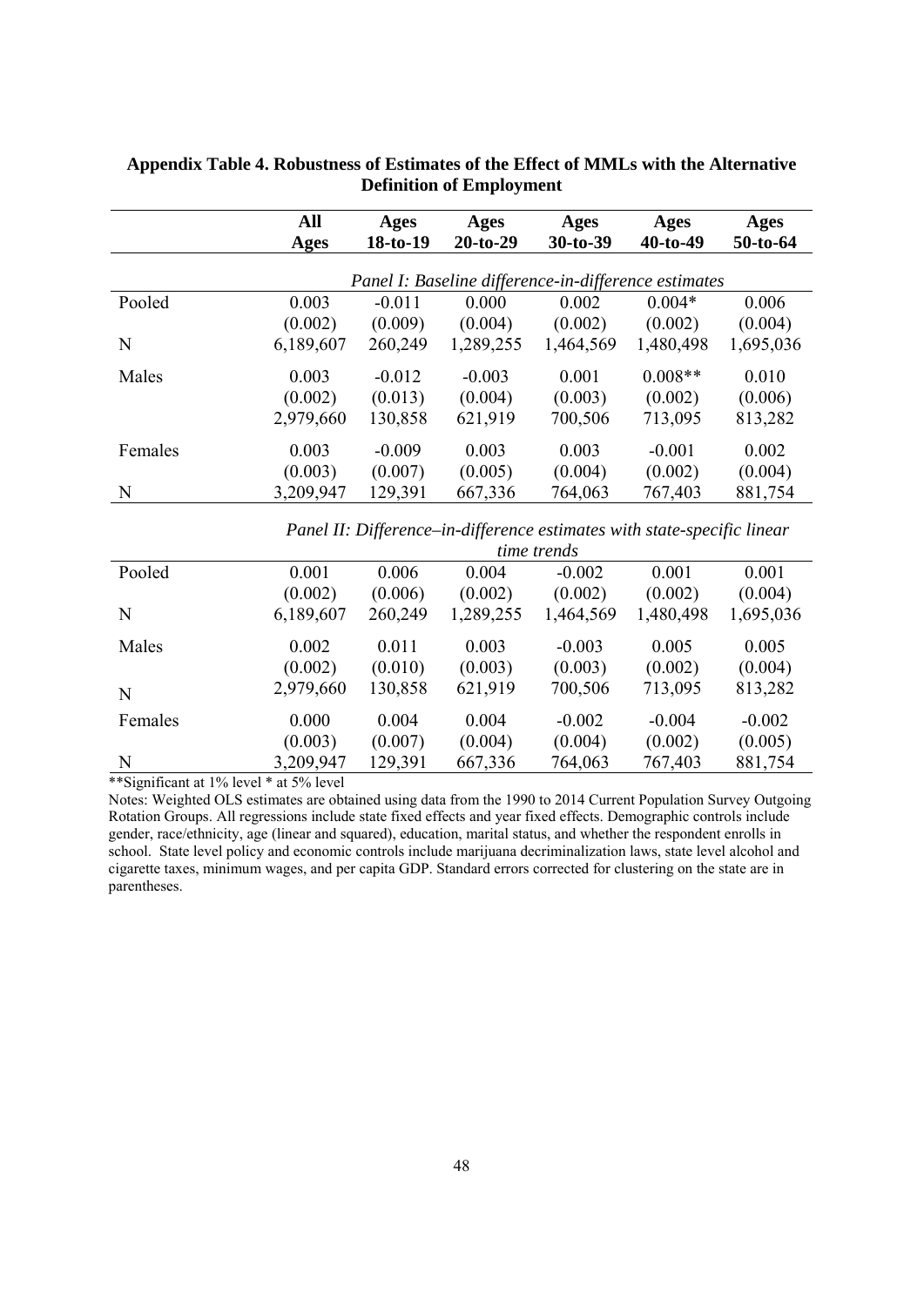**Appendix Table 4. Robustness of Estimates of the Effect of MMLs with the Alternative Definition of Employment**

| | All Ages | Ages 18-to-19 | Ages 20-to-29 | Ages 30-to-39 | Ages 40-to-49 | Ages 50-to-64 |
|---|---|---|---|---|---|---|
| | *Panel I: Baseline difference-in-difference estimates* | | | | | |
| Pooled | 0.003 | -0.011 | 0.000 | 0.002 | 0.004* | 0.006 |
| | (0.002) | (0.009) | (0.004) | (0.002) | (0.002) | (0.004) |
| N | 6,189,607 | 260,249 | 1,289,255 | 1,464,569 | 1,480,498 | 1,695,036 |
| Males | 0.003 | -0.012 | -0.003 | 0.001 | 0.008** | 0.010 |
| | (0.002) | (0.013) | (0.004) | (0.003) | (0.002) | (0.006) |
| | 2,979,660 | 130,858 | 621,919 | 700,506 | 713,095 | 813,282 |
| Females | 0.003 | -0.009 | 0.003 | 0.003 | -0.001 | 0.002 |
| | (0.003) | (0.007) | (0.005) | (0.004) | (0.002) | (0.004) |
| N | 3,209,947 | 129,391 | 667,336 | 764,063 | 767,403 | 881,754 |
| | *Panel II: Difference–in-difference estimates with state-specific linear time trends* | | | | | |
| Pooled | 0.001 | 0.006 | 0.004 | -0.002 | 0.001 | 0.001 |
| | (0.002) | (0.006) | (0.002) | (0.002) | (0.002) | (0.004) |
| N | 6,189,607 | 260,249 | 1,289,255 | 1,464,569 | 1,480,498 | 1,695,036 |
| Males | 0.002 | 0.011 | 0.003 | -0.003 | 0.005 | 0.005 |
| | (0.002) | (0.010) | (0.003) | (0.003) | (0.002) | (0.004) |
| N | 2,979,660 | 130,858 | 621,919 | 700,506 | 713,095 | 813,282 |
| Females | 0.000 | 0.004 | 0.004 | -0.002 | -0.004 | -0.002 |
| | (0.003) | (0.007) | (0.004) | (0.004) | (0.002) | (0.005) |
| N | 3,209,947 | 129,391 | 667,336 | 764,063 | 767,403 | 881,754 |

**Significant at 1% level * at 5% level

Notes: Weighted OLS estimates are obtained using data from the 1990 to 2014 Current Population Survey Outgoing Rotation Groups. All regressions include state fixed effects and year fixed effects. Demographic controls include gender, race/ethnicity, age (linear and squared), education, marital status, and whether the respondent enrolls in school. State level policy and economic controls include marijuana decriminalization laws, state level alcohol and cigarette taxes, minimum wages, and per capita GDP. Standard errors corrected for clustering on the state are in parentheses.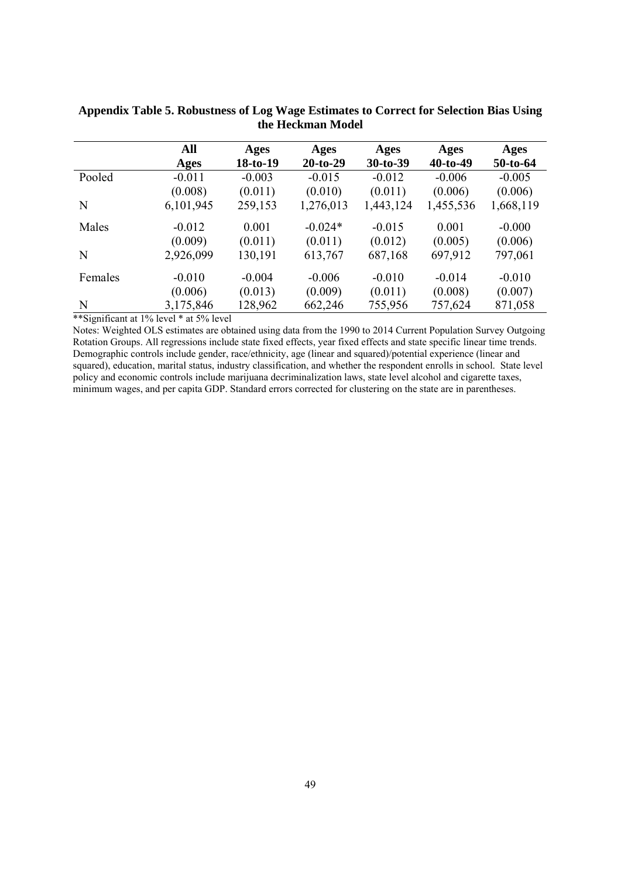**Appendix Table 5. Robustness of Log Wage Estimates to Correct for Selection Bias Using the Heckman Model**

| | All Ages | Ages 18-to-19 | Ages 20-to-29 | Ages 30-to-39 | Ages 40-to-49 | Ages 50-to-64 |
|---|---|---|---|---|---|---|
| Pooled | -0.011 | -0.003 | -0.015 | -0.012 | -0.006 | -0.005 |
| | (0.008) | (0.011) | (0.010) | (0.011) | (0.006) | (0.006) |
| N | 6,101,945 | 259,153 | 1,276,013 | 1,443,124 | 1,455,536 | 1,668,119 |
| Males | -0.012 | 0.001 | -0.024* | -0.015 | 0.001 | -0.000 |
| | (0.009) | (0.011) | (0.011) | (0.012) | (0.005) | (0.006) |
| N | 2,926,099 | 130,191 | 613,767 | 687,168 | 697,912 | 797,061 |
| Females | -0.010 | -0.004 | -0.006 | -0.010 | -0.014 | -0.010 |
| | (0.006) | (0.013) | (0.009) | (0.011) | (0.008) | (0.007) |
| N | 3,175,846 | 128,962 | 662,246 | 755,956 | 757,624 | 871,058 |

**Significant at 1% level * at 5% level

Notes: Weighted OLS estimates are obtained using data from the 1990 to 2014 Current Population Survey Outgoing Rotation Groups. All regressions include state fixed effects, year fixed effects and state specific linear time trends. Demographic controls include gender, race/ethnicity, age (linear and squared)/potential experience (linear and squared), education, marital status, industry classification, and whether the respondent enrolls in school. State level policy and economic controls include marijuana decriminalization laws, state level alcohol and cigarette taxes, minimum wages, and per capita GDP. Standard errors corrected for clustering on the state are in parentheses.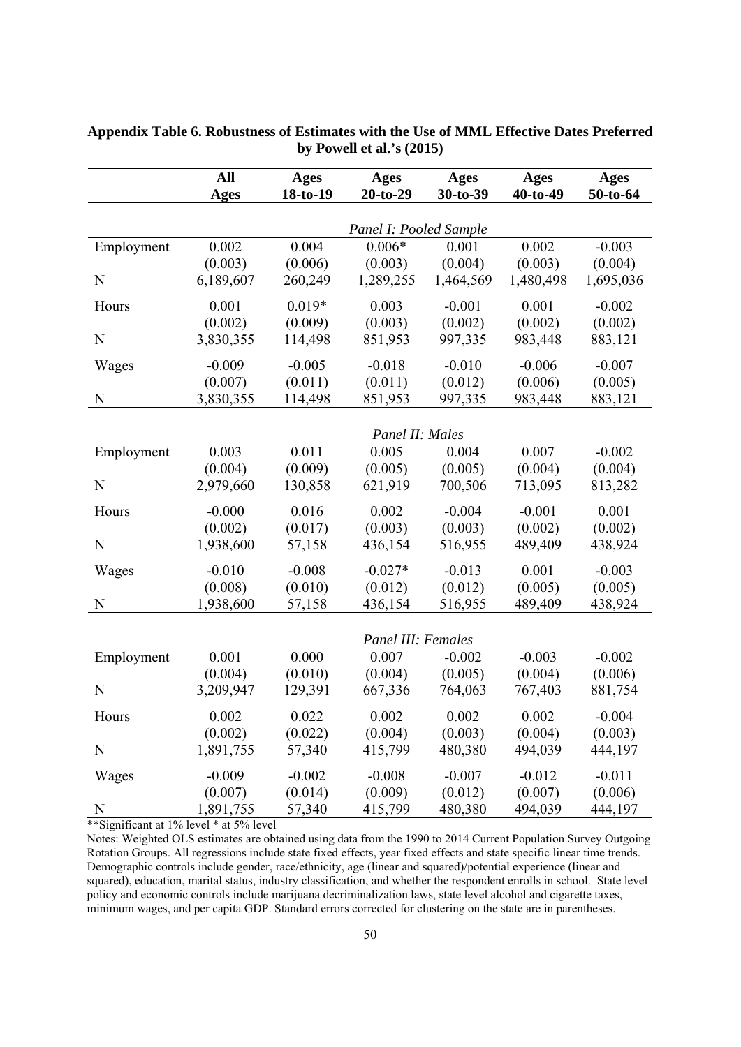**Appendix Table 6. Robustness of Estimates with the Use of MML Effective Dates Preferred by Powell et al.'s (2015)**

| | All Ages | Ages 18-to-19 | Ages 20-to-29 | Ages 30-to-39 | Ages 40-to-49 | Ages 50-to-64 |
|---|---|---|---|---|---|---|
| | | | *Panel I: Pooled Sample* | | | |
| Employment | 0.002 | 0.004 | 0.006* | 0.001 | 0.002 | -0.003 |
| | (0.003) | (0.006) | (0.003) | (0.004) | (0.003) | (0.004) |
| N | 6,189,607 | 260,249 | 1,289,255 | 1,464,569 | 1,480,498 | 1,695,036 |
| Hours | 0.001 | 0.019* | 0.003 | -0.001 | 0.001 | -0.002 |
| | (0.002) | (0.009) | (0.003) | (0.002) | (0.002) | (0.002) |
| N | 3,830,355 | 114,498 | 851,953 | 997,335 | 983,448 | 883,121 |
| Wages | -0.009 | -0.005 | -0.018 | -0.010 | -0.006 | -0.007 |
| | (0.007) | (0.011) | (0.011) | (0.012) | (0.006) | (0.005) |
| N | 3,830,355 | 114,498 | 851,953 | 997,335 | 983,448 | 883,121 |
| | | | *Panel II: Males* | | | |
| Employment | 0.003 | 0.011 | 0.005 | 0.004 | 0.007 | -0.002 |
| | (0.004) | (0.009) | (0.005) | (0.005) | (0.004) | (0.004) |
| N | 2,979,660 | 130,858 | 621,919 | 700,506 | 713,095 | 813,282 |
| Hours | -0.000 | 0.016 | 0.002 | -0.004 | -0.001 | 0.001 |
| | (0.002) | (0.017) | (0.003) | (0.003) | (0.002) | (0.002) |
| N | 1,938,600 | 57,158 | 436,154 | 516,955 | 489,409 | 438,924 |
| Wages | -0.010 | -0.008 | -0.027* | -0.013 | 0.001 | -0.003 |
| | (0.008) | (0.010) | (0.012) | (0.012) | (0.005) | (0.005) |
| N | 1,938,600 | 57,158 | 436,154 | 516,955 | 489,409 | 438,924 |
| | | | *Panel III: Females* | | | |
| Employment | 0.001 | 0.000 | 0.007 | -0.002 | -0.003 | -0.002 |
| | (0.004) | (0.010) | (0.004) | (0.005) | (0.004) | (0.006) |
| N | 3,209,947 | 129,391 | 667,336 | 764,063 | 767,403 | 881,754 |
| Hours | 0.002 | 0.022 | 0.002 | 0.002 | 0.002 | -0.004 |
| | (0.002) | (0.022) | (0.004) | (0.003) | (0.004) | (0.003) |
| N | 1,891,755 | 57,340 | 415,799 | 480,380 | 494,039 | 444,197 |
| Wages | -0.009 | -0.002 | -0.008 | -0.007 | -0.012 | -0.011 |
| | (0.007) | (0.014) | (0.009) | (0.012) | (0.007) | (0.006) |
| N | 1,891,755 | 57,340 | 415,799 | 480,380 | 494,039 | 444,197 |

**Significant at 1% level * at 5% level

Notes: Weighted OLS estimates are obtained using data from the 1990 to 2014 Current Population Survey Outgoing Rotation Groups. All regressions include state fixed effects, year fixed effects and state specific linear time trends. Demographic controls include gender, race/ethnicity, age (linear and squared)/potential experience (linear and squared), education, marital status, industry classification, and whether the respondent enrolls in school. State level policy and economic controls include marijuana decriminalization laws, state level alcohol and cigarette taxes, minimum wages, and per capita GDP. Standard errors corrected for clustering on the state are in parentheses.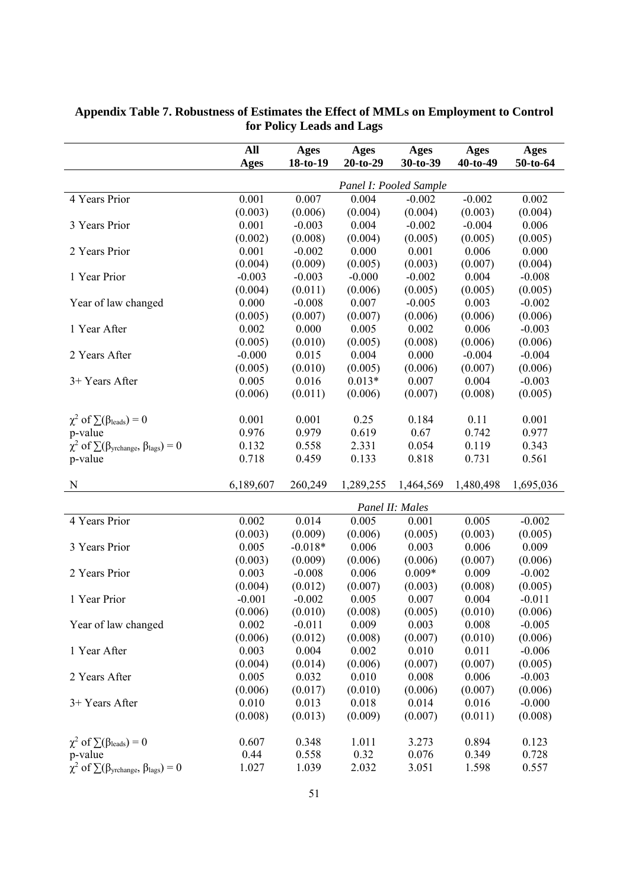## Appendix Table 7. Robustness of Estimates the Effect of MMLs on Employment to Control for Policy Leads and Lags

| | All Ages | Ages 18-to-19 | Ages 20-to-29 | Ages 30-to-39 | Ages 40-to-49 | Ages 50-to-64 |
|---|---|---|---|---|---|---|
| | *Panel I: Pooled Sample* | | | | | |
| 4 Years Prior | 0.001 | 0.007 | 0.004 | -0.002 | -0.002 | 0.002 |
| | (0.003) | (0.006) | (0.004) | (0.004) | (0.003) | (0.004) |
| 3 Years Prior | 0.001 | -0.003 | 0.004 | -0.002 | -0.004 | 0.006 |
| | (0.002) | (0.008) | (0.004) | (0.005) | (0.005) | (0.005) |
| 2 Years Prior | 0.001 | -0.002 | 0.000 | 0.001 | 0.006 | 0.000 |
| | (0.004) | (0.009) | (0.005) | (0.003) | (0.007) | (0.004) |
| 1 Year Prior | -0.003 | -0.003 | -0.000 | -0.002 | 0.004 | -0.008 |
| | (0.004) | (0.011) | (0.006) | (0.005) | (0.005) | (0.005) |
| Year of law changed | 0.000 | -0.008 | 0.007 | -0.005 | 0.003 | -0.002 |
| | (0.005) | (0.007) | (0.007) | (0.006) | (0.006) | (0.006) |
| 1 Year After | 0.002 | 0.000 | 0.005 | 0.002 | 0.006 | -0.003 |
| | (0.005) | (0.010) | (0.005) | (0.008) | (0.006) | (0.006) |
| 2 Years After | -0.000 | 0.015 | 0.004 | 0.000 | -0.004 | -0.004 |
| | (0.005) | (0.010) | (0.005) | (0.006) | (0.007) | (0.006) |
| 3+ Years After | 0.005 | 0.016 | 0.013* | 0.007 | 0.004 | -0.003 |
| | (0.006) | (0.011) | (0.006) | (0.007) | (0.008) | (0.005) |
| $\chi^2$ of $\sum(\beta_{leads}) = 0$ | 0.001 | 0.001 | 0.25 | 0.184 | 0.11 | 0.001 |
| p-value | 0.976 | 0.979 | 0.619 | 0.67 | 0.742 | 0.977 |
| $\chi^2$ of $\sum(\beta_{yrchange}, \beta_{lags}) = 0$ | 0.132 | 0.558 | 2.331 | 0.054 | 0.119 | 0.343 |
| p-value | 0.718 | 0.459 | 0.133 | 0.818 | 0.731 | 0.561 |
| N | 6,189,607 | 260,249 | 1,289,255 | 1,464,569 | 1,480,498 | 1,695,036 |
| | *Panel II: Males* | | | | | |
| 4 Years Prior | 0.002 | 0.014 | 0.005 | 0.001 | 0.005 | -0.002 |
| | (0.003) | (0.009) | (0.006) | (0.005) | (0.003) | (0.005) |
| 3 Years Prior | 0.005 | -0.018* | 0.006 | 0.003 | 0.006 | 0.009 |
| | (0.003) | (0.009) | (0.006) | (0.006) | (0.007) | (0.006) |
| 2 Years Prior | 0.003 | -0.008 | 0.006 | 0.009* | 0.009 | -0.002 |
| | (0.004) | (0.012) | (0.007) | (0.003) | (0.008) | (0.005) |
| 1 Year Prior | -0.001 | -0.002 | 0.005 | 0.007 | 0.004 | -0.011 |
| | (0.006) | (0.010) | (0.008) | (0.005) | (0.010) | (0.006) |
| Year of law changed | 0.002 | -0.011 | 0.009 | 0.003 | 0.008 | -0.005 |
| | (0.006) | (0.012) | (0.008) | (0.007) | (0.010) | (0.006) |
| 1 Year After | 0.003 | 0.004 | 0.002 | 0.010 | 0.011 | -0.006 |
| | (0.004) | (0.014) | (0.006) | (0.007) | (0.007) | (0.005) |
| 2 Years After | 0.005 | 0.032 | 0.010 | 0.008 | 0.006 | -0.003 |
| | (0.006) | (0.017) | (0.010) | (0.006) | (0.007) | (0.006) |
| 3+ Years After | 0.010 | 0.013 | 0.018 | 0.014 | 0.016 | -0.000 |
| | (0.008) | (0.013) | (0.009) | (0.007) | (0.011) | (0.008) |
| $\chi^2$ of $\sum(\beta_{leads}) = 0$ | 0.607 | 0.348 | 1.011 | 3.273 | 0.894 | 0.123 |
| p-value | 0.44 | 0.558 | 0.32 | 0.076 | 0.349 | 0.728 |
| $\chi^2$ of $\sum(\beta_{yrchange}, \beta_{lags}) = 0$ | 1.027 | 1.039 | 2.032 | 3.051 | 1.598 | 0.557 |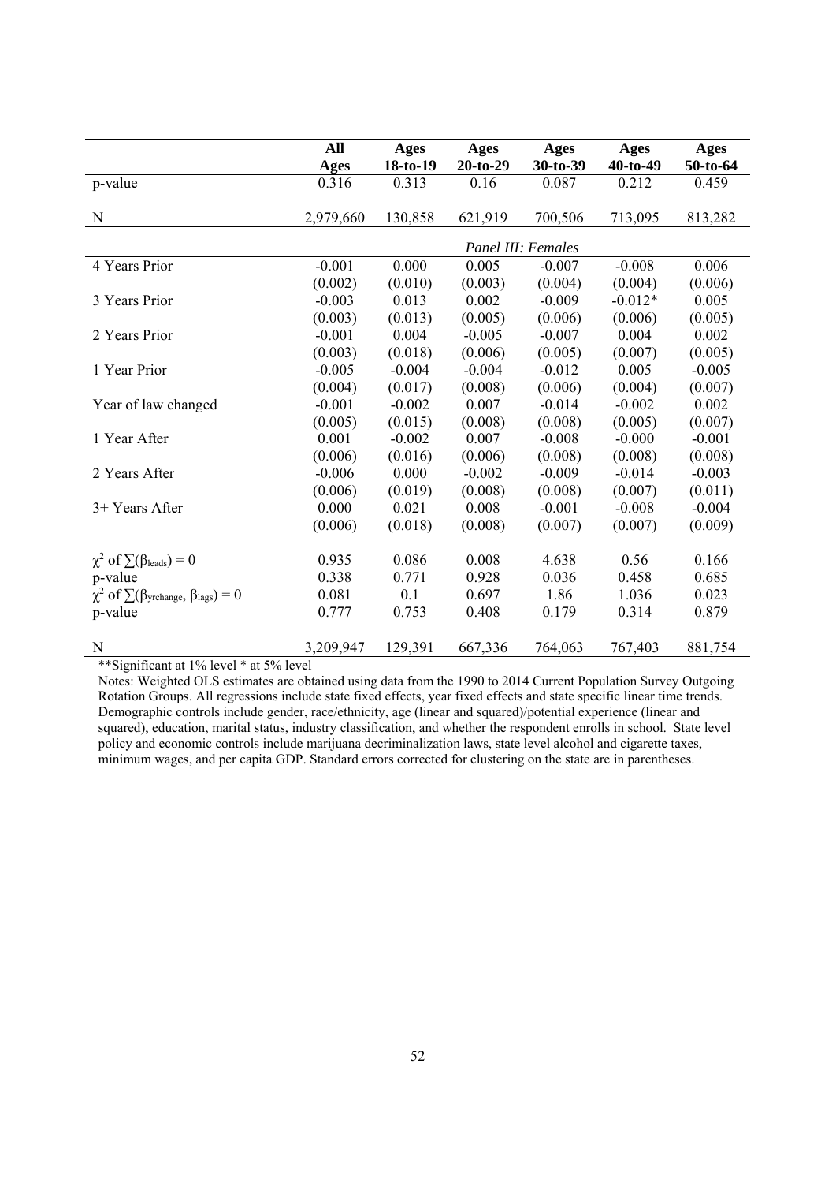| | All Ages | Ages 18-to-19 | Ages 20-to-29 | Ages 30-to-39 | Ages 40-to-49 | Ages 50-to-64 |
|---|---|---|---|---|---|---|
| p-value | 0.316 | 0.313 | 0.16 | 0.087 | 0.212 | 0.459 |
| N | 2,979,660 | 130,858 | 621,919 | 700,506 | 713,095 | 813,282 |
| | | | *Panel III: Females* | | | |
| 4 Years Prior | -0.001 | 0.000 | 0.005 | -0.007 | -0.008 | 0.006 |
| | (0.002) | (0.010) | (0.003) | (0.004) | (0.004) | (0.006) |
| 3 Years Prior | -0.003 | 0.013 | 0.002 | -0.009 | -0.012* | 0.005 |
| | (0.003) | (0.013) | (0.005) | (0.006) | (0.006) | (0.005) |
| 2 Years Prior | -0.001 | 0.004 | -0.005 | -0.007 | 0.004 | 0.002 |
| | (0.003) | (0.018) | (0.006) | (0.005) | (0.007) | (0.005) |
| 1 Year Prior | -0.005 | -0.004 | -0.004 | -0.012 | 0.005 | -0.005 |
| | (0.004) | (0.017) | (0.008) | (0.006) | (0.004) | (0.007) |
| Year of law changed | -0.001 | -0.002 | 0.007 | -0.014 | -0.002 | 0.002 |
| | (0.005) | (0.015) | (0.008) | (0.008) | (0.005) | (0.007) |
| 1 Year After | 0.001 | -0.002 | 0.007 | -0.008 | -0.000 | -0.001 |
| | (0.006) | (0.016) | (0.006) | (0.008) | (0.008) | (0.008) |
| 2 Years After | -0.006 | 0.000 | -0.002 | -0.009 | -0.014 | -0.003 |
| | (0.006) | (0.019) | (0.008) | (0.008) | (0.007) | (0.011) |
| 3+ Years After | 0.000 | 0.021 | 0.008 | -0.001 | -0.008 | -0.004 |
| | (0.006) | (0.018) | (0.008) | (0.007) | (0.007) | (0.009) |
| $\chi^2$ of $\sum(\beta_{leads}) = 0$ | 0.935 | 0.086 | 0.008 | 4.638 | 0.56 | 0.166 |
| p-value | 0.338 | 0.771 | 0.928 | 0.036 | 0.458 | 0.685 |
| $\chi^2$ of $\sum(\beta_{yrchange}, \beta_{lags}) = 0$ | 0.081 | 0.1 | 0.697 | 1.86 | 1.036 | 0.023 |
| p-value | 0.777 | 0.753 | 0.408 | 0.179 | 0.314 | 0.879 |
| N | 3,209,947 | 129,391 | 667,336 | 764,063 | 767,403 | 881,754 |

**Significant at 1% level * at 5% level

Notes: Weighted OLS estimates are obtained using data from the 1990 to 2014 Current Population Survey Outgoing Rotation Groups. All regressions include state fixed effects, year fixed effects and state specific linear time trends. Demographic controls include gender, race/ethnicity, age (linear and squared)/potential experience (linear and squared), education, marital status, industry classification, and whether the respondent enrolls in school. State level policy and economic controls include marijuana decriminalization laws, state level alcohol and cigarette taxes, minimum wages, and per capita GDP. Standard errors corrected for clustering on the state are in parentheses.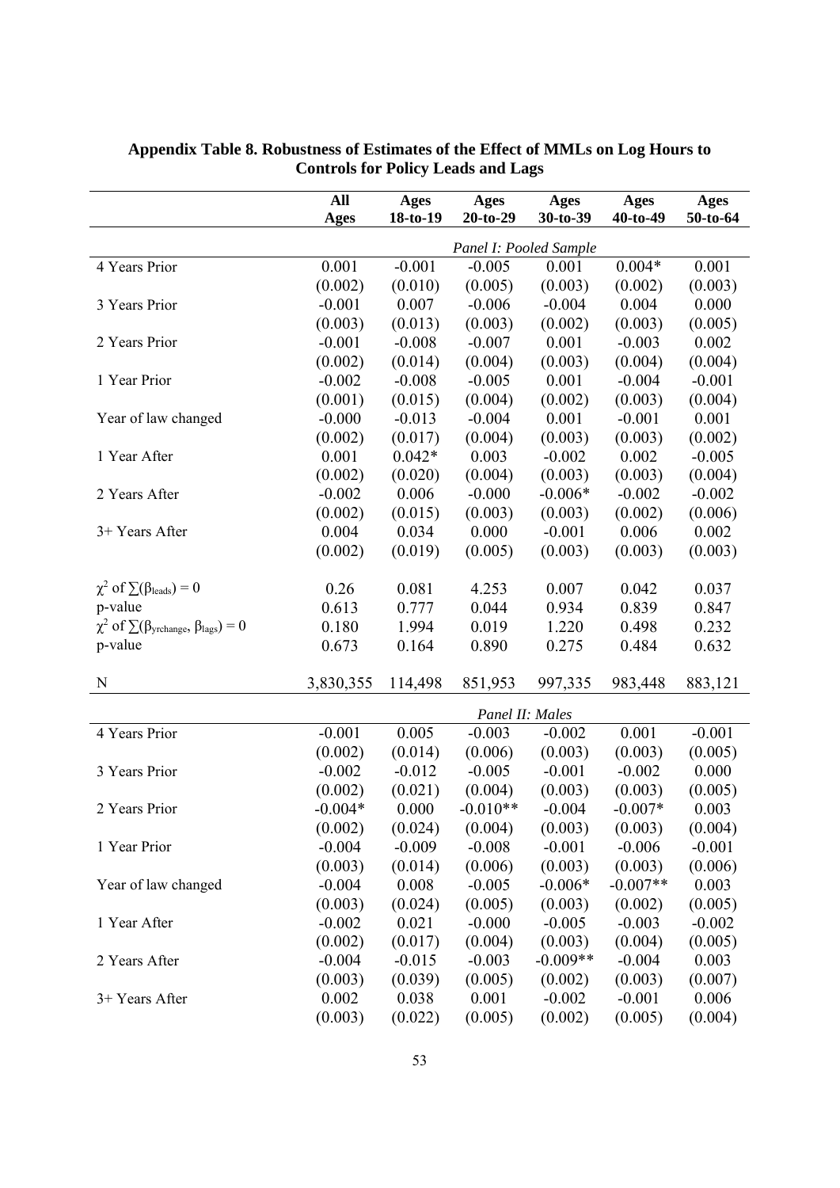**Appendix Table 8. Robustness of Estimates of the Effect of MMLs on Log Hours to Controls for Policy Leads and Lags**

| | All Ages | Ages 18-to-19 | Ages 20-to-29 | Ages 30-to-39 | Ages 40-to-49 | Ages 50-to-64 |
|---|---|---|---|---|---|---|
| | *Panel I: Pooled Sample* | | | | | |
| 4 Years Prior | 0.001 | -0.001 | -0.005 | 0.001 | 0.004* | 0.001 |
| | (0.002) | (0.010) | (0.005) | (0.003) | (0.002) | (0.003) |
| 3 Years Prior | -0.001 | 0.007 | -0.006 | -0.004 | 0.004 | 0.000 |
| | (0.003) | (0.013) | (0.003) | (0.002) | (0.003) | (0.005) |
| 2 Years Prior | -0.001 | -0.008 | -0.007 | 0.001 | -0.003 | 0.002 |
| | (0.002) | (0.014) | (0.004) | (0.003) | (0.004) | (0.004) |
| 1 Year Prior | -0.002 | -0.008 | -0.005 | 0.001 | -0.004 | -0.001 |
| | (0.001) | (0.015) | (0.004) | (0.002) | (0.003) | (0.004) |
| Year of law changed | -0.000 | -0.013 | -0.004 | 0.001 | -0.001 | 0.001 |
| | (0.002) | (0.017) | (0.004) | (0.003) | (0.003) | (0.002) |
| 1 Year After | 0.001 | 0.042* | 0.003 | -0.002 | 0.002 | -0.005 |
| | (0.002) | (0.020) | (0.004) | (0.003) | (0.003) | (0.004) |
| 2 Years After | -0.002 | 0.006 | -0.000 | -0.006* | -0.002 | -0.002 |
| | (0.002) | (0.015) | (0.003) | (0.003) | (0.002) | (0.006) |
| 3+ Years After | 0.004 | 0.034 | 0.000 | -0.001 | 0.006 | 0.002 |
| | (0.002) | (0.019) | (0.005) | (0.003) | (0.003) | (0.003) |
| $\chi^2$ of $\sum(\beta_{leads}) = 0$ | 0.26 | 0.081 | 4.253 | 0.007 | 0.042 | 0.037 |
| p-value | 0.613 | 0.777 | 0.044 | 0.934 | 0.839 | 0.847 |
| $\chi^2$ of $\sum(\beta_{yrchange}, \beta_{lags}) = 0$ | 0.180 | 1.994 | 0.019 | 1.220 | 0.498 | 0.232 |
| p-value | 0.673 | 0.164 | 0.890 | 0.275 | 0.484 | 0.632 |
| N | 3,830,355 | 114,498 | 851,953 | 997,335 | 983,448 | 883,121 |
| | *Panel II: Males* | | | | | |
| 4 Years Prior | -0.001 | 0.005 | -0.003 | -0.002 | 0.001 | -0.001 |
| | (0.002) | (0.014) | (0.006) | (0.003) | (0.003) | (0.005) |
| 3 Years Prior | -0.002 | -0.012 | -0.005 | -0.001 | -0.002 | 0.000 |
| | (0.002) | (0.021) | (0.004) | (0.003) | (0.003) | (0.005) |
| 2 Years Prior | -0.004* | 0.000 | -0.010** | -0.004 | -0.007* | 0.003 |
| | (0.002) | (0.024) | (0.004) | (0.003) | (0.003) | (0.004) |
| 1 Year Prior | -0.004 | -0.009 | -0.008 | -0.001 | -0.006 | -0.001 |
| | (0.003) | (0.014) | (0.006) | (0.003) | (0.003) | (0.006) |
| Year of law changed | -0.004 | 0.008 | -0.005 | -0.006* | -0.007** | 0.003 |
| | (0.003) | (0.024) | (0.005) | (0.003) | (0.002) | (0.005) |
| 1 Year After | -0.002 | 0.021 | -0.000 | -0.005 | -0.003 | -0.002 |
| | (0.002) | (0.017) | (0.004) | (0.003) | (0.004) | (0.005) |
| 2 Years After | -0.004 | -0.015 | -0.003 | -0.009** | -0.004 | 0.003 |
| | (0.003) | (0.039) | (0.005) | (0.002) | (0.003) | (0.007) |
| 3+ Years After | 0.002 | 0.038 | 0.001 | -0.002 | -0.001 | 0.006 |
| | (0.003) | (0.022) | (0.005) | (0.002) | (0.005) | (0.004) |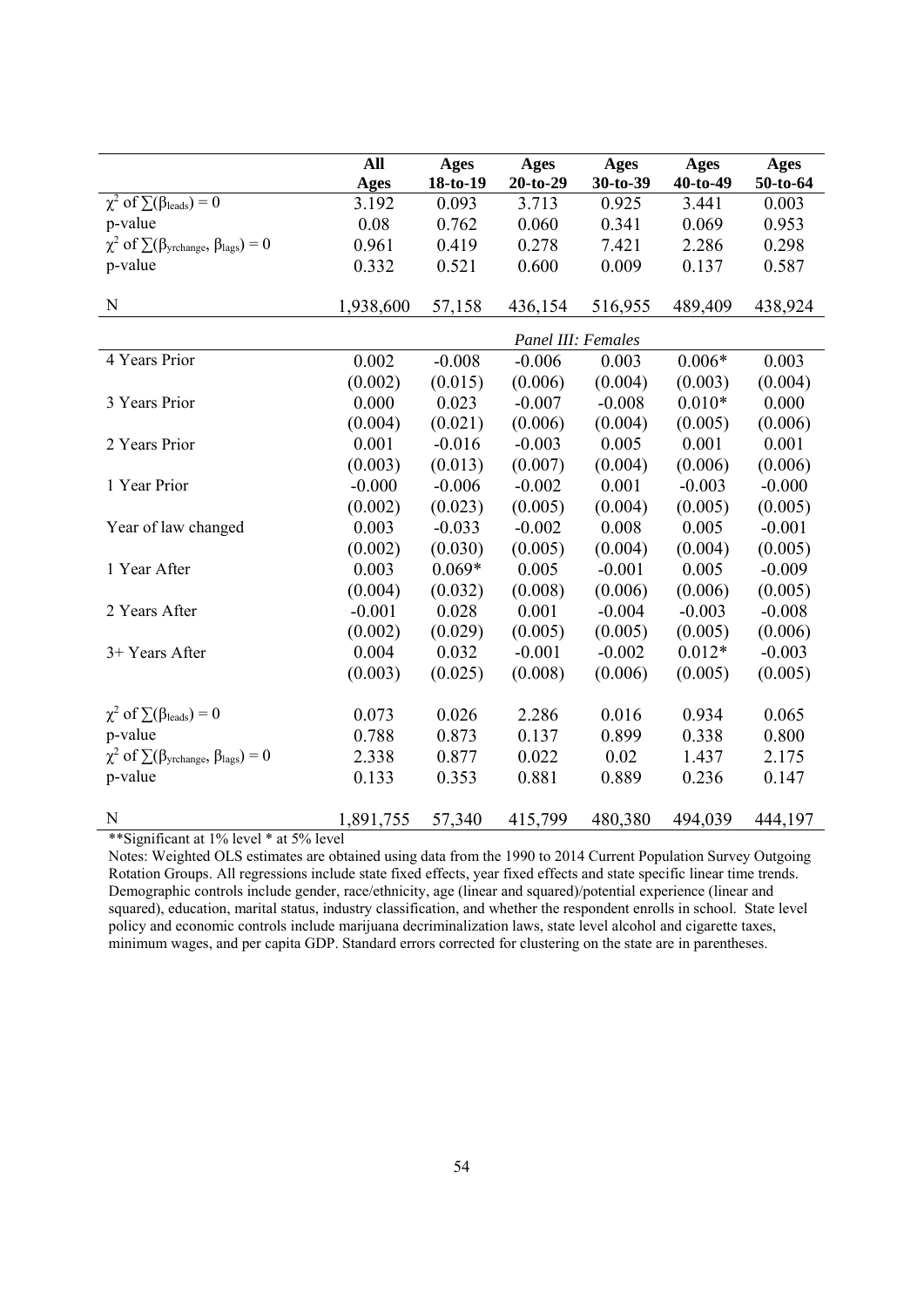| | All Ages | Ages 18-to-19 | Ages 20-to-29 | Ages 30-to-39 | Ages 40-to-49 | Ages 50-to-64 |
|---|---|---|---|---|---|---|
| $\chi^2$ of $\sum(\beta_{leads}) = 0$ | 3.192 | 0.093 | 3.713 | 0.925 | 3.441 | 0.003 |
| p-value | 0.08 | 0.762 | 0.060 | 0.341 | 0.069 | 0.953 |
| $\chi^2$ of $\sum(\beta_{yrchange}, \beta_{lags}) = 0$ | 0.961 | 0.419 | 0.278 | 7.421 | 2.286 | 0.298 |
| p-value | 0.332 | 0.521 | 0.600 | 0.009 | 0.137 | 0.587 |
| N | 1,938,600 | 57,158 | 436,154 | 516,955 | 489,409 | 438,924 |
| | | | *Panel III: Females* | | | |
| 4 Years Prior | 0.002 | -0.008 | -0.006 | 0.003 | 0.006* | 0.003 |
| | (0.002) | (0.015) | (0.006) | (0.004) | (0.003) | (0.004) |
| 3 Years Prior | 0.000 | 0.023 | -0.007 | -0.008 | 0.010* | 0.000 |
| | (0.004) | (0.021) | (0.006) | (0.004) | (0.005) | (0.006) |
| 2 Years Prior | 0.001 | -0.016 | -0.003 | 0.005 | 0.001 | 0.001 |
| | (0.003) | (0.013) | (0.007) | (0.004) | (0.006) | (0.006) |
| 1 Year Prior | -0.000 | -0.006 | -0.002 | 0.001 | -0.003 | -0.000 |
| | (0.002) | (0.023) | (0.005) | (0.004) | (0.005) | (0.005) |
| Year of law changed | 0.003 | -0.033 | -0.002 | 0.008 | 0.005 | -0.001 |
| | (0.002) | (0.030) | (0.005) | (0.004) | (0.004) | (0.005) |
| 1 Year After | 0.003 | 0.069* | 0.005 | -0.001 | 0.005 | -0.009 |
| | (0.004) | (0.032) | (0.008) | (0.006) | (0.006) | (0.005) |
| 2 Years After | -0.001 | 0.028 | 0.001 | -0.004 | -0.003 | -0.008 |
| | (0.002) | (0.029) | (0.005) | (0.005) | (0.005) | (0.006) |
| 3+ Years After | 0.004 | 0.032 | -0.001 | -0.002 | 0.012* | -0.003 |
| | (0.003) | (0.025) | (0.008) | (0.006) | (0.005) | (0.005) |
| $\chi^2$ of $\sum(\beta_{leads}) = 0$ | 0.073 | 0.026 | 2.286 | 0.016 | 0.934 | 0.065 |
| p-value | 0.788 | 0.873 | 0.137 | 0.899 | 0.338 | 0.800 |
| $\chi^2$ of $\sum(\beta_{yrchange}, \beta_{lags}) = 0$ | 2.338 | 0.877 | 0.022 | 0.02 | 1.437 | 2.175 |
| p-value | 0.133 | 0.353 | 0.881 | 0.889 | 0.236 | 0.147 |
| N | 1,891,755 | 57,340 | 415,799 | 480,380 | 494,039 | 444,197 |

**Significant at 1% level * at 5% level

Notes: Weighted OLS estimates are obtained using data from the 1990 to 2014 Current Population Survey Outgoing Rotation Groups. All regressions include state fixed effects, year fixed effects and state specific linear time trends. Demographic controls include gender, race/ethnicity, age (linear and squared)/potential experience (linear and squared), education, marital status, industry classification, and whether the respondent enrolls in school. State level policy and economic controls include marijuana decriminalization laws, state level alcohol and cigarette taxes, minimum wages, and per capita GDP. Standard errors corrected for clustering on the state are in parentheses.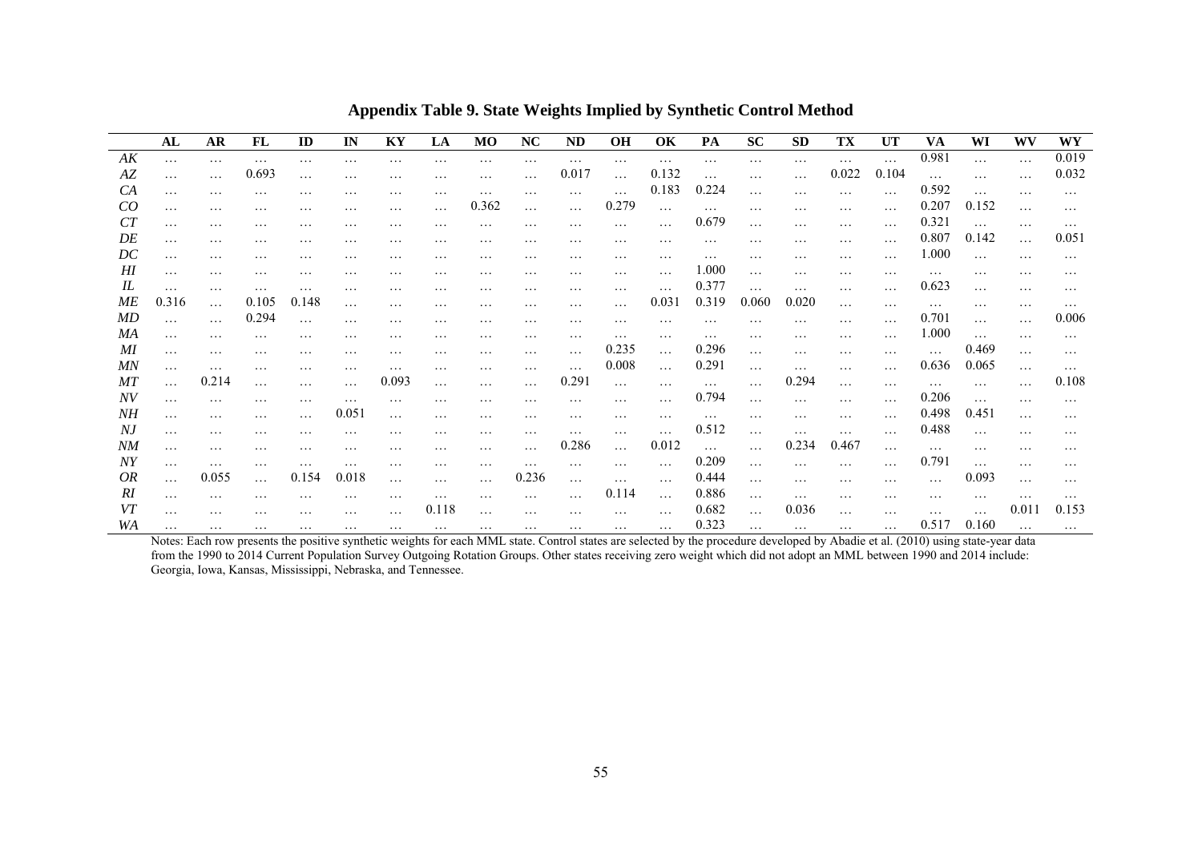**Appendix Table 9. State Weights Implied by Synthetic Control Method**

| | AL | AR | FL | ID | IN | KY | LA | MO | NC | ND | OH | OK | PA | SC | SD | TX | UT | VA | WI | WV | WY |
|---|---|---|---|---|---|---|---|---|---|---|---|---|---|---|---|---|---|---|---|---|---|
| *AK* | … | … | … | … | … | … | … | … | … | … | … | … | … | … | … | … | … | 0.981 | … | … | 0.019 |
| *AZ* | … | … | 0.693 | … | … | … | … | … | … | 0.017 | … | 0.132 | … | … | … | 0.022 | 0.104 | … | … | … | 0.032 |
| *CA* | … | … | … | … | … | … | … | … | … | … | … | 0.183 | 0.224 | … | … | … | … | 0.592 | … | … | … |
| *CO* | … | … | … | … | … | … | … | 0.362 | … | … | 0.279 | … | … | … | … | … | … | 0.207 | 0.152 | … | … |
| *CT* | … | … | … | … | … | … | … | … | … | … | … | … | 0.679 | … | … | … | … | 0.321 | … | … | … |
| *DE* | … | … | … | … | … | … | … | … | … | … | … | … | … | … | … | … | … | 0.807 | 0.142 | … | 0.051 |
| *DC* | … | … | … | … | … | … | … | … | … | … | … | … | … | … | … | … | … | 1.000 | … | … | … |
| *HI* | … | … | … | … | … | … | … | … | … | … | … | … | 1.000 | … | … | … | … | … | … | … | … |
| *IL* | … | … | … | … | … | … | … | … | … | … | … | … | 0.377 | … | … | … | … | 0.623 | … | … | … |
| *ME* | 0.316 | … | 0.105 | 0.148 | … | … | … | … | … | … | … | 0.031 | 0.319 | 0.060 | 0.020 | … | … | … | … | … | … |
| *MD* | … | … | 0.294 | … | … | … | … | … | … | … | … | … | … | … | … | … | … | 0.701 | … | … | 0.006 |
| *MA* | … | … | … | … | … | … | … | … | … | … | … | … | … | … | … | … | … | 1.000 | … | … | … |
| *MI* | … | … | … | … | … | … | … | … | … | … | 0.235 | … | 0.296 | … | … | … | … | … | 0.469 | … | … |
| *MN* | … | … | … | … | … | … | … | … | … | … | 0.008 | … | 0.291 | … | … | … | … | 0.636 | 0.065 | … | … |
| *MT* | … | 0.214 | … | … | … | 0.093 | … | … | … | 0.291 | … | … | … | … | 0.294 | … | … | … | … | … | 0.108 |
| *NV* | … | … | … | … | … | … | … | … | … | … | … | … | 0.794 | … | … | … | … | 0.206 | … | … | … |
| *NH* | … | … | … | … | 0.051 | … | … | … | … | … | … | … | … | … | … | … | … | 0.498 | 0.451 | … | … |
| *NJ* | … | … | … | … | … | … | … | … | … | … | … | … | 0.512 | … | … | … | … | 0.488 | … | … | … |
| *NM* | … | … | … | … | … | … | … | … | … | 0.286 | … | 0.012 | … | … | 0.234 | 0.467 | … | … | … | … | … |
| *NY* | … | … | … | … | … | … | … | … | … | … | … | … | 0.209 | … | … | … | … | 0.791 | … | … | … |
| *OR* | … | 0.055 | … | 0.154 | 0.018 | … | … | … | 0.236 | … | … | … | 0.444 | … | … | … | … | … | 0.093 | … | … |
| *RI* | … | … | … | … | … | … | … | … | … | … | 0.114 | … | 0.886 | … | … | … | … | … | … | … | … |
| *VT* | … | … | … | … | … | … | 0.118 | … | … | … | … | … | 0.682 | … | 0.036 | … | … | … | … | 0.011 | 0.153 |
| *WA* | … | … | … | … | … | … | … | … | … | … | … | … | 0.323 | … | … | … | … | 0.517 | 0.160 | … | … |

Notes: Each row presents the positive synthetic weights for each MML state. Control states are selected by the procedure developed by Abadie et al. (2010) using state-year data from the 1990 to 2014 Current Population Survey Outgoing Rotation Groups. Other states receiving zero weight which did not adopt an MML between 1990 and 2014 include: Georgia, Iowa, Kansas, Mississippi, Nebraska, and Tennessee.